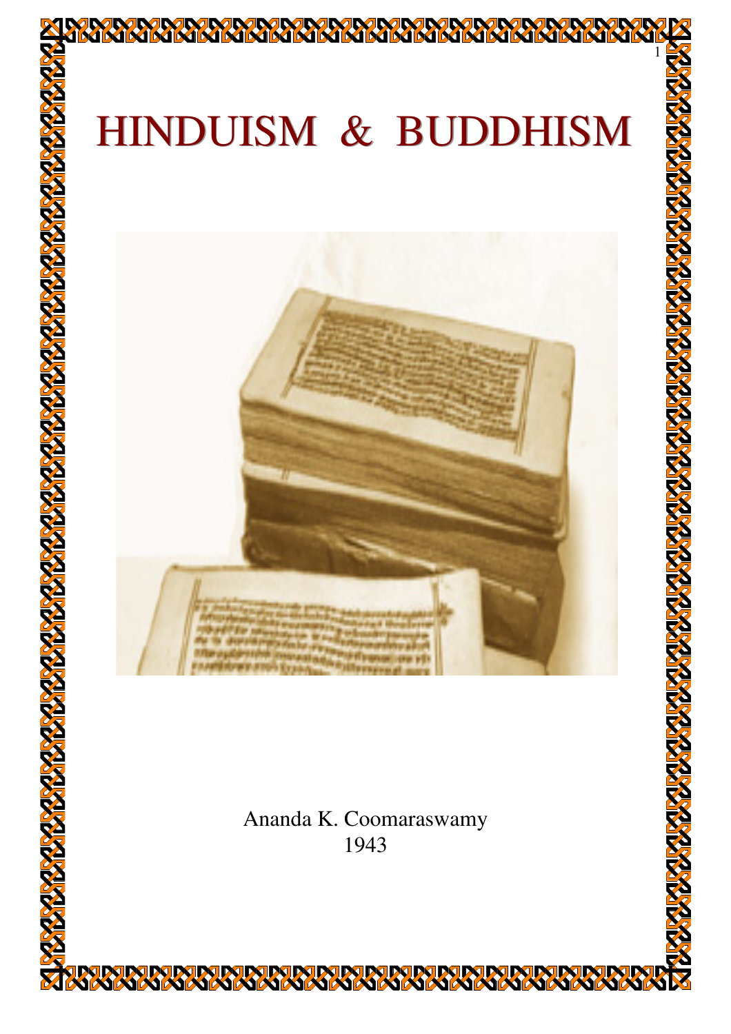# HINDUISM & BUDDHISM

Ananda K. Coomaraswamy

1943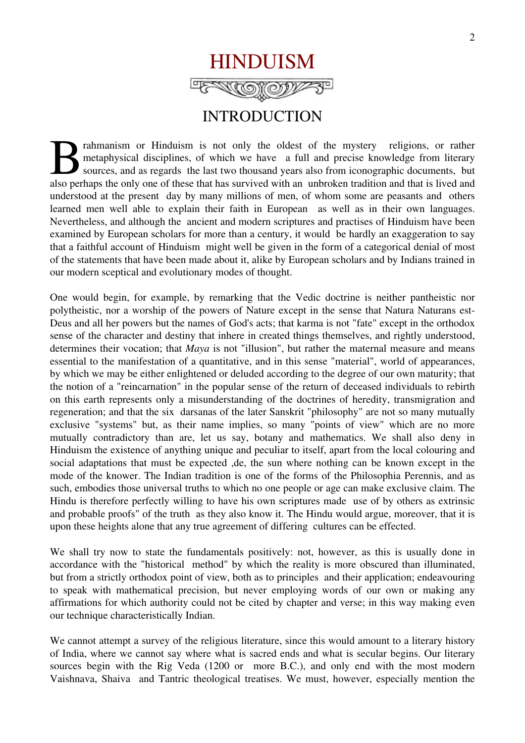# HINDUISM

## INTRODUCTION

Brahmanism or Hinduism is not only the oldest of the mystery religions, or rather metaphysical disciplines, of which we have a full and precise knowledge from literary sources, and as regards the last two thousand years also from iconographic documents, but also perhaps the only one of these that has survived with an unbroken tradition and that is lived and understood at the present day by many millions of men, of whom some are peasants and others learned men well able to explain their faith in European as well as in their own languages. Nevertheless, and although the ancient and modern scriptures and practises of Hinduism have been examined by European scholars for more than a century, it would be hardly an exaggeration to say that a faithful account of Hinduism might well be given in the form of a categorical denial of most of the statements that have been made about it, alike by European scholars and by Indians trained in our modern sceptical and evolutionary modes of thought.

One would begin, for example, by remarking that the Vedic doctrine is neither pantheistic nor polytheistic, nor a worship of the powers of Nature except in the sense that Natura Naturans est-Deus and all her powers but the names of God's acts; that karma is not "fate" except in the orthodox sense of the character and destiny that inhere in created things themselves, and rightly understood, determines their vocation; that *Maya* is not "illusion", but rather the maternal measure and means essential to the manifestation of a quantitative, and in this sense "material", world of appearances, by which we may be either enlightened or deluded according to the degree of our own maturity; that the notion of a "reincarnation" in the popular sense of the return of deceased individuals to rebirth on this earth represents only a misunderstanding of the doctrines of heredity, transmigration and regeneration; and that the six darsanas of the later Sanskrit "philosophy" are not so many mutually exclusive "systems" but, as their name implies, so many "points of view" which are no more mutually contradictory than are, let us say, botany and mathematics. We shall also deny in Hinduism the existence of anything unique and peculiar to itself, apart from the local colouring and social adaptations that must be expected ,de, the sun where nothing can be known except in the mode of the knower. The Indian tradition is one of the forms of the Philosophia Perennis, and as such, embodies those universal truths to which no one people or age can make exclusive claim. The Hindu is therefore perfectly willing to have his own scriptures made use of by others as extrinsic and probable proofs" of the truth as they also know it. The Hindu would argue, moreover, that it is upon these heights alone that any true agreement of differing cultures can be effected.

We shall try now to state the fundamentals positively: not, however, as this is usually done in accordance with the "historical method" by which the reality is more obscured than illuminated, but from a strictly orthodox point of view, both as to principles and their application; endeavouring to speak with mathematical precision, but never employing words of our own or making any affirmations for which authority could not be cited by chapter and verse; in this way making even our technique characteristically Indian.

We cannot attempt a survey of the religious literature, since this would amount to a literary history of India, where we cannot say where what is sacred ends and what is secular begins. Our literary sources begin with the Rig Veda (1200 or more B.C.), and only end with the most modern Vaishnava, Shaiva and Tantric theological treatises. We must, however, especially mention the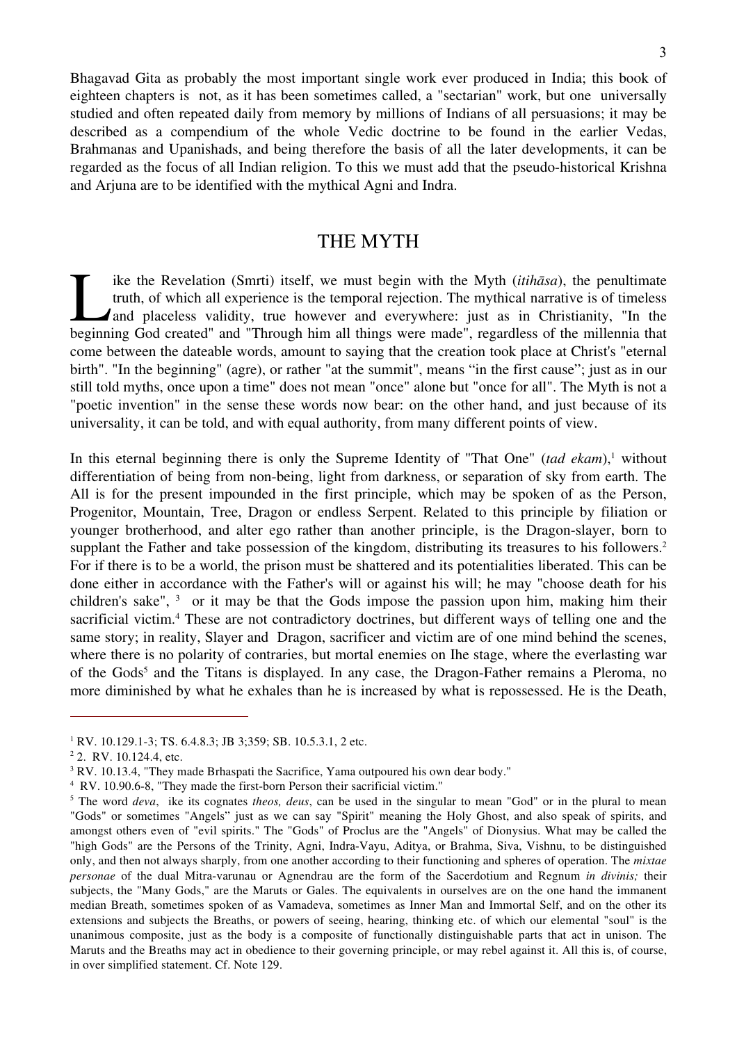Bhagavad Gita as probably the most important single work ever produced in India; this book of eighteen chapters is not, as it has been sometimes called, a "sectarian" work, but one universally studied and often repeated daily from memory by millions of Indians of all persuasions; it may be described as a compendium of the whole Vedic doctrine to be found in the earlier Vedas, Brahmanas and Upanishads, and being therefore the basis of all the later developments, it can be regarded as the focus of all Indian religion. To this we must add that the pseudo-historical Krishna and Arjuna are to be identified with the mythical Agni and Indra.

## THE MYTH

Like the Revelation (Smrti) itself, we must begin with the Myth (*itihāsa*), the penultimate truth, of which all experience is the temporal rejection. The mythical narrative is of timeless and placeless validity, true however and everywhere: just as in Christianity, "In the beginning God created" and "Through him all things were made", regardless of the millennia that come between the dateable words, amount to saying that the creation took place at Christ's "eternal birth". "In the beginning" (agre), or rather "at the summit", means "in the first cause"; just as in our still told myths, once upon a time" does not mean "once" alone but "once for all". The Myth is not a "poetic invention" in the sense these words now bear: on the other hand, and just because of its universality, it can be told, and with equal authority, from many different points of view.

In this eternal beginning there is only the Supreme Identity of "That One" (*tad ekam*),[1] without differentiation of being from non-being, light from darkness, or separation of sky from earth. The All is for the present impounded in the first principle, which may be spoken of as the Person, Progenitor, Mountain, Tree, Dragon or endless Serpent. Related to this principle by filiation or younger brotherhood, and alter ego rather than another principle, is the Dragon-slayer, born to supplant the Father and take possession of the kingdom, distributing its treasures to his followers.[2] For if there is to be a world, the prison must be shattered and its potentialities liberated. This can be done either in accordance with the Father's will or against his will; he may "choose death for his children's sake", [3] or it may be that the Gods impose the passion upon him, making him their sacrificial victim.[4] These are not contradictory doctrines, but different ways of telling one and the same story; in reality, Slayer and Dragon, sacrificer and victim are of one mind behind the scenes, where there is no polarity of contraries, but mortal enemies on Ihe stage, where the everlasting war of the Gods[5] and the Titans is displayed. In any case, the Dragon-Father remains a Pleroma, no more diminished by what he exhales than he is increased by what is repossessed. He is the Death,

---

[1] RV. 10.129.1-3; TS. 6.4.8.3; JB 3;359; SB. 10.5.3.1, 2 etc.

[2] 2. RV. 10.124.4, etc.

[3] RV. 10.13.4, "They made Brhaspati the Sacrifice, Yama outpoured his own dear body."

[4] RV. 10.90.6-8, "They made the first-born Person their sacrificial victim."

[5] The word *deva*, ike its cognates *theos, deus*, can be used in the singular to mean "God" or in the plural to mean "Gods" or sometimes "Angels" just as we can say "Spirit" meaning the Holy Ghost, and also speak of spirits, and amongst others even of "evil spirits." The "Gods" of Proclus are the "Angels" of Dionysius. What may be called the "high Gods" are the Persons of the Trinity, Agni, Indra-Vayu, Aditya, or Brahma, Siva, Vishnu, to be distinguished only, and then not always sharply, from one another according to their functioning and spheres of operation. The *mixtae personae* of the dual Mitra-varunau or Agnendrau are the form of the Sacerdotium and Regnum *in divinis;* their subjects, the "Many Gods," are the Maruts or Gales. The equivalents in ourselves are on the one hand the immanent median Breath, sometimes spoken of as Vamadeva, sometimes as Inner Man and Immortal Self, and on the other its extensions and subjects the Breaths, or powers of seeing, hearing, thinking etc. of which our elemental "soul" is the unanimous composite, just as the body is a composite of functionally distinguishable parts that act in unison. The Maruts and the Breaths may act in obedience to their governing principle, or may rebel against it. All this is, of course, in over simplified statement. Cf. Note 129.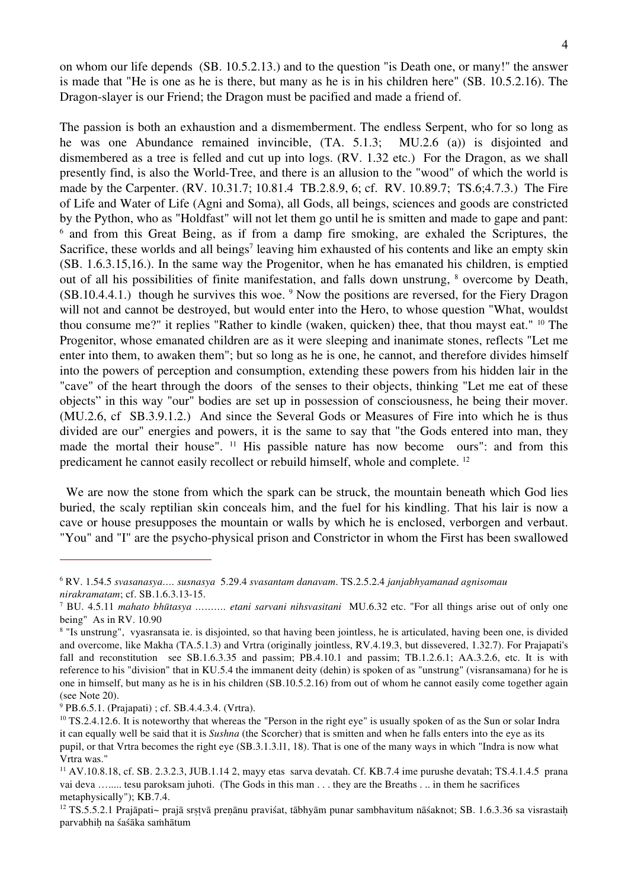on whom our life depends (SB. 10.5.2.13.) and to the question "is Death one, or many!" the answer is made that "He is one as he is there, but many as he is in his children here" (SB. 10.5.2.16). The Dragon-slayer is our Friend; the Dragon must be pacified and made a friend of.

The passion is both an exhaustion and a dismemberment. The endless Serpent, who for so long as he was one Abundance remained invincible, (TA. 5.1.3; MU.2.6 (a)) is disjointed and dismembered as a tree is felled and cut up into logs. (RV. 1.32 etc.) For the Dragon, as we shall presently find, is also the World-Tree, and there is an allusion to the "wood" of which the world is made by the Carpenter. (RV. 10.31.7; 10.81.4 TB.2.8.9, 6; cf. RV. 10.89.7; TS.6;4.7.3.) The Fire of Life and Water of Life (Agni and Soma), all Gods, all beings, sciences and goods are constricted by the Python, who as "Holdfast" will not let them go until he is smitten and made to gape and pant: [6] and from this Great Being, as if from a damp fire smoking, are exhaled the Scriptures, the Sacrifice, these worlds and all beings[7] leaving him exhausted of his contents and like an empty skin (SB. 1.6.3.15,16.). In the same way the Progenitor, when he has emanated his children, is emptied out of all his possibilities of finite manifestation, and falls down unstrung, [8] overcome by Death, (SB.10.4.4.1.) though he survives this woe. [9] Now the positions are reversed, for the Fiery Dragon will not and cannot be destroyed, but would enter into the Hero, to whose question "What, wouldst thou consume me?" it replies "Rather to kindle (waken, quicken) thee, that thou mayst eat." [10] The Progenitor, whose emanated children are as it were sleeping and inanimate stones, reflects "Let me enter into them, to awaken them"; but so long as he is one, he cannot, and therefore divides himself into the powers of perception and consumption, extending these powers from his hidden lair in the "cave" of the heart through the doors of the senses to their objects, thinking "Let me eat of these objects" in this way "our" bodies are set up in possession of consciousness, he being their mover. (MU.2.6, cf SB.3.9.1.2.) And since the Several Gods or Measures of Fire into which he is thus divided are our" energies and powers, it is the same to say that "the Gods entered into man, they made the mortal their house". [11] His passible nature has now become ours": and from this predicament he cannot easily recollect or rebuild himself, whole and complete. [12]

We are now the stone from which the spark can be struck, the mountain beneath which God lies buried, the scaly reptilian skin conceals him, and the fuel for his kindling. That his lair is now a cave or house presupposes the mountain or walls by which he is enclosed, verborgen and verbaut. "You" and "I" are the psycho-physical prison and Constrictor in whom the First has been swallowed

---

[6] RV. 1.54.5 *svasanasya.... susnasya* 5.29.4 *svasantam danavam*. TS.2.5.2.4 *janjabhyamanad agnisomau nirakramatam*; cf. SB.1.6.3.13-15.

[7] BU. 4.5.11 *mahato bhūtasya .......... etani sarvani nihsvasitani* MU.6.32 etc. "For all things arise out of only one being" As in RV. 10.90

[8] "Is unstrung", vyasransata ie. is disjointed, so that having been jointless, he is articulated, having been one, is divided and overcome, like Makha (TA.5.1.3) and Vrtra (originally jointless, RV.4.19.3, but dissevered, 1.32.7). For Prajapati's fall and reconstitution see SB.1.6.3.35 and passim; PB.4.10.1 and passim; TB.1.2.6.1; AA.3.2.6, etc. It is with reference to his "division" that in KU.5.4 the immanent deity (dehin) is spoken of as "unstrung" (visransamana) for he is one in himself, but many as he is in his children (SB.10.5.2.16) from out of whom he cannot easily come together again (see Note 20).

[9] PB.6.5.1. (Prajapati) ; cf. SB.4.4.3.4. (Vrtra).

[10] TS.2.4.12.6. It is noteworthy that whereas the "Person in the right eye" is usually spoken of as the Sun or solar Indra it can equally well be said that it is *Sushna* (the Scorcher) that is smitten and when he falls enters into the eye as its pupil, or that Vrtra becomes the right eye (SB.3.1.3.l1, 18). That is one of the many ways in which "Indra is now what Vrtra was."

[11] AV.10.8.18, cf. SB. 2.3.2.3, JUB.1.14 2, mayy etas sarva devatah. Cf. KB.7.4 ime purushe devatah; TS.4.1.4.5 prana vai deva ........ tesu paroksam juhoti. (The Gods in this man . . . they are the Breaths . .. in them he sacrifices metaphysically"); KB.7.4.

[12] TS.5.5.2.1 Prajāpati~ prajā sṛṣṭvā preṇānu praviśat, tābhyām punar sambhavitum nāśaknot; SB. 1.6.3.36 sa visrastaiḥ parvabhiḥ na śaśāka saṁhātum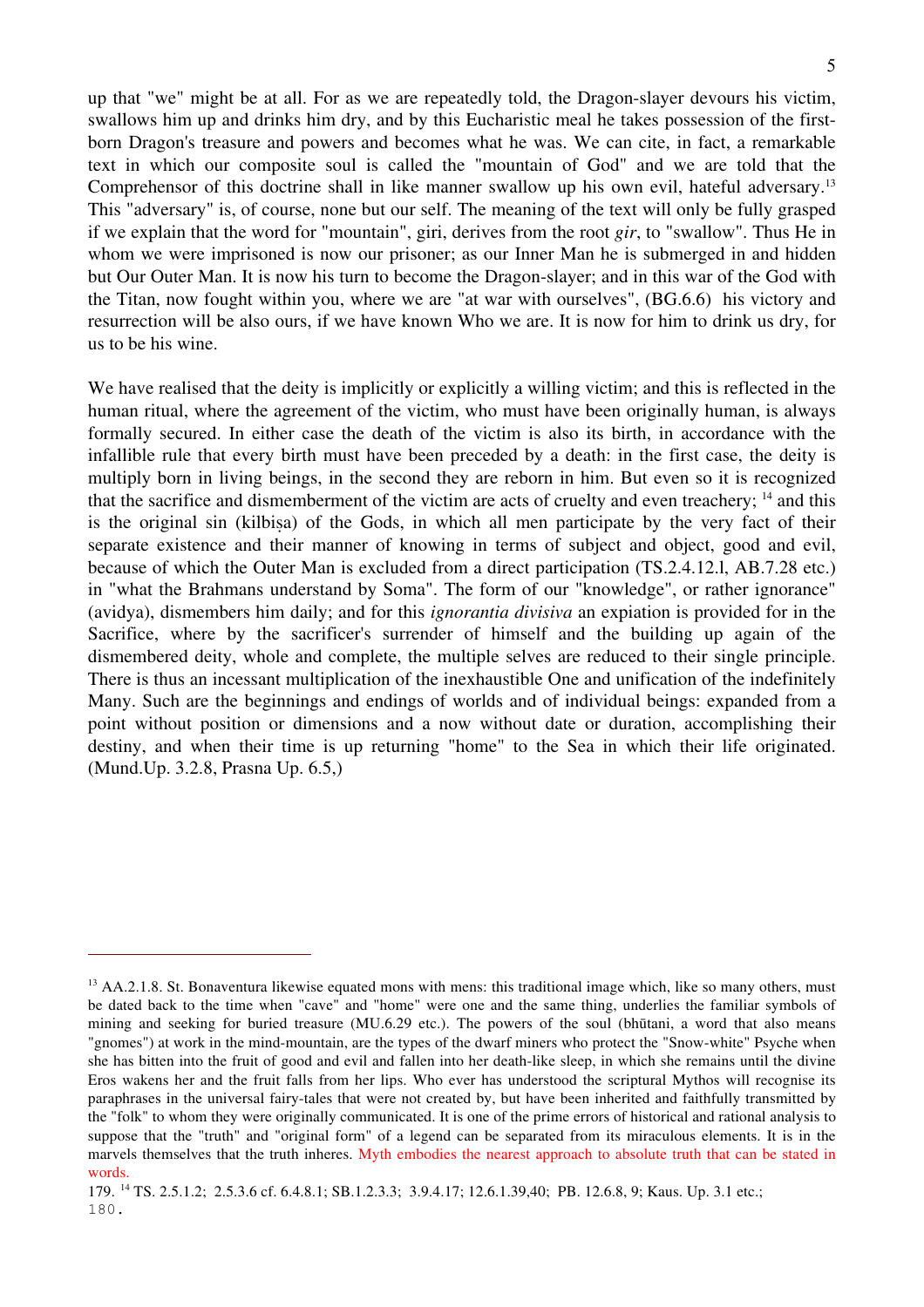up that "we" might be at all. For as we are repeatedly told, the Dragon-slayer devours his victim, swallows him up and drinks him dry, and by this Eucharistic meal he takes possession of the first-born Dragon's treasure and powers and becomes what he was. We can cite, in fact, a remarkable text in which our composite soul is called the "mountain of God" and we are told that the Comprehensor of this doctrine shall in like manner swallow up his own evil, hateful adversary.[13] This "adversary" is, of course, none but our self. The meaning of the text will only be fully grasped if we explain that the word for "mountain", giri, derives from the root *gir*, to "swallow". Thus He in whom we were imprisoned is now our prisoner; as our Inner Man he is submerged in and hidden but Our Outer Man. It is now his turn to become the Dragon-slayer; and in this war of the God with the Titan, now fought within you, where we are "at war with ourselves", (BG.6.6) his victory and resurrection will be also ours, if we have known Who we are. It is now for him to drink us dry, for us to be his wine.

We have realised that the deity is implicitly or explicitly a willing victim; and this is reflected in the human ritual, where the agreement of the victim, who must have been originally human, is always formally secured. In either case the death of the victim is also its birth, in accordance with the infallible rule that every birth must have been preceded by a death: in the first case, the deity is multiply born in living beings, in the second they are reborn in him. But even so it is recognized that the sacrifice and dismemberment of the victim are acts of cruelty and even treachery; [14] and this is the original sin (kilbiṣa) of the Gods, in which all men participate by the very fact of their separate existence and their manner of knowing in terms of subject and object, good and evil, because of which the Outer Man is excluded from a direct participation (TS.2.4.12.l, AB.7.28 etc.) in "what the Brahmans understand by Soma". The form of our "knowledge", or rather ignorance" (avidya), dismembers him daily; and for this *ignorantia divisiva* an expiation is provided for in the Sacrifice, where by the sacrificer's surrender of himself and the building up again of the dismembered deity, whole and complete, the multiple selves are reduced to their single principle. There is thus an incessant multiplication of the inexhaustible One and unification of the indefinitely Many. Such are the beginnings and endings of worlds and of individual beings: expanded from a point without position or dimensions and a now without date or duration, accomplishing their destiny, and when their time is up returning "home" to the Sea in which their life originated. (Mund.Up. 3.2.8, Prasna Up. 6.5,)

---

[13] AA.2.1.8. St. Bonaventura likewise equated mons with mens: this traditional image which, like so many others, must be dated back to the time when "cave" and "home" were one and the same thing, underlies the familiar symbols of mining and seeking for buried treasure (MU.6.29 etc.). The powers of the soul (bhūtani, a word that also means "gnomes") at work in the mind-mountain, are the types of the dwarf miners who protect the "Snow-white" Psyche when she has bitten into the fruit of good and evil and fallen into her death-like sleep, in which she remains until the divine Eros wakens her and the fruit falls from her lips. Who ever has understood the scriptural Mythos will recognise its paraphrases in the universal fairy-tales that were not created by, but have been inherited and faithfully transmitted by the "folk" to whom they were originally communicated. It is one of the prime errors of historical and rational analysis to suppose that the "truth" and "original form" of a legend can be separated from its miraculous elements. It is in the marvels themselves that the truth inheres. Myth embodies the nearest approach to absolute truth that can be stated in words.

179. [14] TS. 2.5.1.2; 2.5.3.6 cf. 6.4.8.1; SB.1.2.3.3; 3.9.4.17; 12.6.1.39,40; PB. 12.6.8, 9; Kaus. Up. 3.1 etc.;
180.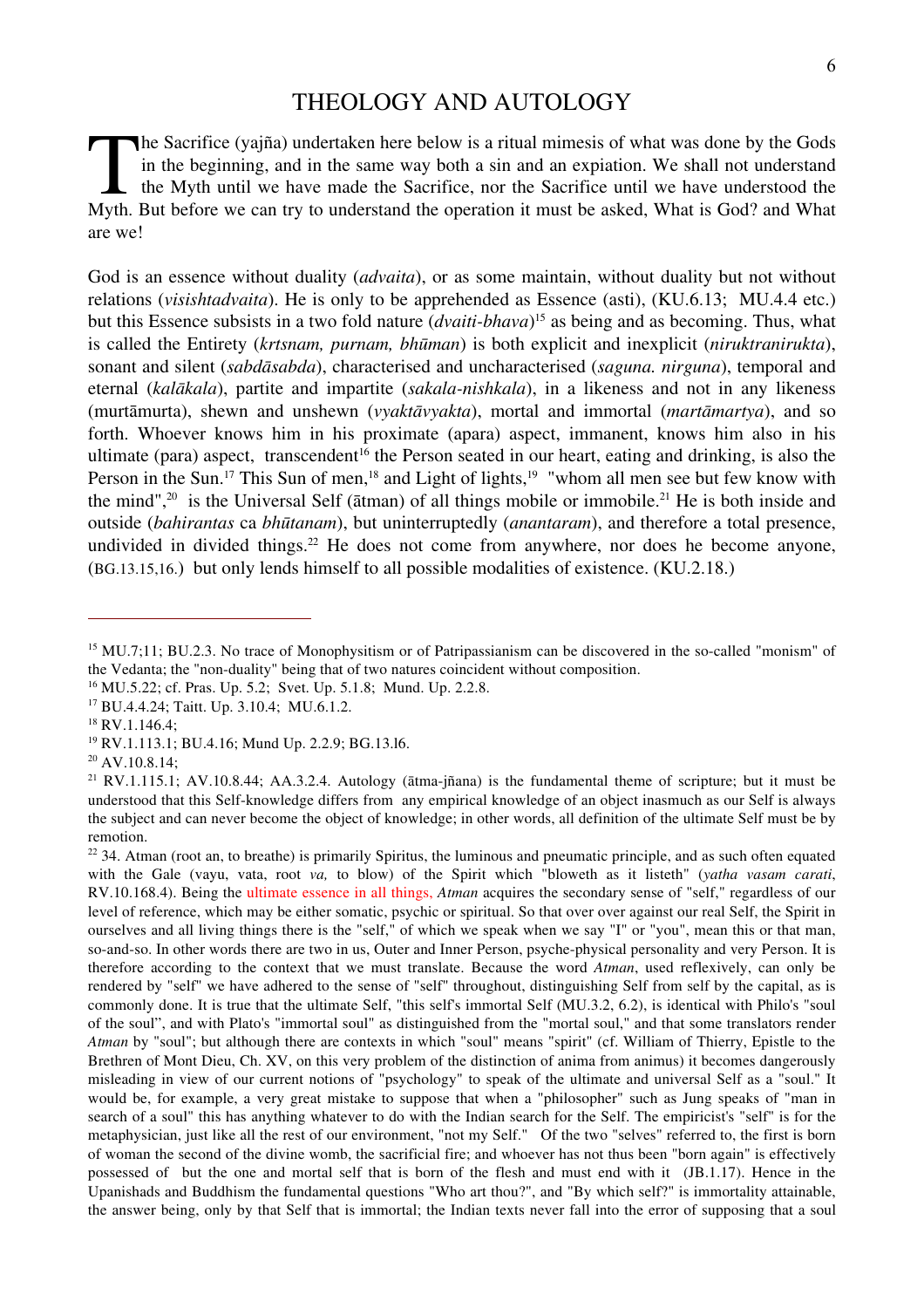# THEOLOGY AND AUTOLOGY

The Sacrifice (yajña) undertaken here below is a ritual mimesis of what was done by the Gods in the beginning, and in the same way both a sin and an expiation. We shall not understand the Myth until we have made the Sacrifice, nor the Sacrifice until we have understood the Myth. But before we can try to understand the operation it must be asked, What is God? and What are we!

God is an essence without duality (*advaita*), or as some maintain, without duality but not without relations (*visishtadvaita*). He is only to be apprehended as Essence (asti), (KU.6.13; MU.4.4 etc.) but this Essence subsists in a two fold nature (*dvaiti-bhava*)[15] as being and as becoming. Thus, what is called the Entirety (*krtsnam, purnam, bhūman*) is both explicit and inexplicit (*niruktranirukta*), sonant and silent (*sabdāsabda*), characterised and uncharacterised (*saguna. nirguna*), temporal and eternal (*kalākala*), partite and impartite (*sakala-nishkala*), in a likeness and not in any likeness (murtāmurta), shewn and unshewn (*vyaktāvyakta*), mortal and immortal (*martāmartya*), and so forth. Whoever knows him in his proximate (apara) aspect, immanent, knows him also in his ultimate (para) aspect, transcendent[16] the Person seated in our heart, eating and drinking, is also the Person in the Sun.[17] This Sun of men,[18] and Light of lights,[19] "whom all men see but few know with the mind",[20] is the Universal Self (ātman) of all things mobile or immobile.[21] He is both inside and outside (*bahirantas* ca *bhūtanam*), but uninterruptedly (*anantaram*), and therefore a total presence, undivided in divided things.[22] He does not come from anywhere, nor does he become anyone, (BG.13.15,16.) but only lends himself to all possible modalities of existence. (KU.2.18.)

---

[15] MU.7;11; BU.2.3. No trace of Monophysitism or of Patripassianism can be discovered in the so-called "monism" of the Vedanta; the "non-duality" being that of two natures coincident without composition.

[16] MU.5.22; cf. Pras. Up. 5.2; Svet. Up. 5.1.8; Mund. Up. 2.2.8.

[17] BU.4.4.24; Taitt. Up. 3.10.4; MU.6.1.2.

[18] RV.1.146.4;

[19] RV.1.113.1; BU.4.16; Mund Up. 2.2.9; BG.13.l6.

[20] AV.10.8.14;

[21] RV.1.115.1; AV.10.8.44; AA.3.2.4. Autology (ātma-jñana) is the fundamental theme of scripture; but it must be understood that this Self-knowledge differs from any empirical knowledge of an object inasmuch as our Self is always the subject and can never become the object of knowledge; in other words, all definition of the ultimate Self must be by remotion.

[22] 34. Atman (root an, to breathe) is primarily Spiritus, the luminous and pneumatic principle, and as such often equated with the Gale (vayu, vata, root *va,* to blow) of the Spirit which "bloweth as it listeth" (*yatha vasam carati*, RV.10.168.4). Being the ultimate essence in all things, *Atman* acquires the secondary sense of "self," regardless of our level of reference, which may be either somatic, psychic or spiritual. So that over over against our real Self, the Spirit in ourselves and all living things there is the "self," of which we speak when we say "I" or "you", mean this or that man, so-and-so. In other words there are two in us, Outer and Inner Person, psyche-physical personality and very Person. It is therefore according to the context that we must translate. Because the word *Atman*, used reflexively, can only be rendered by "self" we have adhered to the sense of "self" throughout, distinguishing Self from self by the capital, as is commonly done. It is true that the ultimate Self, "this self's immortal Self (MU.3.2, 6.2), is identical with Philo's "soul of the soul", and with Plato's "immortal soul" as distinguished from the "mortal soul," and that some translators render *Atman* by "soul"; but although there are contexts in which "soul" means "spirit" (cf. William of Thierry, Epistle to the Brethren of Mont Dieu, Ch. XV, on this very problem of the distinction of anima from animus) it becomes dangerously misleading in view of our current notions of "psychology" to speak of the ultimate and universal Self as a "soul." It would be, for example, a very great mistake to suppose that when a "philosopher" such as Jung speaks of "man in search of a soul" this has anything whatever to do with the Indian search for the Self. The empiricist's "self" is for the metaphysician, just like all the rest of our environment, "not my Self." Of the two "selves" referred to, the first is born of woman the second of the divine womb, the sacrificial fire; and whoever has not thus been "born again" is effectively possessed of but the one and mortal self that is born of the flesh and must end with it (JB.1.17). Hence in the Upanishads and Buddhism the fundamental questions "Who art thou?", and "By which self?" is immortality attainable, the answer being, only by that Self that is immortal; the Indian texts never fall into the error of supposing that a soul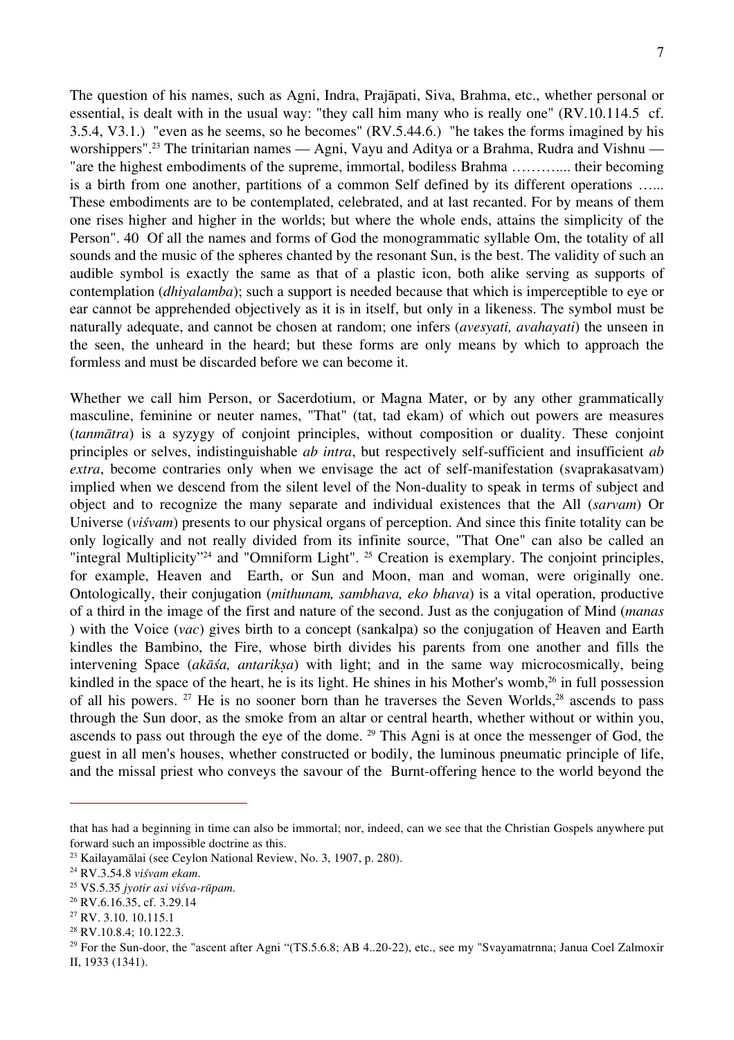The question of his names, such as Agni, Indra, Prajāpati, Siva, Brahma, etc., whether personal or essential, is dealt with in the usual way: "they call him many who is really one" (RV.10.114.5 cf. 3.5.4, V3.1.) "even as he seems, so he becomes" (RV.5.44.6.) "he takes the forms imagined by his worshippers".[23] The trinitarian names — Agni, Vayu and Aditya or a Brahma, Rudra and Vishnu — "are the highest embodiments of the supreme, immortal, bodiless Brahma ……….... their becoming is a birth from one another, partitions of a common Self defined by its different operations …... These embodiments are to be contemplated, celebrated, and at last recanted. For by means of them one rises higher and higher in the worlds; but where the whole ends, attains the simplicity of the Person". 40 Of all the names and forms of God the monogrammatic syllable Om, the totality of all sounds and the music of the spheres chanted by the resonant Sun, is the best. The validity of such an audible symbol is exactly the same as that of a plastic icon, both alike serving as supports of contemplation (*dhiyalamba*); such a support is needed because that which is imperceptible to eye or ear cannot be apprehended objectively as it is in itself, but only in a likeness. The symbol must be naturally adequate, and cannot be chosen at random; one infers (*avesyati, avahayati*) the unseen in the seen, the unheard in the heard; but these forms are only means by which to approach the formless and must be discarded before we can become it.

Whether we call him Person, or Sacerdotium, or Magna Mater, or by any other grammatically masculine, feminine or neuter names, "That" (tat, tad ekam) of which out powers are measures (*tanmātra*) is a syzygy of conjoint principles, without composition or duality. These conjoint principles or selves, indistinguishable *ab intra*, but respectively self-sufficient and insufficient *ab extra*, become contraries only when we envisage the act of self-manifestation (svaprakasatvam) implied when we descend from the silent level of the Non-duality to speak in terms of subject and object and to recognize the many separate and individual existences that the All (*sarvam*) Or Universe (*viśvam*) presents to our physical organs of perception. And since this finite totality can be only logically and not really divided from its infinite source, "That One" can also be called an "integral Multiplicity"[24] and "Omniform Light". [25] Creation is exemplary. The conjoint principles, for example, Heaven and Earth, or Sun and Moon, man and woman, were originally one. Ontologically, their conjugation (*mithunam, sambhava, eko bhava*) is a vital operation, productive of a third in the image of the first and nature of the second. Just as the conjugation of Mind (*manas* ) with the Voice (*vac*) gives birth to a concept (sankalpa) so the conjugation of Heaven and Earth kindles the Bambino, the Fire, whose birth divides his parents from one another and fills the intervening Space (*akāśa, antarikṣa*) with light; and in the same way microcosmically, being kindled in the space of the heart, he is its light. He shines in his Mother's womb,[26] in full possession of all his powers. [27] He is no sooner born than he traverses the Seven Worlds,[28] ascends to pass through the Sun door, as the smoke from an altar or central hearth, whether without or within you, ascends to pass out through the eye of the dome. [29] This Agni is at once the messenger of God, the guest in all men's houses, whether constructed or bodily, the luminous pneumatic principle of life, and the missal priest who conveys the savour of the Burnt-offering hence to the world beyond the

---

that has had a beginning in time can also be immortal; nor, indeed, can we see that the Christian Gospels anywhere put forward such an impossible doctrine as this.

[23] Kailayamālai (see Ceylon National Review, No. 3, 1907, p. 280).

[24] RV.3.54.8 *viśvam ekam*.

[25] VS.5.35 *jyotir asi viśva-rūpam.*

[26] RV.6.16.35, cf. 3.29.14

[27] RV. 3.10. 10.115.1

[28] RV.10.8.4; 10.122.3.

[29] For the Sun-door, the "ascent after Agni "(TS.5.6.8; AB 4..20-22), etc., see my "Svayamatrnna; Janua Coel Zalmoxir II, 1933 (1341).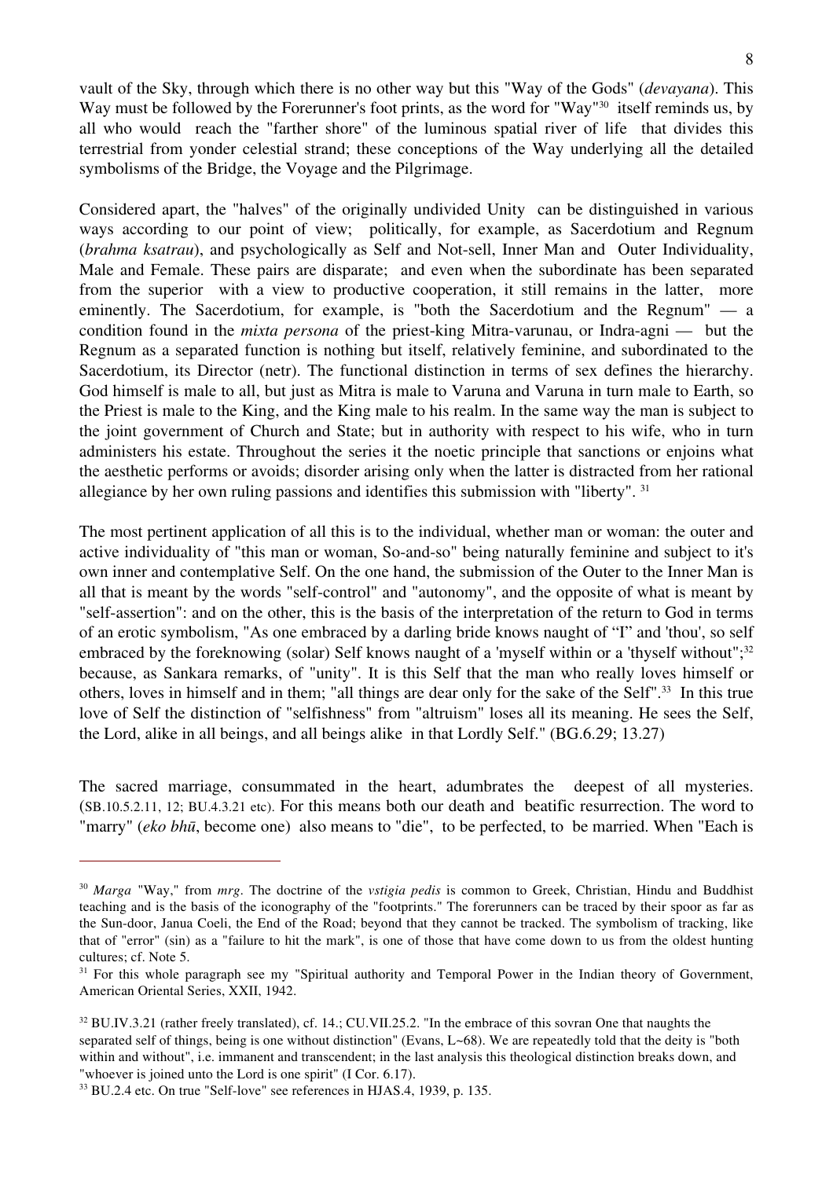vault of the Sky, through which there is no other way but this "Way of the Gods" (*devayana*). This Way must be followed by the Forerunner's foot prints, as the word for "Way"[30] itself reminds us, by all who would reach the "farther shore" of the luminous spatial river of life that divides this terrestrial from yonder celestial strand; these conceptions of the Way underlying all the detailed symbolisms of the Bridge, the Voyage and the Pilgrimage.

Considered apart, the "halves" of the originally undivided Unity can be distinguished in various ways according to our point of view; politically, for example, as Sacerdotium and Regnum (*brahma ksatrau*), and psychologically as Self and Not-sell, Inner Man and Outer Individuality, Male and Female. These pairs are disparate; and even when the subordinate has been separated from the superior with a view to productive cooperation, it still remains in the latter, more eminently. The Sacerdotium, for example, is "both the Sacerdotium and the Regnum" — a condition found in the *mixta persona* of the priest-king Mitra-varunau, or Indra-agni — but the Regnum as a separated function is nothing but itself, relatively feminine, and subordinated to the Sacerdotium, its Director (netr). The functional distinction in terms of sex defines the hierarchy. God himself is male to all, but just as Mitra is male to Varuna and Varuna in turn male to Earth, so the Priest is male to the King, and the King male to his realm. In the same way the man is subject to the joint government of Church and State; but in authority with respect to his wife, who in turn administers his estate. Throughout the series it the noetic principle that sanctions or enjoins what the aesthetic performs or avoids; disorder arising only when the latter is distracted from her rational allegiance by her own ruling passions and identifies this submission with "liberty". [31]

The most pertinent application of all this is to the individual, whether man or woman: the outer and active individuality of "this man or woman, So-and-so" being naturally feminine and subject to it's own inner and contemplative Self. On the one hand, the submission of the Outer to the Inner Man is all that is meant by the words "self-control" and "autonomy", and the opposite of what is meant by "self-assertion": and on the other, this is the basis of the interpretation of the return to God in terms of an erotic symbolism, "As one embraced by a darling bride knows naught of "I" and 'thou', so self embraced by the foreknowing (solar) Self knows naught of a 'myself within or a 'thyself without";[32] because, as Sankara remarks, of "unity". It is this Self that the man who really loves himself or others, loves in himself and in them; "all things are dear only for the sake of the Self".[33] In this true love of Self the distinction of "selfishness" from "altruism" loses all its meaning. He sees the Self, the Lord, alike in all beings, and all beings alike in that Lordly Self." (BG.6.29; 13.27)

The sacred marriage, consummated in the heart, adumbrates the deepest of all mysteries. (SB.10.5.2.11, 12; BU.4.3.21 etc). For this means both our death and beatific resurrection. The word to "marry" (*eko bhū*, become one) also means to "die", to be perfected, to be married. When "Each is

---

[30] *Marga* "Way," from *mrg*. The doctrine of the *vstigia pedis* is common to Greek, Christian, Hindu and Buddhist teaching and is the basis of the iconography of the "footprints." The forerunners can be traced by their spoor as far as the Sun-door, Janua Coeli, the End of the Road; beyond that they cannot be tracked. The symbolism of tracking, like that of "error" (sin) as a "failure to hit the mark", is one of those that have come down to us from the oldest hunting cultures; cf. Note 5.

[31] For this whole paragraph see my "Spiritual authority and Temporal Power in the Indian theory of Government, American Oriental Series, XXII, 1942.

[32] BU.IV.3.21 (rather freely translated), cf. 14.; CU.VII.25.2. "In the embrace of this sovran One that naughts the separated self of things, being is one without distinction" (Evans, L~68). We are repeatedly told that the deity is "both within and without", i.e. immanent and transcendent; in the last analysis this theological distinction breaks down, and "whoever is joined unto the Lord is one spirit" (I Cor. 6.17).

[33] BU.2.4 etc. On true "Self-love" see references in HJAS.4, 1939, p. 135.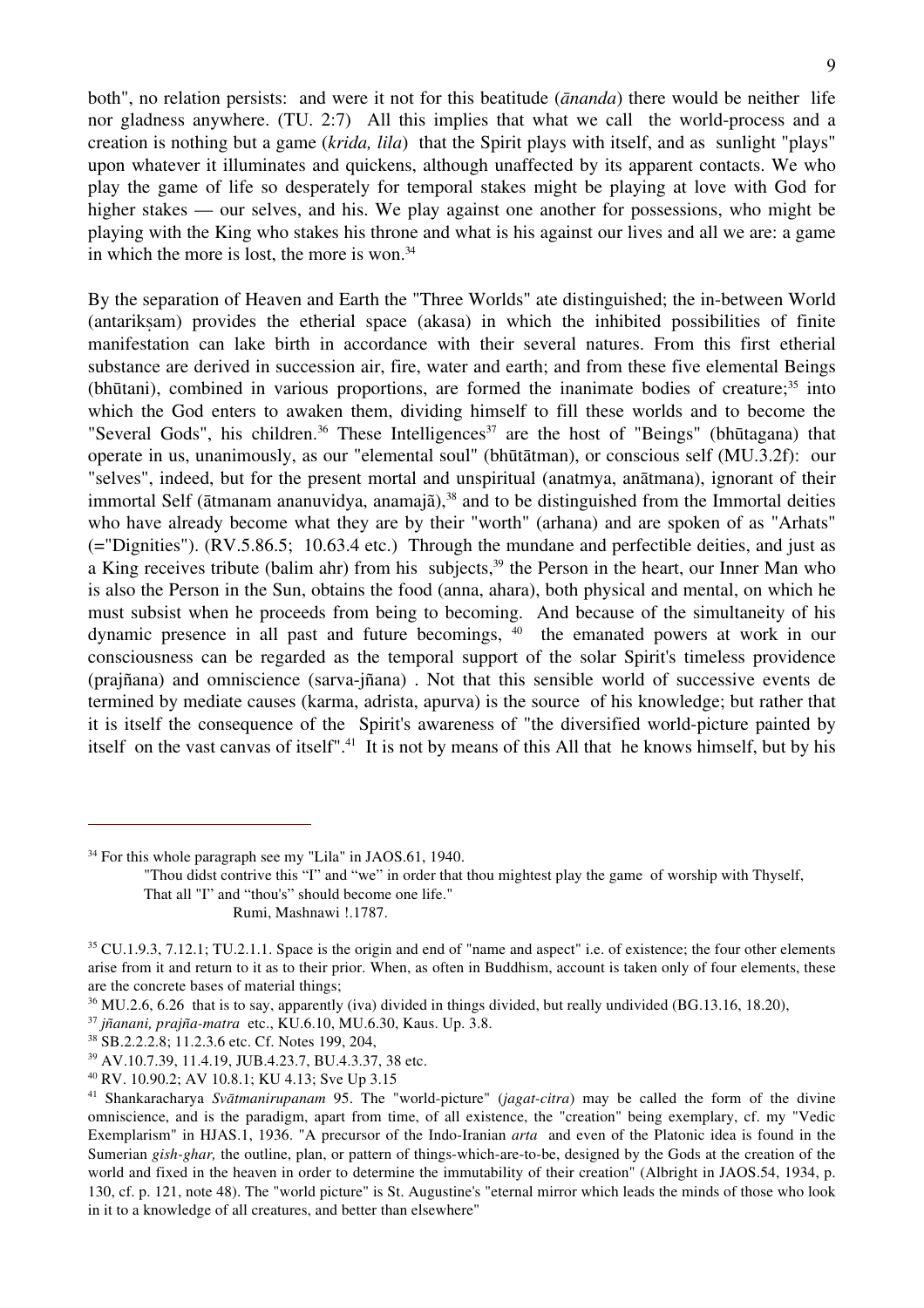both", no relation persists: and were it not for this beatitude (*ānanda*) there would be neither life nor gladness anywhere. (TU. 2:7) All this implies that what we call the world-process and a creation is nothing but a game (*krida, lila*) that the Spirit plays with itself, and as sunlight "plays" upon whatever it illuminates and quickens, although unaffected by its apparent contacts. We who play the game of life so desperately for temporal stakes might be playing at love with God for higher stakes — our selves, and his. We play against one another for possessions, who might be playing with the King who stakes his throne and what is his against our lives and all we are: a game in which the more is lost, the more is won.[34]

By the separation of Heaven and Earth the "Three Worlds" ate distinguished; the in-between World (antarikṣam) provides the etherial space (akasa) in which the inhibited possibilities of finite manifestation can lake birth in accordance with their several natures. From this first etherial substance are derived in succession air, fire, water and earth; and from these five elemental Beings (bhūtani), combined in various proportions, are formed the inanimate bodies of creature;[35] into which the God enters to awaken them, dividing himself to fill these worlds and to become the "Several Gods", his children.[36] These Intelligences[37] are the host of "Beings" (bhūtagana) that operate in us, unanimously, as our "elemental soul" (bhūtātman), or conscious self (MU.3.2f): our "selves", indeed, but for the present mortal and unspiritual (anatmya, anātmana), ignorant of their immortal Self (ātmanam ananuvidya, anamajã),[38] and to be distinguished from the Immortal deities who have already become what they are by their "worth" (arhana) and are spoken of as "Arhats" (="Dignities"). (RV.5.86.5; 10.63.4 etc.) Through the mundane and perfectible deities, and just as a King receives tribute (balim ahr) from his subjects,[39] the Person in the heart, our Inner Man who is also the Person in the Sun, obtains the food (anna, ahara), both physical and mental, on which he must subsist when he proceeds from being to becoming. And because of the simultaneity of his dynamic presence in all past and future becomings, [40] the emanated powers at work in our consciousness can be regarded as the temporal support of the solar Spirit's timeless providence (prajñana) and omniscience (sarva-jñana) . Not that this sensible world of successive events de termined by mediate causes (karma, adrista, apurva) is the source of his knowledge; but rather that it is itself the consequence of the Spirit's awareness of "the diversified world-picture painted by itself on the vast canvas of itself".[41] It is not by means of this All that he knows himself, but by his

---

[34] For this whole paragraph see my "Lila" in JAOS.61, 1940.

> "Thou didst contrive this "I" and "we" in order that thou mightest play the game of worship with Thyself,
> That all "I" and "thou's" should become one life."
> Rumi, Mashnawi !.1787.

[35] CU.1.9.3, 7.12.1; TU.2.1.1. Space is the origin and end of "name and aspect" i.e. of existence; the four other elements arise from it and return to it as to their prior. When, as often in Buddhism, account is taken only of four elements, these are the concrete bases of material things;

[36] MU.2.6, 6.26 that is to say, apparently (iva) divided in things divided, but really undivided (BG.13.16, 18.20),

[37] *jñanani, prajña-matra* etc., KU.6.10, MU.6.30, Kaus. Up. 3.8.

[38] SB.2.2.2.8; 11.2.3.6 etc. Cf. Notes 199, 204,

[39] AV.10.7.39, 11.4.19, JUB.4.23.7, BU.4.3.37, 38 etc.

[40] RV. 10.90.2; AV 10.8.1; KU 4.13; Sve Up 3.15

[41] Shankaracharya *Svātmanirupanam* 95. The "world-picture" (*jagat-citra*) may be called the form of the divine omniscience, and is the paradigm, apart from time, of all existence, the "creation" being exemplary, cf. my "Vedic Exemplarism" in HJAS.1, 1936. "A precursor of the Indo-Iranian *arta* and even of the Platonic idea is found in the Sumerian *gish-ghar,* the outline, plan, or pattern of things-which-are-to-be, designed by the Gods at the creation of the world and fixed in the heaven in order to determine the immutability of their creation" (Albright in JAOS.54, 1934, p. 130, cf. p. 121, note 48). The "world picture" is St. Augustine's "eternal mirror which leads the minds of those who look in it to a knowledge of all creatures, and better than elsewhere"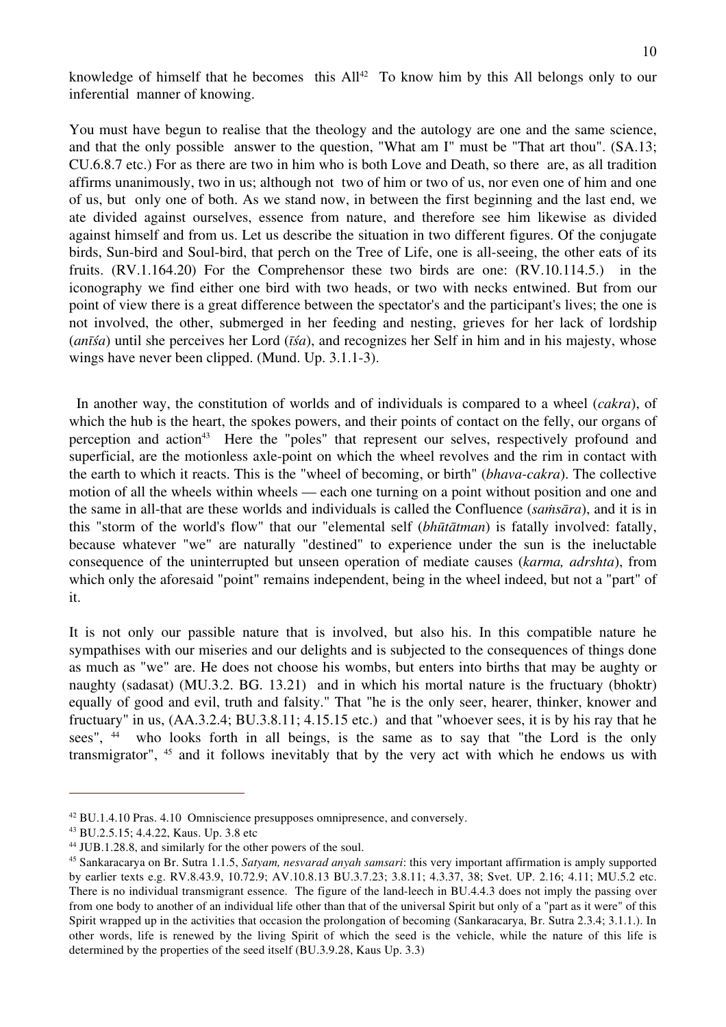knowledge of himself that he becomes this All[42] To know him by this All belongs only to our inferential manner of knowing.

You must have begun to realise that the theology and the autology are one and the same science, and that the only possible answer to the question, "What am I" must be "That art thou". (SA.13; CU.6.8.7 etc.) For as there are two in him who is both Love and Death, so there are, as all tradition affirms unanimously, two in us; although not two of him or two of us, nor even one of him and one of us, but only one of both. As we stand now, in between the first beginning and the last end, we ate divided against ourselves, essence from nature, and therefore see him likewise as divided against himself and from us. Let us describe the situation in two different figures. Of the conjugate birds, Sun-bird and Soul-bird, that perch on the Tree of Life, one is all-seeing, the other eats of its fruits. (RV.1.164.20) For the Comprehensor these two birds are one: (RV.10.114.5.) in the iconography we find either one bird with two heads, or two with necks entwined. But from our point of view there is a great difference between the spectator's and the participant's lives; the one is not involved, the other, submerged in her feeding and nesting, grieves for her lack of lordship (*anīśa*) until she perceives her Lord (*īśa*), and recognizes her Self in him and in his majesty, whose wings have never been clipped. (Mund. Up. 3.1.1-3).

In another way, the constitution of worlds and of individuals is compared to a wheel (*cakra*), of which the hub is the heart, the spokes powers, and their points of contact on the felly, our organs of perception and action[43] Here the "poles" that represent our selves, respectively profound and superficial, are the motionless axle-point on which the wheel revolves and the rim in contact with the earth to which it reacts. This is the "wheel of becoming, or birth" (*bhava-cakra*). The collective motion of all the wheels within wheels — each one turning on a point without position and one and the same in all-that are these worlds and individuals is called the Confluence (*saṁsāra*), and it is in this "storm of the world's flow" that our "elemental self (*bhūtātman*) is fatally involved: fatally, because whatever "we" are naturally "destined" to experience under the sun is the ineluctable consequence of the uninterrupted but unseen operation of mediate causes (*karma, adrshta*), from which only the aforesaid "point" remains independent, being in the wheel indeed, but not a "part" of it.

It is not only our passible nature that is involved, but also his. In this compatible nature he sympathises with our miseries and our delights and is subjected to the consequences of things done as much as "we" are. He does not choose his wombs, but enters into births that may be aughty or naughty (sadasat) (MU.3.2. BG. 13.21) and in which his mortal nature is the fructuary (bhoktr) equally of good and evil, truth and falsity." That "he is the only seer, hearer, thinker, knower and fructuary" in us, (AA.3.2.4; BU.3.8.11; 4.15.15 etc.) and that "whoever sees, it is by his ray that he sees", [44] who looks forth in all beings, is the same as to say that "the Lord is the only transmigrator", [45] and it follows inevitably that by the very act with which he endows us with

---

[42] BU.1.4.10 Pras. 4.10 Omniscience presupposes omnipresence, and conversely.

[43] BU.2.5.15; 4.4.22, Kaus. Up. 3.8 etc

[44] JUB.1.28.8, and similarly for the other powers of the soul.

[45] Sankaracarya on Br. Sutra 1.1.5, *Satyam, nesvarad anyah samsari*: this very important affirmation is amply supported by earlier texts e.g. RV.8.43.9, 10.72.9; AV.10.8.13 BU.3.7.23; 3.8.11; 4.3.37, 38; Svet. UP. 2.16; 4.11; MU.5.2 etc. There is no individual transmigrant essence. The figure of the land-leech in BU.4.4.3 does not imply the passing over from one body to another of an individual life other than that of the universal Spirit but only of a "part as it were" of this Spirit wrapped up in the activities that occasion the prolongation of becoming (Sankaracarya, Br. Sutra 2.3.4; 3.1.1.). In other words, life is renewed by the living Spirit of which the seed is the vehicle, while the nature of this life is determined by the properties of the seed itself (BU.3.9.28, Kaus Up. 3.3)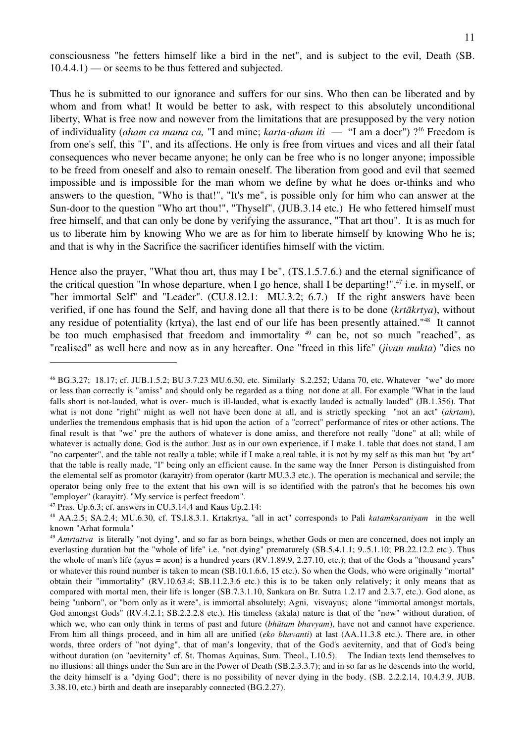consciousness "he fetters himself like a bird in the net", and is subject to the evil, Death (SB. 10.4.4.1) — or seems to be thus fettered and subjected.

Thus he is submitted to our ignorance and suffers for our sins. Who then can be liberated and by whom and from what! It would be better to ask, with respect to this absolutely unconditional liberty, What is free now and nowever from the limitations that are presupposed by the very notion of individuality (*aham ca mama ca,* "I and mine; *karta-aham iti* — "I am a doer") ?[46] Freedom is from one's self, this "I", and its affections. He only is free from virtues and vices and all their fatal consequences who never became anyone; he only can be free who is no longer anyone; impossible to be freed from oneself and also to remain oneself. The liberation from good and evil that seemed impossible and is impossible for the man whom we define by what he does or-thinks and who answers to the question, "Who is that!", "It's me", is possible only for him who can answer at the Sun-door to the question "Who art thou!", "Thyself", (JUB.3.14 etc.) He who fettered himself must free himself, and that can only be done by verifying the assurance, "That art thou". It is as much for us to liberate him by knowing Who we are as for him to liberate himself by knowing Who he is; and that is why in the Sacrifice the sacrificer identifies himself with the victim.

Hence also the prayer, "What thou art, thus may I be", (TS.1.5.7.6.) and the eternal significance of the critical question "In whose departure, when I go hence, shall I be departing!",[47] i.e. in myself, or "her immortal Self" and "Leader". (CU.8.12.1: MU.3.2; 6.7.) If the right answers have been verified, if one has found the Self, and having done all that there is to be done (*kṛtākṛtya*), without any residue of potentiality (krtya), the last end of our life has been presently attained."[48] It cannot be too much emphasised that freedom and immortality [49] can be, not so much "reached", as "realised" as well here and now as in any hereafter. One "freed in this life" (*jivan mukta*) "dies no

---

[46] BG.3.27; 18.17; cf. JUB.1.5.2; BU.3.7.23 MU.6.30, etc. Similarly S.2.252; Udana 70, etc. Whatever "we" do more or less than correctly is "amiss" and should only be regarded as a thing not done at all. For example "What in the laud falls short is not-lauded, what is over- much is ill-lauded, what is exactly lauded is actually lauded" (JB.1.356). That what is not done "right" might as well not have been done at all, and is strictly specking "not an act" (*akrtam*), underlies the tremendous emphasis that is hid upon the action of a "correct" performance of rites or other actions. The final result is that "we" pre the authors of whatever is done amiss, and therefore not really "done" at all; while of whatever is actually done, God is the author. Just as in our own experience, if I make 1. table that does not stand, I am "no carpenter", and the table not really a table; while if I make a real table, it is not by my self as this man but "by art" that the table is really made, "I" being only an efficient cause. In the same way the Inner Person is distinguished from the elemental self as promotor (karayitr) from operator (kartr MU.3.3 etc.). The operation is mechanical and servile; the operator being only free to the extent that his own will is so identified with the patron's that he becomes his own "employer" (karayitr). "My service is perfect freedom".

[47] Pras. Up.6.3; cf. answers in CU.3.14.4 and Kaus Up.2.14:

[48] AA.2.5; SA.2.4; MU.6.30, cf. TS.I.8.3.1. Krtakrtya, "all in act" corresponds to Pali *katamkaraniyam* in the well known "Arhat formula"

[49] *Amrtattva* is literally "not dying", and so far as born beings, whether Gods or men are concerned, does not imply an everlasting duration but the "whole of life" i.e. "not dying" prematurely (SB.5.4.1.1; 9..5.1.10; PB.22.12.2 etc.). Thus the whole of man's life (ayus = aeon) is a hundred years (RV.1.89.9, 2.27.10, etc.); that of the Gods a "thousand years" or whatever this round number is taken to mean (SB.10.1.6.6, 15 etc.). So when the Gods, who were originally "mortal" obtain their "immortality" (RV.10.63.4; SB.11.2.3.6 etc.) this is to be taken only relatively; it only means that as compared with mortal men, their life is longer (SB.7.3.1.10, Sankara on Br. Sutra 1.2.17 and 2.3.7, etc.). God alone, as being "unborn", or "born only as it were", is immortal absolutely; Agni, visvayus; alone "immortal amongst mortals, God amongst Gods" (RV.4.2.1; SB.2.2.2.8 etc.). His timeless (akala) nature is that of the "now" without duration, of which we, who can only think in terms of past and future (*bhūtam bhavyam*), have not and cannot have experience. From him all things proceed, and in him all are unified (*eko bhavanti*) at last (AA.11.3.8 etc.). There are, in other words, three orders of "not dying", that of man's longevity, that of the God's aeviternity, and that of God's being without duration (on "aeviternity" cf. St. Thomas Aquinas, Sum. Theol., L10.5). The Indian texts lend themselves to no illusions: all things under the Sun are in the Power of Death (SB.2.3.3.7); and in so far as he descends into the world, the deity himself is a "dying God"; there is no possibility of never dying in the body. (SB. 2.2.2.14, 10.4.3.9, JUB. 3.38.10, etc.) birth and death are inseparably connected (BG.2.27).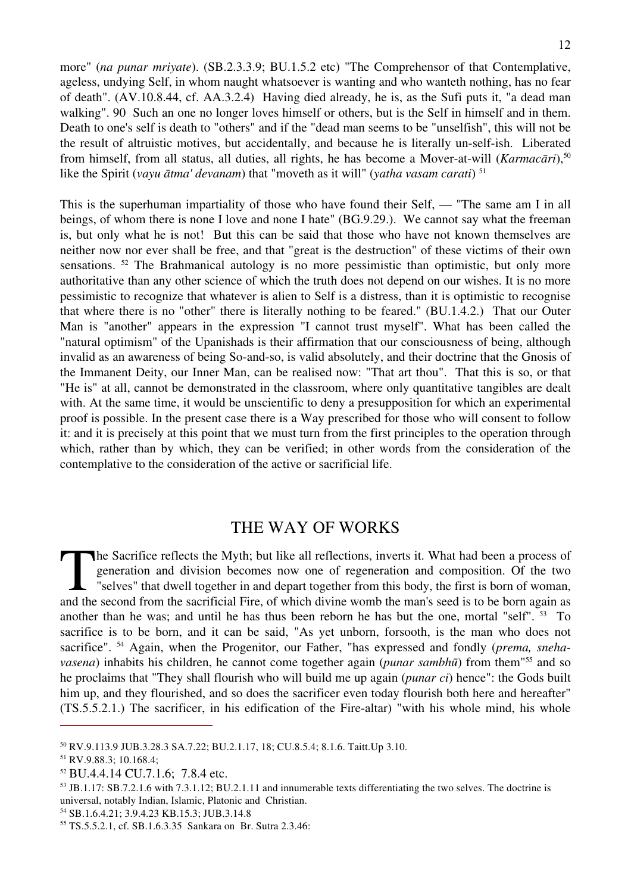more" (*na punar mriyate*). (SB.2.3.3.9; BU.1.5.2 etc) "The Comprehensor of that Contemplative, ageless, undying Self, in whom naught whatsoever is wanting and who wanteth nothing, has no fear of death". (AV.10.8.44, cf. AA.3.2.4) Having died already, he is, as the Sufi puts it, "a dead man walking". 90 Such an one no longer loves himself or others, but is the Self in himself and in them. Death to one's self is death to "others" and if the "dead man seems to be "unselfish", this will not be the result of altruistic motives, but accidentally, and because he is literally un-self-ish. Liberated from himself, from all status, all duties, all rights, he has become a Mover-at-will (*Karmacāri*),[50] like the Spirit (*vayu ātma' devanam*) that "moveth as it will" (*yatha vasam carati*) [51]

This is the superhuman impartiality of those who have found their Self, — "The same am I in all beings, of whom there is none I love and none I hate" (BG.9.29.). We cannot say what the freeman is, but only what he is not! But this can be said that those who have not known themselves are neither now nor ever shall be free, and that "great is the destruction" of these victims of their own sensations. [52] The Brahmanical autology is no more pessimistic than optimistic, but only more authoritative than any other science of which the truth does not depend on our wishes. It is no more pessimistic to recognize that whatever is alien to Self is a distress, than it is optimistic to recognise that where there is no "other" there is literally nothing to be feared." (BU.1.4.2.) That our Outer Man is "another" appears in the expression "I cannot trust myself". What has been called the "natural optimism" of the Upanishads is their affirmation that our consciousness of being, although invalid as an awareness of being So-and-so, is valid absolutely, and their doctrine that the Gnosis of the Immanent Deity, our Inner Man, can be realised now: "That art thou". That this is so, or that "He is" at all, cannot be demonstrated in the classroom, where only quantitative tangibles are dealt with. At the same time, it would be unscientific to deny a presupposition for which an experimental proof is possible. In the present case there is a Way prescribed for those who will consent to follow it: and it is precisely at this point that we must turn from the first principles to the operation through which, rather than by which, they can be verified; in other words from the consideration of the contemplative to the consideration of the active or sacrificial life.

## THE WAY OF WORKS

The Sacrifice reflects the Myth; but like all reflections, inverts it. What had been a process of generation and division becomes now one of regeneration and composition. Of the two "selves" that dwell together in and depart together from this body, the first is born of woman, and the second from the sacrificial Fire, of which divine womb the man's seed is to be born again as another than he was; and until he has thus been reborn he has but the one, mortal "self". [53] To sacrifice is to be born, and it can be said, "As yet unborn, forsooth, is the man who does not sacrifice". [54] Again, when the Progenitor, our Father, "has expressed and fondly (*prema, sneha-vasena*) inhabits his children, he cannot come together again (*punar sambhū*) from them"[55] and so he proclaims that "They shall flourish who will build me up again (*punar ci*) hence": the Gods built him up, and they flourished, and so does the sacrificer even today flourish both here and hereafter" (TS.5.5.2.1.) The sacrificer, in his edification of the Fire-altar) "with his whole mind, his whole

---

[50] RV.9.113.9 JUB.3.28.3 SA.7.22; BU.2.1.17, 18; CU.8.5.4; 8.1.6. Taitt.Up 3.10.

[51] RV.9.88.3; 10.168.4;

[52] BU.4.4.14 CU.7.1.6; 7.8.4 etc.

[53] JB.1.17: SB.7.2.1.6 with 7.3.1.12; BU.2.1.11 and innumerable texts differentiating the two selves. The doctrine is universal, notably Indian, Islamic, Platonic and Christian.

[54] SB.1.6.4.21; 3.9.4.23 KB.15.3; JUB.3.14.8

[55] TS.5.5.2.1, cf. SB.1.6.3.35 Sankara on Br. Sutra 2.3.46: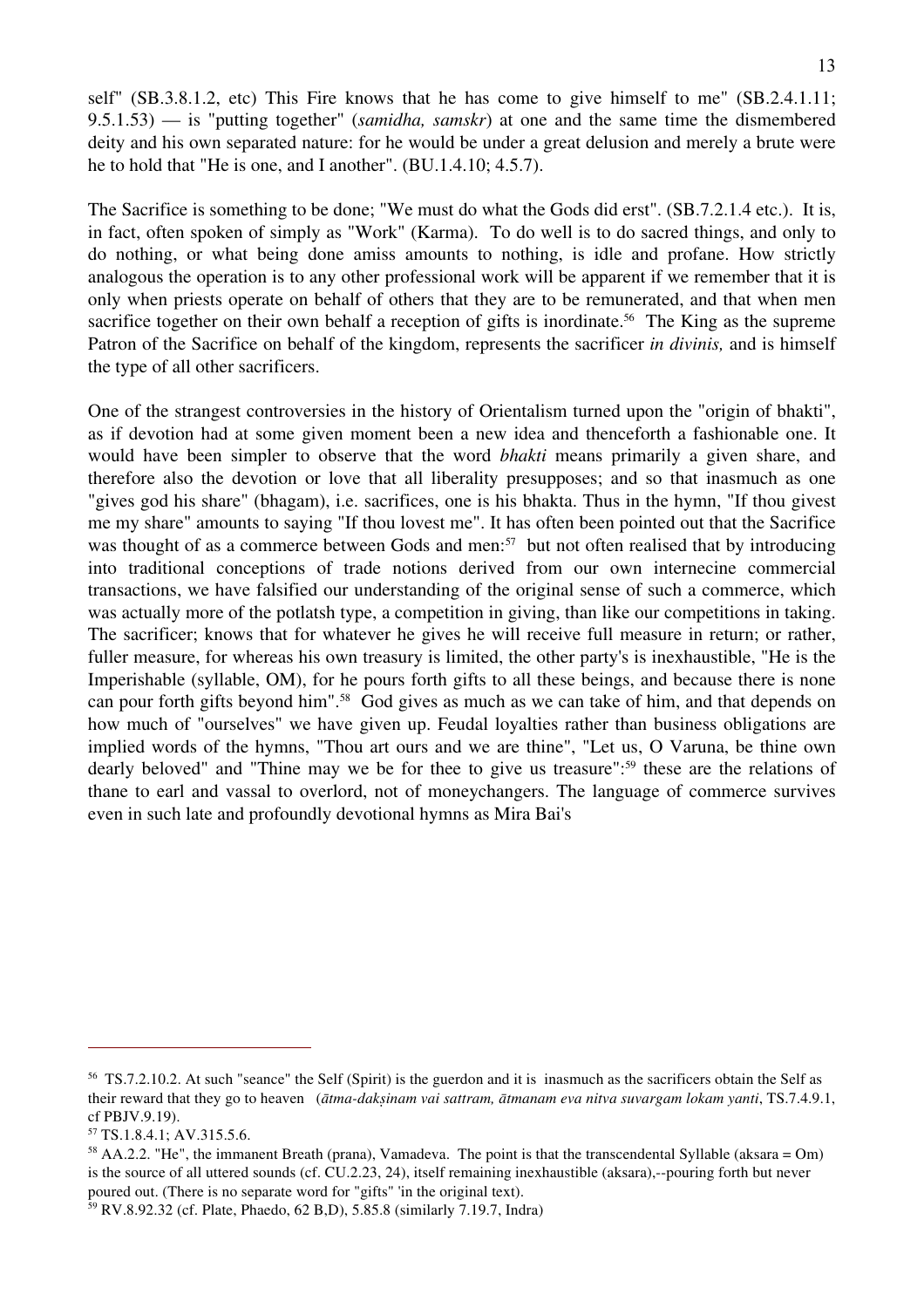self" (SB.3.8.1.2, etc) This Fire knows that he has come to give himself to me" (SB.2.4.1.11; 9.5.1.53) — is "putting together" (*samidha, samskr*) at one and the same time the dismembered deity and his own separated nature: for he would be under a great delusion and merely a brute were he to hold that "He is one, and I another". (BU.1.4.10; 4.5.7).

The Sacrifice is something to be done; "We must do what the Gods did erst". (SB.7.2.1.4 etc.). It is, in fact, often spoken of simply as "Work" (Karma). To do well is to do sacred things, and only to do nothing, or what being done amiss amounts to nothing, is idle and profane. How strictly analogous the operation is to any other professional work will be apparent if we remember that it is only when priests operate on behalf of others that they are to be remunerated, and that when men sacrifice together on their own behalf a reception of gifts is inordinate.[56] The King as the supreme Patron of the Sacrifice on behalf of the kingdom, represents the sacrificer *in divinis,* and is himself the type of all other sacrificers.

One of the strangest controversies in the history of Orientalism turned upon the "origin of bhakti", as if devotion had at some given moment been a new idea and thenceforth a fashionable one. It would have been simpler to observe that the word *bhakti* means primarily a given share, and therefore also the devotion or love that all liberality presupposes; and so that inasmuch as one "gives god his share" (bhagam), i.e. sacrifices, one is his bhakta. Thus in the hymn, "If thou givest me my share" amounts to saying "If thou lovest me". It has often been pointed out that the Sacrifice was thought of as a commerce between Gods and men:[57] but not often realised that by introducing into traditional conceptions of trade notions derived from our own internecine commercial transactions, we have falsified our understanding of the original sense of such a commerce, which was actually more of the potlatsh type, a competition in giving, than like our competitions in taking. The sacrificer; knows that for whatever he gives he will receive full measure in return; or rather, fuller measure, for whereas his own treasury is limited, the other party's is inexhaustible, "He is the Imperishable (syllable, OM), for he pours forth gifts to all these beings, and because there is none can pour forth gifts beyond him".[58] God gives as much as we can take of him, and that depends on how much of "ourselves" we have given up. Feudal loyalties rather than business obligations are implied words of the hymns, "Thou art ours and we are thine", "Let us, O Varuna, be thine own dearly beloved" and "Thine may we be for thee to give us treasure":[59] these are the relations of thane to earl and vassal to overlord, not of moneychangers. The language of commerce survives even in such late and profoundly devotional hymns as Mira Bai's

---

[56] TS.7.2.10.2. At such "seance" the Self (Spirit) is the guerdon and it is inasmuch as the sacrificers obtain the Self as their reward that they go to heaven (*ātma-dakṣinam vai sattram, ātmanam eva nitva suvargam lokam yanti*, TS.7.4.9.1, cf PBJV.9.19).

[57] TS.1.8.4.1; AV.315.5.6.

[58] AA.2.2. "He", the immanent Breath (prana), Vamadeva. The point is that the transcendental Syllable (aksara = Om) is the source of all uttered sounds (cf. CU.2.23, 24), itself remaining inexhaustible (aksara),--pouring forth but never poured out. (There is no separate word for "gifts" 'in the original text).

[59] RV.8.92.32 (cf. Plate, Phaedo, 62 B,D), 5.85.8 (similarly 7.19.7, Indra)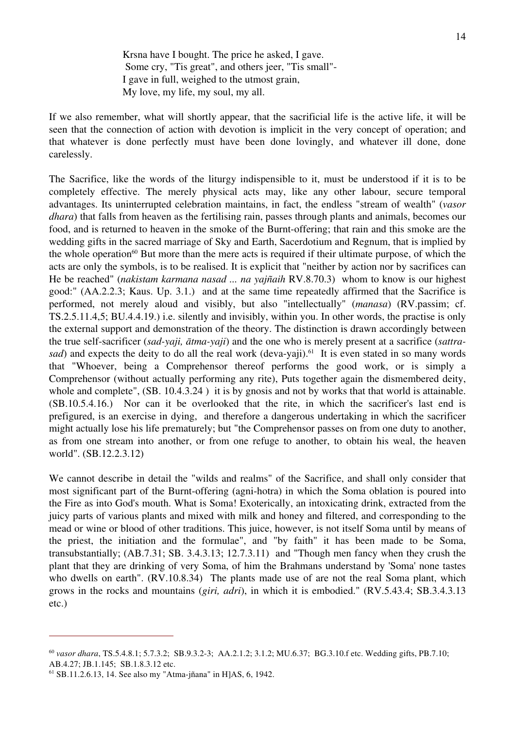> Krsna have I bought. The price he asked, I gave.
> Some cry, "Tis great", and others jeer, "Tis small"-
> I gave in full, weighed to the utmost grain,
> My love, my life, my soul, my all.

If we also remember, what will shortly appear, that the sacrificial life is the active life, it will be seen that the connection of action with devotion is implicit in the very concept of operation; and that whatever is done perfectly must have been done lovingly, and whatever ill done, done carelessly.

The Sacrifice, like the words of the liturgy indispensible to it, must be understood if it is to be completely effective. The merely physical acts may, like any other labour, secure temporal advantages. Its uninterrupted celebration maintains, in fact, the endless "stream of wealth" (*vasor dhara*) that falls from heaven as the fertilising rain, passes through plants and animals, becomes our food, and is returned to heaven in the smoke of the Burnt-offering; that rain and this smoke are the wedding gifts in the sacred marriage of Sky and Earth, Sacerdotium and Regnum, that is implied by the whole operation[60] But more than the mere acts is required if their ultimate purpose, of which the acts are only the symbols, is to be realised. It is explicit that "neither by action nor by sacrifices can He be reached" (*nakistam karmana nasad ... na yajñaih* RV.8.70.3) whom to know is our highest good:" (AA.2.2.3; Kaus. Up. 3.1.) and at the same time repeatedly affirmed that the Sacrifice is performed, not merely aloud and visibly, but also "intellectually" (*manasa*) (RV.passim; cf. TS.2.5.11.4,5; BU.4.4.19.) i.e. silently and invisibly, within you. In other words, the practise is only the external support and demonstration of the theory. The distinction is drawn accordingly between the true self-sacrificer (*sad-yaji, ātma-yaji*) and the one who is merely present at a sacrifice (*sattra-sad*) and expects the deity to do all the real work (deva-yaji).[61] It is even stated in so many words that "Whoever, being a Comprehensor thereof performs the good work, or is simply a Comprehensor (without actually performing any rite), Puts together again the dismembered deity, whole and complete", (SB. 10.4.3.24 ) it is by gnosis and not by works that that world is attainable. (SB.10.5.4.16.) Nor can it be overlooked that the rite, in which the sacrificer's last end is prefigured, is an exercise in dying, and therefore a dangerous undertaking in which the sacrificer might actually lose his life prematurely; but "the Comprehensor passes on from one duty to another, as from one stream into another, or from one refuge to another, to obtain his weal, the heaven world". (SB.12.2.3.12)

We cannot describe in detail the "wilds and realms" of the Sacrifice, and shall only consider that most significant part of the Burnt-offering (agni-hotra) in which the Soma oblation is poured into the Fire as into God's mouth. What is Soma! Exoterically, an intoxicating drink, extracted from the juicy parts of various plants and mixed with milk and honey and filtered, and corresponding to the mead or wine or blood of other traditions. This juice, however, is not itself Soma until by means of the priest, the initiation and the formulae", and "by faith" it has been made to be Soma, transubstantially; (AB.7.31; SB. 3.4.3.13; 12.7.3.11) and "Though men fancy when they crush the plant that they are drinking of very Soma, of him the Brahmans understand by 'Soma' none tastes who dwells on earth". (RV.10.8.34) The plants made use of are not the real Soma plant, which grows in the rocks and mountains (*giri, adri*), in which it is embodied." (RV.5.43.4; SB.3.4.3.13 etc.)

---

[60] *vasor dhara*, TS.5.4.8.1; 5.7.3.2; SB.9.3.2-3; AA.2.1.2; 3.1.2; MU.6.37; BG.3.10.f etc. Wedding gifts, PB.7.10; AB.4.27; JB.1.145; SB.1.8.3.12 etc.

[61] SB.11.2.6.13, 14. See also my "Atma-jñana" in H]AS, 6, 1942.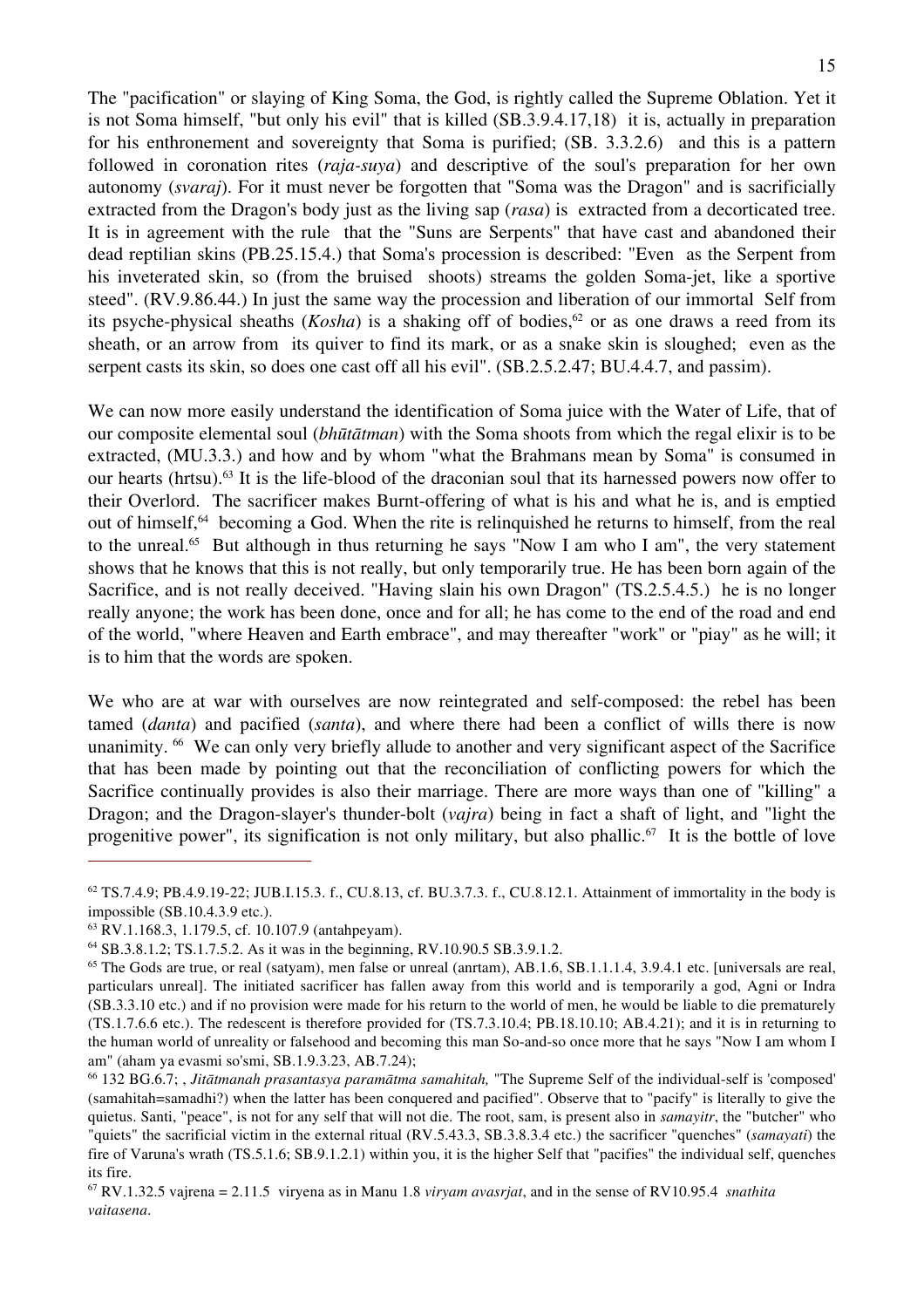The "pacification" or slaying of King Soma, the God, is rightly called the Supreme Oblation. Yet it is not Soma himself, "but only his evil" that is killed (SB.3.9.4.17,18) it is, actually in preparation for his enthronement and sovereignty that Soma is purified; (SB. 3.3.2.6) and this is a pattern followed in coronation rites (*raja-suya*) and descriptive of the soul's preparation for her own autonomy (*svaraj*). For it must never be forgotten that "Soma was the Dragon" and is sacrificially extracted from the Dragon's body just as the living sap (*rasa*) is extracted from a decorticated tree. It is in agreement with the rule that the "Suns are Serpents" that have cast and abandoned their dead reptilian skins (PB.25.15.4.) that Soma's procession is described: "Even as the Serpent from his inveterated skin, so (from the bruised shoots) streams the golden Soma-jet, like a sportive steed". (RV.9.86.44.) In just the same way the procession and liberation of our immortal Self from its psyche-physical sheaths (*Kosha*) is a shaking off of bodies,[62] or as one draws a reed from its sheath, or an arrow from its quiver to find its mark, or as a snake skin is sloughed; even as the serpent casts its skin, so does one cast off all his evil". (SB.2.5.2.47; BU.4.4.7, and passim).

We can now more easily understand the identification of Soma juice with the Water of Life, that of our composite elemental soul (*bhūtātman*) with the Soma shoots from which the regal elixir is to be extracted, (MU.3.3.) and how and by whom "what the Brahmans mean by Soma" is consumed in our hearts (hrtsu).[63] It is the life-blood of the draconian soul that its harnessed powers now offer to their Overlord. The sacrificer makes Burnt-offering of what is his and what he is, and is emptied out of himself,[64] becoming a God. When the rite is relinquished he returns to himself, from the real to the unreal.[65] But although in thus returning he says "Now I am who I am", the very statement shows that he knows that this is not really, but only temporarily true. He has been born again of the Sacrifice, and is not really deceived. "Having slain his own Dragon" (TS.2.5.4.5.) he is no longer really anyone; the work has been done, once and for all; he has come to the end of the road and end of the world, "where Heaven and Earth embrace", and may thereafter "work" or "piay" as he will; it is to him that the words are spoken.

We who are at war with ourselves are now reintegrated and self-composed: the rebel has been tamed (*danta*) and pacified (*santa*), and where there had been a conflict of wills there is now unanimity.[66] We can only very briefly allude to another and very significant aspect of the Sacrifice that has been made by pointing out that the reconciliation of conflicting powers for which the Sacrifice continually provides is also their marriage. There are more ways than one of "killing" a Dragon; and the Dragon-slayer's thunder-bolt (*vajra*) being in fact a shaft of light, and "light the progenitive power", its signification is not only military, but also phallic.[67] It is the bottle of love

---

[62] TS.7.4.9; PB.4.9.19-22; JUB.I.15.3. f., CU.8.13, cf. BU.3.7.3. f., CU.8.12.1. Attainment of immortality in the body is impossible (SB.10.4.3.9 etc.).

[63] RV.1.168.3, 1.179.5, cf. 10.107.9 (antahpeyam).

[64] SB.3.8.1.2; TS.1.7.5.2. As it was in the beginning, RV.10.90.5 SB.3.9.1.2.

[65] The Gods are true, or real (satyam), men false or unreal (anrtam), AB.1.6, SB.1.1.1.4, 3.9.4.1 etc. [universals are real, particulars unreal]. The initiated sacrificer has fallen away from this world and is temporarily a god, Agni or Indra (SB.3.3.10 etc.) and if no provision were made for his return to the world of men, he would be liable to die prematurely (TS.1.7.6.6 etc.). The redescent is therefore provided for (TS.7.3.10.4; PB.18.10.10; AB.4.21); and it is in returning to the human world of unreality or falsehood and becoming this man So-and-so once more that he says "Now I am whom I am" (aham ya evasmi so'smi, SB.1.9.3.23, AB.7.24);

[66] 132 BG.6.7; , *Jitātmanah prasantasya paramātma samahitah,* "The Supreme Self of the individual-self is 'composed' (samahitah=samadhi?) when the latter has been conquered and pacified". Observe that to "pacify" is literally to give the quietus. Santi, "peace", is not for any self that will not die. The root, sam, is present also in *samayitr*, the "butcher" who "quiets" the sacrificial victim in the external ritual (RV.5.43.3, SB.3.8.3.4 etc.) the sacrificer "quenches" (*samayati*) the fire of Varuna's wrath (TS.5.1.6; SB.9.1.2.1) within you, it is the higher Self that "pacifies" the individual self, quenches its fire.

[67] RV.1.32.5 vajrena = 2.11.5 viryena as in Manu 1.8 *viryam avasrjat*, and in the sense of RV10.95.4 *snathita vaitasena*.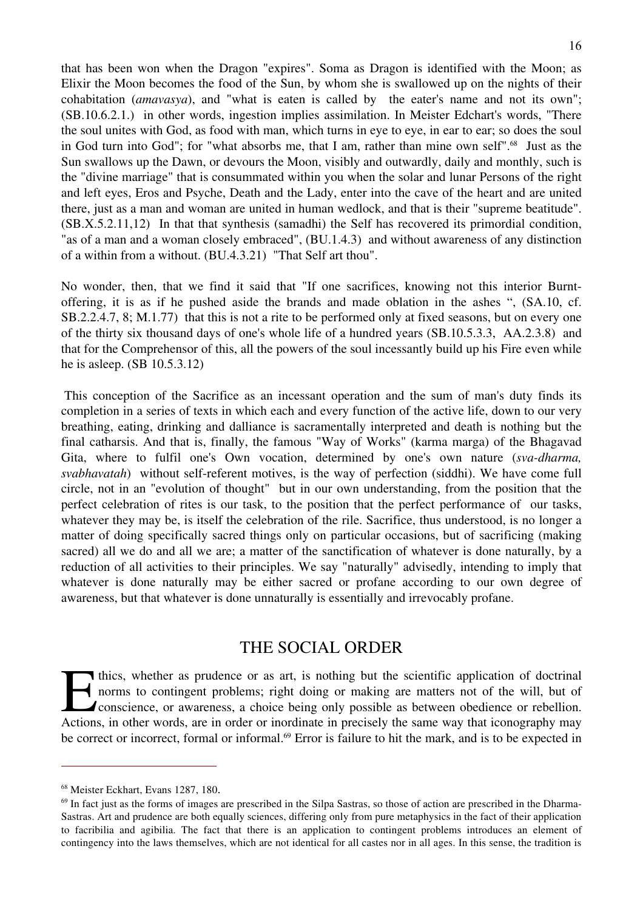that has been won when the Dragon "expires". Soma as Dragon is identified with the Moon; as Elixir the Moon becomes the food of the Sun, by whom she is swallowed up on the nights of their cohabitation (*amavasya*), and "what is eaten is called by the eater's name and not its own"; (SB.10.6.2.1.) in other words, ingestion implies assimilation. In Meister Edchart's words, "There the soul unites with God, as food with man, which turns in eye to eye, in ear to ear; so does the soul in God turn into God"; for "what absorbs me, that I am, rather than mine own self".[68] Just as the Sun swallows up the Dawn, or devours the Moon, visibly and outwardly, daily and monthly, such is the "divine marriage" that is consummated within you when the solar and lunar Persons of the right and left eyes, Eros and Psyche, Death and the Lady, enter into the cave of the heart and are united there, just as a man and woman are united in human wedlock, and that is their "supreme beatitude". (SB.X.5.2.11,12) In that that synthesis (samadhi) the Self has recovered its primordial condition, "as of a man and a woman closely embraced", (BU.1.4.3) and without awareness of any distinction of a within from a without. (BU.4.3.21) "That Self art thou".

No wonder, then, that we find it said that "If one sacrifices, knowing not this interior Burnt-offering, it is as if he pushed aside the brands and made oblation in the ashes ", (SA.10, cf. SB.2.2.4.7, 8; M.1.77) that this is not a rite to be performed only at fixed seasons, but on every one of the thirty six thousand days of one's whole life of a hundred years (SB.10.5.3.3, AA.2.3.8) and that for the Comprehensor of this, all the powers of the soul incessantly build up his Fire even while he is asleep. (SB 10.5.3.12)

This conception of the Sacrifice as an incessant operation and the sum of man's duty finds its completion in a series of texts in which each and every function of the active life, down to our very breathing, eating, drinking and dalliance is sacramentally interpreted and death is nothing but the final catharsis. And that is, finally, the famous "Way of Works" (karma marga) of the Bhagavad Gita, where to fulfil one's Own vocation, determined by one's own nature (*sva-dharma, svabhavatah*) without self-referent motives, is the way of perfection (siddhi). We have come full circle, not in an "evolution of thought" but in our own understanding, from the position that the perfect celebration of rites is our task, to the position that the perfect performance of our tasks, whatever they may be, is itself the celebration of the rile. Sacrifice, thus understood, is no longer a matter of doing specifically sacred things only on particular occasions, but of sacrificing (making sacred) all we do and all we are; a matter of the sanctification of whatever is done naturally, by a reduction of all activities to their principles. We say "naturally" advisedly, intending to imply that whatever is done naturally may be either sacred or profane according to our own degree of awareness, but that whatever is done unnaturally is essentially and irrevocably profane.

## THE SOCIAL ORDER

Ethics, whether as prudence or as art, is nothing but the scientific application of doctrinal norms to contingent problems; right doing or making are matters not of the will, but of conscience, or awareness, a choice being only possible as between obedience or rebellion. Actions, in other words, are in order or inordinate in precisely the same way that iconography may be correct or incorrect, formal or informal.[69] Error is failure to hit the mark, and is to be expected in

---

[68] Meister Eckhart, Evans 1287, 180.

[69] In fact just as the forms of images are prescribed in the Silpa Sastras, so those of action are prescribed in the Dharma-Sastras. Art and prudence are both equally sciences, differing only from pure metaphysics in the fact of their application to facribilia and agibilia. The fact that there is an application to contingent problems introduces an element of contingency into the laws themselves, which are not identical for all castes nor in all ages. In this sense, the tradition is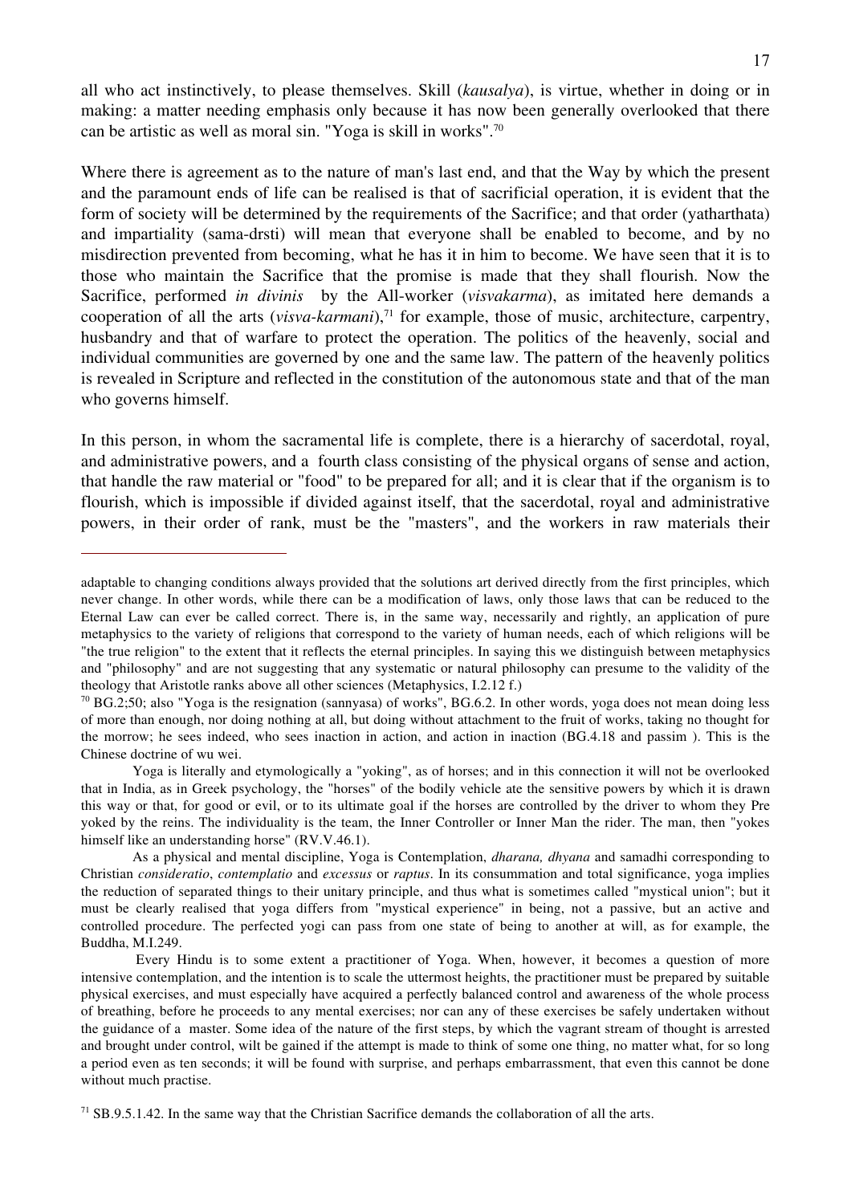all who act instinctively, to please themselves. Skill (*kausalya*), is virtue, whether in doing or in making: a matter needing emphasis only because it has now been generally overlooked that there can be artistic as well as moral sin. "Yoga is skill in works".[70]

Where there is agreement as to the nature of man's last end, and that the Way by which the present and the paramount ends of life can be realised is that of sacrificial operation, it is evident that the form of society will be determined by the requirements of the Sacrifice; and that order (yatharthata) and impartiality (sama-drsti) will mean that everyone shall be enabled to become, and by no misdirection prevented from becoming, what he has it in him to become. We have seen that it is to those who maintain the Sacrifice that the promise is made that they shall flourish. Now the Sacrifice, performed *in divinis* by the All-worker (*visvakarma*), as imitated here demands a cooperation of all the arts (*visva-karmani*),[71] for example, those of music, architecture, carpentry, husbandry and that of warfare to protect the operation. The politics of the heavenly, social and individual communities are governed by one and the same law. The pattern of the heavenly politics is revealed in Scripture and reflected in the constitution of the autonomous state and that of the man who governs himself.

In this person, in whom the sacramental life is complete, there is a hierarchy of sacerdotal, royal, and administrative powers, and a fourth class consisting of the physical organs of sense and action, that handle the raw material or "food" to be prepared for all; and it is clear that if the organism is to flourish, which is impossible if divided against itself, that the sacerdotal, royal and administrative powers, in their order of rank, must be the "masters", and the workers in raw materials their

---

adaptable to changing conditions always provided that the solutions art derived directly from the first principles, which never change. In other words, while there can be a modification of laws, only those laws that can be reduced to the Eternal Law can ever be called correct. There is, in the same way, necessarily and rightly, an application of pure metaphysics to the variety of religions that correspond to the variety of human needs, each of which religions will be "the true religion" to the extent that it reflects the eternal principles. In saying this we distinguish between metaphysics and "philosophy" and are not suggesting that any systematic or natural philosophy can presume to the validity of the theology that Aristotle ranks above all other sciences (Metaphysics, I.2.12 f.)

[70] BG.2;50; also "Yoga is the resignation (sannyasa) of works", BG.6.2. In other words, yoga does not mean doing less of more than enough, nor doing nothing at all, but doing without attachment to the fruit of works, taking no thought for the morrow; he sees indeed, who sees inaction in action, and action in inaction (BG.4.18 and passim ). This is the Chinese doctrine of wu wei.

Yoga is literally and etymologically a "yoking", as of horses; and in this connection it will not be overlooked that in India, as in Greek psychology, the "horses" of the bodily vehicle ate the sensitive powers by which it is drawn this way or that, for good or evil, or to its ultimate goal if the horses are controlled by the driver to whom they Pre yoked by the reins. The individuality is the team, the Inner Controller or Inner Man the rider. The man, then "yokes himself like an understanding horse" (RV.V.46.1).

As a physical and mental discipline, Yoga is Contemplation, *dharana, dhyana* and samadhi corresponding to Christian *consideratio*, *contemplatio* and *excessus* or *raptus*. In its consummation and total significance, yoga implies the reduction of separated things to their unitary principle, and thus what is sometimes called "mystical union"; but it must be clearly realised that yoga differs from "mystical experience" in being, not a passive, but an active and controlled procedure. The perfected yogi can pass from one state of being to another at will, as for example, the Buddha, M.I.249.

Every Hindu is to some extent a practitioner of Yoga. When, however, it becomes a question of more intensive contemplation, and the intention is to scale the uttermost heights, the practitioner must be prepared by suitable physical exercises, and must especially have acquired a perfectly balanced control and awareness of the whole process of breathing, before he proceeds to any mental exercises; nor can any of these exercises be safely undertaken without the guidance of a master. Some idea of the nature of the first steps, by which the vagrant stream of thought is arrested and brought under control, wilt be gained if the attempt is made to think of some one thing, no matter what, for so long a period even as ten seconds; it will be found with surprise, and perhaps embarrassment, that even this cannot be done without much practise.

[71] SB.9.5.1.42. In the same way that the Christian Sacrifice demands the collaboration of all the arts.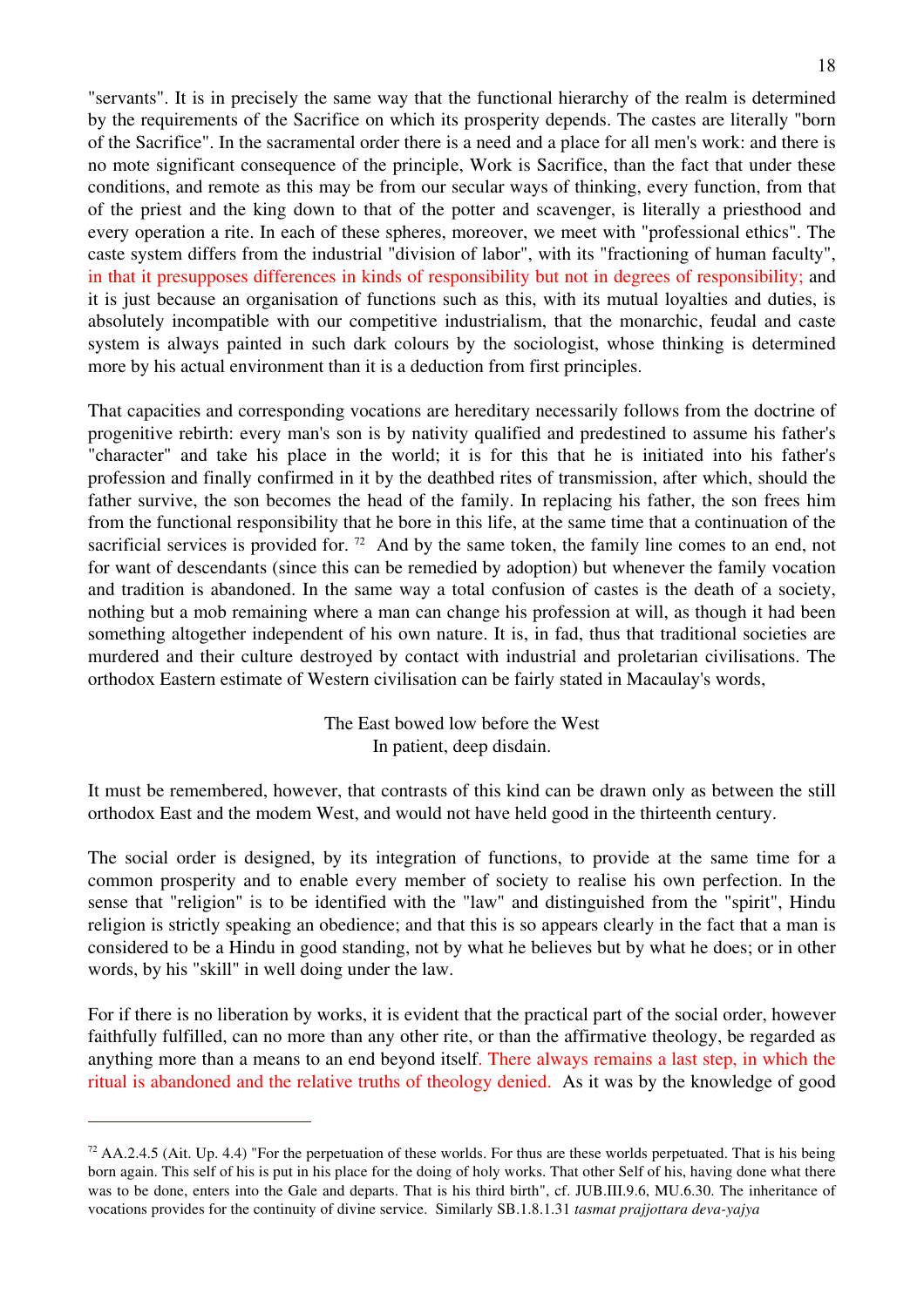"servants". It is in precisely the same way that the functional hierarchy of the realm is determined by the requirements of the Sacrifice on which its prosperity depends. The castes are literally "born of the Sacrifice". In the sacramental order there is a need and a place for all men's work: and there is no mote significant consequence of the principle, Work is Sacrifice, than the fact that under these conditions, and remote as this may be from our secular ways of thinking, every function, from that of the priest and the king down to that of the potter and scavenger, is literally a priesthood and every operation a rite. In each of these spheres, moreover, we meet with "professional ethics". The caste system differs from the industrial "division of labor", with its "fractioning of human faculty", in that it presupposes differences in kinds of responsibility but not in degrees of responsibility; and it is just because an organisation of functions such as this, with its mutual loyalties and duties, is absolutely incompatible with our competitive industrialism, that the monarchic, feudal and caste system is always painted in such dark colours by the sociologist, whose thinking is determined more by his actual environment than it is a deduction from first principles.

That capacities and corresponding vocations are hereditary necessarily follows from the doctrine of progenitive rebirth: every man's son is by nativity qualified and predestined to assume his father's "character" and take his place in the world; it is for this that he is initiated into his father's profession and finally confirmed in it by the deathbed rites of transmission, after which, should the father survive, the son becomes the head of the family. In replacing his father, the son frees him from the functional responsibility that he bore in this life, at the same time that a continuation of the sacrificial services is provided for. [72] And by the same token, the family line comes to an end, not for want of descendants (since this can be remedied by adoption) but whenever the family vocation and tradition is abandoned. In the same way a total confusion of castes is the death of a society, nothing but a mob remaining where a man can change his profession at will, as though it had been something altogether independent of his own nature. It is, in fad, thus that traditional societies are murdered and their culture destroyed by contact with industrial and proletarian civilisations. The orthodox Eastern estimate of Western civilisation can be fairly stated in Macaulay's words,

The East bowed low before the West
In patient, deep disdain.

It must be remembered, however, that contrasts of this kind can be drawn only as between the still orthodox East and the modem West, and would not have held good in the thirteenth century.

The social order is designed, by its integration of functions, to provide at the same time for a common prosperity and to enable every member of society to realise his own perfection. In the sense that "religion" is to be identified with the "law" and distinguished from the "spirit", Hindu religion is strictly speaking an obedience; and that this is so appears clearly in the fact that a man is considered to be a Hindu in good standing, not by what he believes but by what he does; or in other words, by his "skill" in well doing under the law.

For if there is no liberation by works, it is evident that the practical part of the social order, however faithfully fulfilled, can no more than any other rite, or than the affirmative theology, be regarded as anything more than a means to an end beyond itself. There always remains a last step, in which the ritual is abandoned and the relative truths of theology denied. As it was by the knowledge of good

---

[72] AA.2.4.5 (Ait. Up. 4.4) "For the perpetuation of these worlds. For thus are these worlds perpetuated. That is his being born again. This self of his is put in his place for the doing of holy works. That other Self of his, having done what there was to be done, enters into the Gale and departs. That is his third birth", cf. JUB.III.9.6, MU.6.30. The inheritance of vocations provides for the continuity of divine service. Similarly SB.1.8.1.31 *tasmat prajjottara deva-yajya*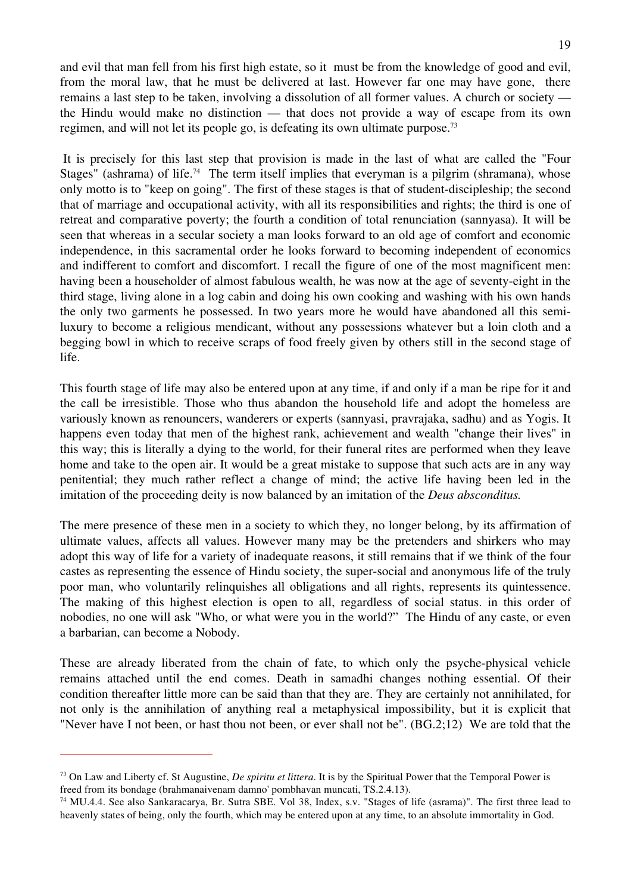and evil that man fell from his first high estate, so it must be from the knowledge of good and evil, from the moral law, that he must be delivered at last. However far one may have gone, there remains a last step to be taken, involving a dissolution of all former values. A church or society — the Hindu would make no distinction — that does not provide a way of escape from its own regimen, and will not let its people go, is defeating its own ultimate purpose.[73]

It is precisely for this last step that provision is made in the last of what are called the "Four Stages" (ashrama) of life.[74] The term itself implies that everyman is a pilgrim (shramana), whose only motto is to "keep on going". The first of these stages is that of student-discipleship; the second that of marriage and occupational activity, with all its responsibilities and rights; the third is one of retreat and comparative poverty; the fourth a condition of total renunciation (sannyasa). It will be seen that whereas in a secular society a man looks forward to an old age of comfort and economic independence, in this sacramental order he looks forward to becoming independent of economics and indifferent to comfort and discomfort. I recall the figure of one of the most magnificent men: having been a householder of almost fabulous wealth, he was now at the age of seventy-eight in the third stage, living alone in a log cabin and doing his own cooking and washing with his own hands the only two garments he possessed. In two years more he would have abandoned all this semi-luxury to become a religious mendicant, without any possessions whatever but a loin cloth and a begging bowl in which to receive scraps of food freely given by others still in the second stage of life.

This fourth stage of life may also be entered upon at any time, if and only if a man be ripe for it and the call be irresistible. Those who thus abandon the household life and adopt the homeless are variously known as renouncers, wanderers or experts (sannyasi, pravrajaka, sadhu) and as Yogis. It happens even today that men of the highest rank, achievement and wealth "change their lives" in this way; this is literally a dying to the world, for their funeral rites are performed when they leave home and take to the open air. It would be a great mistake to suppose that such acts are in any way penitential; they much rather reflect a change of mind; the active life having been led in the imitation of the proceeding deity is now balanced by an imitation of the *Deus absconditus.*

The mere presence of these men in a society to which they, no longer belong, by its affirmation of ultimate values, affects all values. However many may be the pretenders and shirkers who may adopt this way of life for a variety of inadequate reasons, it still remains that if we think of the four castes as representing the essence of Hindu society, the super-social and anonymous life of the truly poor man, who voluntarily relinquishes all obligations and all rights, represents its quintessence. The making of this highest election is open to all, regardless of social status. in this order of nobodies, no one will ask "Who, or what were you in the world?" The Hindu of any caste, or even a barbarian, can become a Nobody.

These are already liberated from the chain of fate, to which only the psyche-physical vehicle remains attached until the end comes. Death in samadhi changes nothing essential. Of their condition thereafter little more can be said than that they are. They are certainly not annihilated, for not only is the annihilation of anything real a metaphysical impossibility, but it is explicit that "Never have I not been, or hast thou not been, or ever shall not be". (BG.2;12) We are told that the

---

[73] On Law and Liberty cf. St Augustine, *De spiritu et littera*. It is by the Spiritual Power that the Temporal Power is freed from its bondage (brahmanaivenam damno' pombhavan muncati, TS.2.4.13).

[74] MU.4.4. See also Sankaracarya, Br. Sutra SBE. Vol 38, Index, s.v. "Stages of life (asrama)". The first three lead to heavenly states of being, only the fourth, which may be entered upon at any time, to an absolute immortality in God.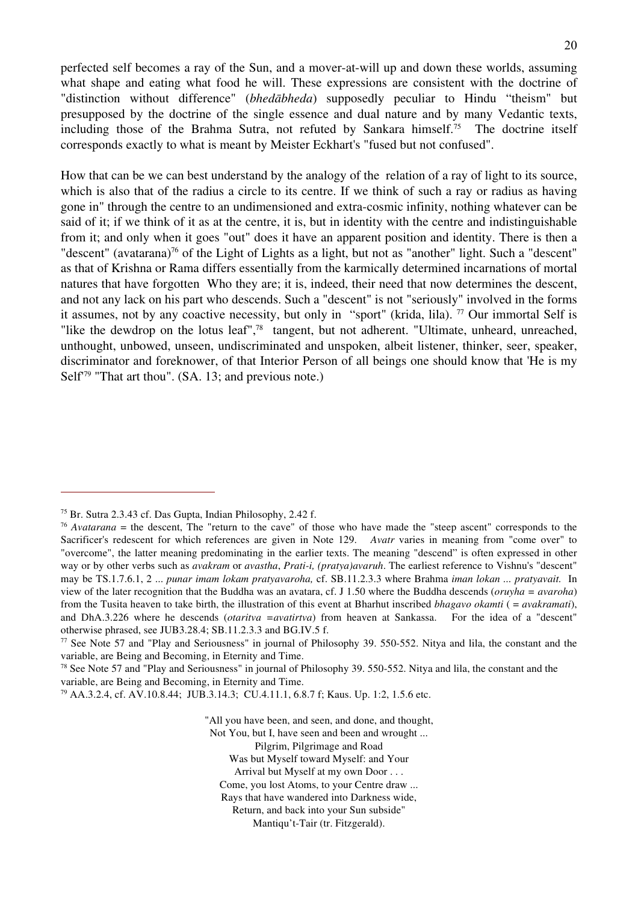perfected self becomes a ray of the Sun, and a mover-at-will up and down these worlds, assuming what shape and eating what food he will. These expressions are consistent with the doctrine of "distinction without difference" (*bhedābheda*) supposedly peculiar to Hindu "theism" but presupposed by the doctrine of the single essence and dual nature and by many Vedantic texts, including those of the Brahma Sutra, not refuted by Sankara himself.[75] The doctrine itself corresponds exactly to what is meant by Meister Eckhart's "fused but not confused".

How that can be we can best understand by the analogy of the relation of a ray of light to its source, which is also that of the radius a circle to its centre. If we think of such a ray or radius as having gone in" through the centre to an undimensioned and extra-cosmic infinity, nothing whatever can be said of it; if we think of it as at the centre, it is, but in identity with the centre and indistinguishable from it; and only when it goes "out" does it have an apparent position and identity. There is then a "descent" (avatarana)[76] of the Light of Lights as a light, but not as "another" light. Such a "descent" as that of Krishna or Rama differs essentially from the karmically determined incarnations of mortal natures that have forgotten Who they are; it is, indeed, their need that now determines the descent, and not any lack on his part who descends. Such a "descent" is not "seriously" involved in the forms it assumes, not by any coactive necessity, but only in "sport" (krida, lila). [77] Our immortal Self is "like the dewdrop on the lotus leaf",[78] tangent, but not adherent. "Ultimate, unheard, unreached, unthought, unbowed, unseen, undiscriminated and unspoken, albeit listener, thinker, seer, speaker, discriminator and foreknower, of that Interior Person of all beings one should know that 'He is my Self'[79] "That art thou". (SA. 13; and previous note.)

---

[75] Br. Sutra 2.3.43 cf. Das Gupta, Indian Philosophy, 2.42 f.

[76] *Avatarana* = the descent, The "return to the cave" of those who have made the "steep ascent" corresponds to the Sacrificer's redescent for which references are given in Note 129. *Avatr* varies in meaning from "come over" to "overcome", the latter meaning predominating in the earlier texts. The meaning "descend" is often expressed in other way or by other verbs such as *avakram* or *avastha*, *Prati-i, (pratya)avaruh*. The earliest reference to Vishnu's "descent" may be TS.1.7.6.1, 2 ... *punar imam lokam pratyavaroha,* cf. SB.11.2.3.3 where Brahma *iman lokan ... pratyavait.* In view of the later recognition that the Buddha was an avatara, cf. J 1.50 where the Buddha descends (*oruyha* = *avaroha*) from the Tusita heaven to take birth, the illustration of this event at Bharhut inscribed *bhagavo okamti* ( = *avakramati*), and DhA.3.226 where he descends (*otaritva* =*avatirtva*) from heaven at Sankassa. For the idea of a "descent" otherwise phrased, see JUB3.28.4; SB.11.2.3.3 and BG.IV.5 f.

[77] See Note 57 and "Play and Seriousness" in journal of Philosophy 39. 550-552. Nitya and lila, the constant and the variable, are Being and Becoming, in Eternity and Time.

[78] See Note 57 and "Play and Seriousness" in journal of Philosophy 39. 550-552. Nitya and lila, the constant and the variable, are Being and Becoming, in Eternity and Time.

[79] AA.3.2.4, cf. AV.10.8.44; JUB.3.14.3; CU.4.11.1, 6.8.7 f; Kaus. Up. 1:2, 1.5.6 etc.

> "All you have been, and seen, and done, and thought,
> Not You, but I, have seen and been and wrought ...
> Pilgrim, Pilgrimage and Road
> Was but Myself toward Myself: and Your
> Arrival but Myself at my own Door . . .
> Come, you lost Atoms, to your Centre draw ...
> Rays that have wandered into Darkness wide,
> Return, and back into your Sun subside"
> Mantiqu't-Tair (tr. Fitzgerald).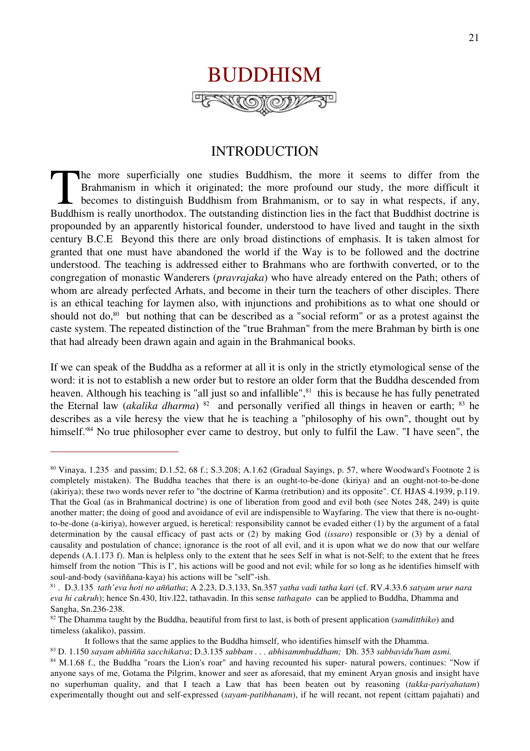# BUDDHISM

## INTRODUCTION

The more superficially one studies Buddhism, the more it seems to differ from the Brahmanism in which it originated; the more profound our study, the more difficult it becomes to distinguish Buddhism from Brahmanism, or to say in what respects, if any, Buddhism is really unorthodox. The outstanding distinction lies in the fact that Buddhist doctrine is propounded by an apparently historical founder, understood to have lived and taught in the sixth century B.C.E Beyond this there are only broad distinctions of emphasis. It is taken almost for granted that one must have abandoned the world if the Way is to be followed and the doctrine understood. The teaching is addressed either to Brahmans who are forthwith converted, or to the congregation of monastic Wanderers (*pravrajaka*) who have already entered on the Path; others of whom are already perfected Arhats, and become in their turn the teachers of other disciples. There is an ethical teaching for laymen also, with injunctions and prohibitions as to what one should or should not do,[80] but nothing that can be described as a "social reform" or as a protest against the caste system. The repeated distinction of the "true Brahman" from the mere Brahman by birth is one that had already been drawn again and again in the Brahmanical books.

If we can speak of the Buddha as a reformer at all it is only in the strictly etymological sense of the word: it is not to establish a new order but to restore an older form that the Buddha descended from heaven. Although his teaching is "all just so and infallible",[81] this is because he has fully penetrated the Eternal law (*akalika dharma*) [82] and personally verified all things in heaven or earth; [83] he describes as a vile heresy the view that he is teaching a "philosophy of his own", thought out by himself.'[84] No true philosopher ever came to destroy, but only to fulfil the Law. "I have seen", the

---

[80] Vinaya, 1.235 and passim; D.1.52, 68 f.; S.3.208; A.1.62 (Gradual Sayings, p. 57, where Woodward's Footnote 2 is completely mistaken). The Buddha teaches that there is an ought-to-be-done (kiriya) and an ought-not-to-be-done (akiriya); these two words never refer to "the doctrine of Karma (retribution) and its opposite". Cf. HJAS 4.1939, p.119. That the Goal (as in Brahmanical doctrine) is one of liberation from good and evil both (see Notes 248, 249) is quite another matter; the doing of good and avoidance of evil are indispensible to Wayfaring. The view that there is no-ought-to-be-done (a-kiriya), however argued, is heretical: responsibility cannot be evaded either (1) by the argument of a fatal determination by the causal efficacy of past acts or (2) by making God (*issaro*) responsible or (3) by a denial of causality and postulation of chance; ignorance is the root of all evil, and it is upon what we do now that our welfare depends (A.1.173 f). Man is helpless only to the extent that he sees Self in what is not-Self; to the extent that he frees himself from the notion "This is I", his actions will be good and not evil; while for so long as he identifies himself with soul-and-body (saviññana-kaya) his actions will be "self"-ish.

[81] . D.3.135 *tath'eva hoti no aññatha*; A 2.23, D.3.133, Sn.357 *yatha vadi tatha kari* (cf. RV.4.33.6 *satyam urur nara eva hi cakruh*); hence Sn.430, Itiv.l22, tathavadin. In this sense *tathagato* can be applied to Buddha, Dhamma and Sangha, Sn.236-238.

[82] The Dhamma taught by the Buddha, beautiful from first to last, is both of present application (*samditthiko*) and timeless (akaliko), passim.

It follows that the same applies to the Buddha himself, who identifies himself with the Dhamma.

[83] D. 1.150 *sayam abhiñña sacchikatva*; D.3.135 *sabbam . . . abhisammbuddham;* Dh. 353 *sabbavidu'ham asmi.*

[84] M.1.68 f., the Buddha "roars the Lion's roar" and having recounted his super- natural powers, continues: "Now if anyone says of me, Gotama the Pilgrim, knower and seer as aforesaid, that my eminent Aryan gnosis and insight have no superhuman quality, and that I teach a Law that has been beaten out by reasoning (*takka-pariyahatam*) experimentally thought out and self-expressed (*sayam-patibhanam*), if he will recant, not repent (cittam pajahati) and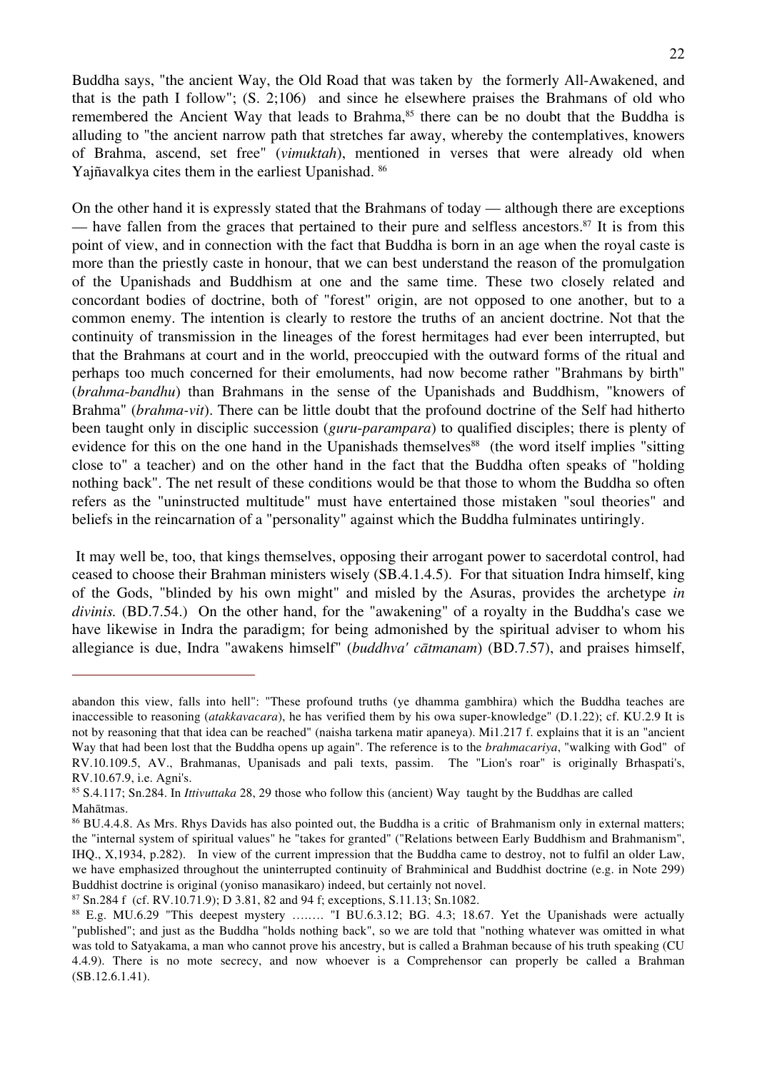Buddha says, "the ancient Way, the Old Road that was taken by the formerly All-Awakened, and that is the path I follow"; (S. 2;106) and since he elsewhere praises the Brahmans of old who remembered the Ancient Way that leads to Brahma,[85] there can be no doubt that the Buddha is alluding to "the ancient narrow path that stretches far away, whereby the contemplatives, knowers of Brahma, ascend, set free" (*vimuktah*), mentioned in verses that were already old when Yajñavalkya cites them in the earliest Upanishad. [86]

On the other hand it is expressly stated that the Brahmans of today — although there are exceptions — have fallen from the graces that pertained to their pure and selfless ancestors.[87] It is from this point of view, and in connection with the fact that Buddha is born in an age when the royal caste is more than the priestly caste in honour, that we can best understand the reason of the promulgation of the Upanishads and Buddhism at one and the same time. These two closely related and concordant bodies of doctrine, both of "forest" origin, are not opposed to one another, but to a common enemy. The intention is clearly to restore the truths of an ancient doctrine. Not that the continuity of transmission in the lineages of the forest hermitages had ever been interrupted, but that the Brahmans at court and in the world, preoccupied with the outward forms of the ritual and perhaps too much concerned for their emoluments, had now become rather "Brahmans by birth" (*brahma-bandhu*) than Brahmans in the sense of the Upanishads and Buddhism, "knowers of Brahma" (*brahma-vit*). There can be little doubt that the profound doctrine of the Self had hitherto been taught only in disciplic succession (*guru-parampara*) to qualified disciples; there is plenty of evidence for this on the one hand in the Upanishads themselves[88] (the word itself implies "sitting close to" a teacher) and on the other hand in the fact that the Buddha often speaks of "holding nothing back". The net result of these conditions would be that those to whom the Buddha so often refers as the "uninstructed multitude" must have entertained those mistaken "soul theories" and beliefs in the reincarnation of a "personality" against which the Buddha fulminates untiringly.

It may well be, too, that kings themselves, opposing their arrogant power to sacerdotal control, had ceased to choose their Brahman ministers wisely (SB.4.1.4.5). For that situation Indra himself, king of the Gods, "blinded by his own might" and misled by the Asuras, provides the archetype *in divinis.* (BD.7.54.) On the other hand, for the "awakening" of a royalty in the Buddha's case we have likewise in Indra the paradigm; for being admonished by the spiritual adviser to whom his allegiance is due, Indra "awakens himself" (*buddhva' cātmanam*) (BD.7.57), and praises himself,

---

abandon this view, falls into hell": "These profound truths (ye dhamma gambhira) which the Buddha teaches are inaccessible to reasoning (*atakkavacara*), he has verified them by his owa super-knowledge" (D.1.22); cf. KU.2.9 It is not by reasoning that that idea can be reached" (naisha tarkena matir apaneya). Mi1.217 f. explains that it is an "ancient Way that had been lost that the Buddha opens up again". The reference is to the *brahmacariya*, "walking with God" of RV.10.109.5, AV., Brahmanas, Upanisads and pali texts, passim. The "Lion's roar" is originally Brhaspati's, RV.10.67.9, i.e. Agni's.

[85] S.4.117; Sn.284. In *Ittivuttaka* 28, 29 those who follow this (ancient) Way taught by the Buddhas are called Mahātmas.

[86] BU.4.4.8. As Mrs. Rhys Davids has also pointed out, the Buddha is a critic of Brahmanism only in external matters; the "internal system of spiritual values" he "takes for granted" ("Relations between Early Buddhism and Brahmanism", IHQ., X,1934, p.282). In view of the current impression that the Buddha came to destroy, not to fulfil an older Law, we have emphasized throughout the uninterrupted continuity of Brahminical and Buddhist doctrine (e.g. in Note 299) Buddhist doctrine is original (yoniso manasikaro) indeed, but certainly not novel.

[87] Sn.284 f (cf. RV.10.71.9); D 3.81, 82 and 94 f; exceptions, S.11.13; Sn.1082.

[88] E.g. MU.6.29 "This deepest mystery …….. "I BU.6.3.12; BG. 4.3; 18.67. Yet the Upanishads were actually "published"; and just as the Buddha "holds nothing back", so we are told that "nothing whatever was omitted in what was told to Satyakama, a man who cannot prove his ancestry, but is called a Brahman because of his truth speaking (CU 4.4.9). There is no mote secrecy, and now whoever is a Comprehensor can properly be called a Brahman (SB.12.6.1.41).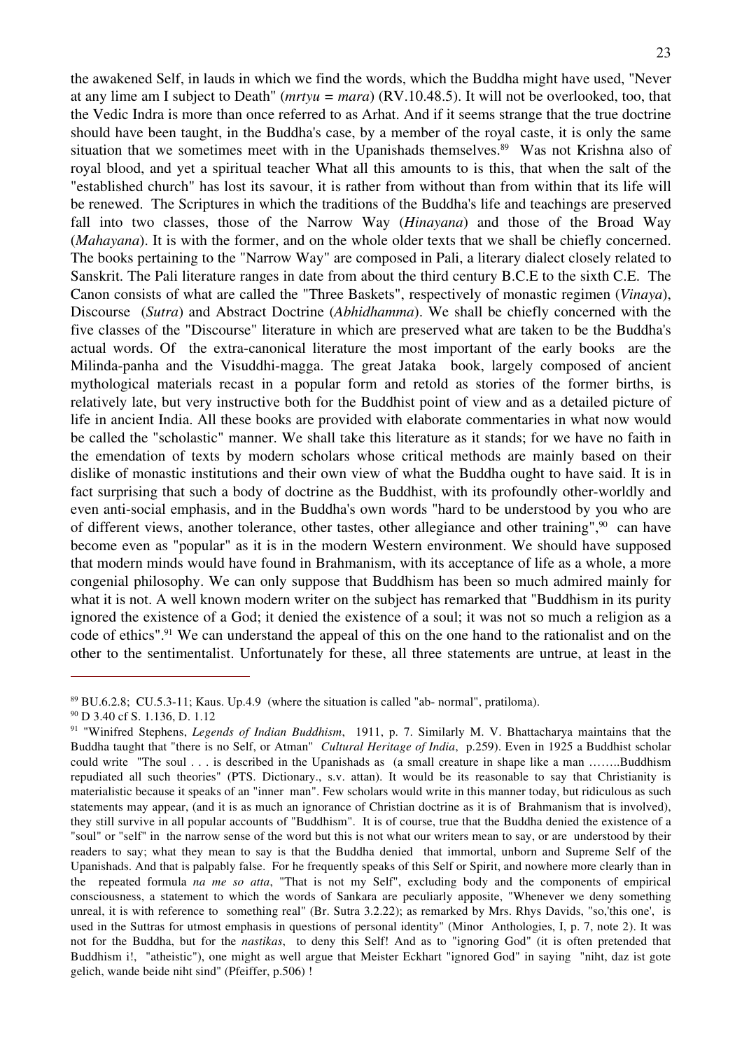the awakened Self, in lauds in which we find the words, which the Buddha might have used, "Never at any lime am I subject to Death" (*mrtyu = mara*) (RV.10.48.5). It will not be overlooked, too, that the Vedic Indra is more than once referred to as Arhat. And if it seems strange that the true doctrine should have been taught, in the Buddha's case, by a member of the royal caste, it is only the same situation that we sometimes meet with in the Upanishads themselves.[89] Was not Krishna also of royal blood, and yet a spiritual teacher What all this amounts to is this, that when the salt of the "established church" has lost its savour, it is rather from without than from within that its life will be renewed. The Scriptures in which the traditions of the Buddha's life and teachings are preserved fall into two classes, those of the Narrow Way (*Hinayana*) and those of the Broad Way (*Mahayana*). It is with the former, and on the whole older texts that we shall be chiefly concerned. The books pertaining to the "Narrow Way" are composed in Pali, a literary dialect closely related to Sanskrit. The Pali literature ranges in date from about the third century B.C.E to the sixth C.E. The Canon consists of what are called the "Three Baskets", respectively of monastic regimen (*Vinaya*), Discourse (*Sutra*) and Abstract Doctrine (*Abhidhamma*). We shall be chiefly concerned with the five classes of the "Discourse" literature in which are preserved what are taken to be the Buddha's actual words. Of the extra-canonical literature the most important of the early books are the Milinda-panha and the Visuddhi-magga. The great Jataka book, largely composed of ancient mythological materials recast in a popular form and retold as stories of the former births, is relatively late, but very instructive both for the Buddhist point of view and as a detailed picture of life in ancient India. All these books are provided with elaborate commentaries in what now would be called the "scholastic" manner. We shall take this literature as it stands; for we have no faith in the emendation of texts by modern scholars whose critical methods are mainly based on their dislike of monastic institutions and their own view of what the Buddha ought to have said. It is in fact surprising that such a body of doctrine as the Buddhist, with its profoundly other-worldly and even anti-social emphasis, and in the Buddha's own words "hard to be understood by you who are of different views, another tolerance, other tastes, other allegiance and other training",[90] can have become even as "popular" as it is in the modern Western environment. We should have supposed that modern minds would have found in Brahmanism, with its acceptance of life as a whole, a more congenial philosophy. We can only suppose that Buddhism has been so much admired mainly for what it is not. A well known modern writer on the subject has remarked that "Buddhism in its purity ignored the existence of a God; it denied the existence of a soul; it was not so much a religion as a code of ethics".[91] We can understand the appeal of this on the one hand to the rationalist and on the other to the sentimentalist. Unfortunately for these, all three statements are untrue, at least in the

---

[89] BU.6.2.8; CU.5.3-11; Kaus. Up.4.9 (where the situation is called "ab- normal", pratiloma).

[90] D 3.40 cf S. 1.136, D. 1.12

[91] "Winifred Stephens, *Legends of Indian Buddhism*, 1911, p. 7. Similarly M. V. Bhattacharya maintains that the Buddha taught that "there is no Self, or Atman" *Cultural Heritage of India*, p.259). Even in 1925 a Buddhist scholar could write "The soul . . . is described in the Upanishads as (a small creature in shape like a man ……..Buddhism repudiated all such theories" (PTS. Dictionary., s.v. attan). It would be its reasonable to say that Christianity is materialistic because it speaks of an "inner man". Few scholars would write in this manner today, but ridiculous as such statements may appear, (and it is as much an ignorance of Christian doctrine as it is of Brahmanism that is involved), they still survive in all popular accounts of "Buddhism". It is of course, true that the Buddha denied the existence of a "soul" or "self" in the narrow sense of the word but this is not what our writers mean to say, or are understood by their readers to say; what they mean to say is that the Buddha denied that immortal, unborn and Supreme Self of the Upanishads. And that is palpably false. For he frequently speaks of this Self or Spirit, and nowhere more clearly than in the repeated formula *na me so atta*, "That is not my Self", excluding body and the components of empirical consciousness, a statement to which the words of Sankara are peculiarly apposite, "Whenever we deny something unreal, it is with reference to something real" (Br. Sutra 3.2.22); as remarked by Mrs. Rhys Davids, "so,'this one', is used in the Suttras for utmost emphasis in questions of personal identity" (Minor Anthologies, I, p. 7, note 2). It was not for the Buddha, but for the *nastikas*, to deny this Self! And as to "ignoring God" (it is often pretended that Buddhism i!, "atheistic"), one might as well argue that Meister Eckhart "ignored God" in saying "niht, daz ist gote gelich, wande beide niht sind" (Pfeiffer, p.506) !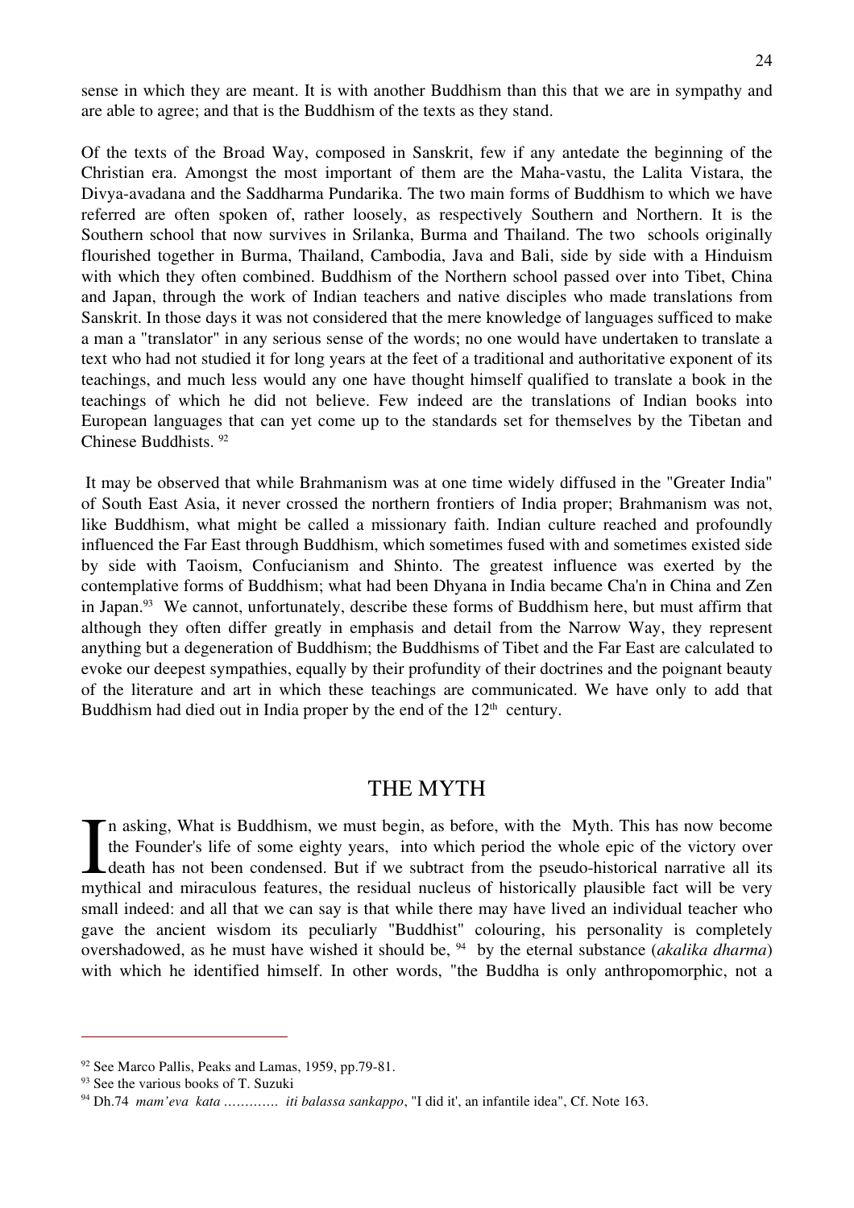sense in which they are meant. It is with another Buddhism than this that we are in sympathy and are able to agree; and that is the Buddhism of the texts as they stand.

Of the texts of the Broad Way, composed in Sanskrit, few if any antedate the beginning of the Christian era. Amongst the most important of them are the Maha-vastu, the Lalita Vistara, the Divya-avadana and the Saddharma Pundarika. The two main forms of Buddhism to which we have referred are often spoken of, rather loosely, as respectively Southern and Northern. It is the Southern school that now survives in Srilanka, Burma and Thailand. The two schools originally flourished together in Burma, Thailand, Cambodia, Java and Bali, side by side with a Hinduism with which they often combined. Buddhism of the Northern school passed over into Tibet, China and Japan, through the work of Indian teachers and native disciples who made translations from Sanskrit. In those days it was not considered that the mere knowledge of languages sufficed to make a man a "translator" in any serious sense of the words; no one would have undertaken to translate a text who had not studied it for long years at the feet of a traditional and authoritative exponent of its teachings, and much less would any one have thought himself qualified to translate a book in the teachings of which he did not believe. Few indeed are the translations of Indian books into European languages that can yet come up to the standards set for themselves by the Tibetan and Chinese Buddhists. [92]

It may be observed that while Brahmanism was at one time widely diffused in the "Greater India" of South East Asia, it never crossed the northern frontiers of India proper; Brahmanism was not, like Buddhism, what might be called a missionary faith. Indian culture reached and profoundly influenced the Far East through Buddhism, which sometimes fused with and sometimes existed side by side with Taoism, Confucianism and Shinto. The greatest influence was exerted by the contemplative forms of Buddhism; what had been Dhyana in India became Cha'n in China and Zen in Japan.[93] We cannot, unfortunately, describe these forms of Buddhism here, but must affirm that although they often differ greatly in emphasis and detail from the Narrow Way, they represent anything but a degeneration of Buddhism; the Buddhisms of Tibet and the Far East are calculated to evoke our deepest sympathies, equally by their profundity of their doctrines and the poignant beauty of the literature and art in which these teachings are communicated. We have only to add that Buddhism had died out in India proper by the end of the 12th century.

## THE MYTH

In asking, What is Buddhism, we must begin, as before, with the Myth. This has now become the Founder's life of some eighty years, into which period the whole epic of the victory over death has not been condensed. But if we subtract from the pseudo-historical narrative all its mythical and miraculous features, the residual nucleus of historically plausible fact will be very small indeed: and all that we can say is that while there may have lived an individual teacher who gave the ancient wisdom its peculiarly "Buddhist" colouring, his personality is completely overshadowed, as he must have wished it should be, [94] by the eternal substance (*akalika dharma*) with which he identified himself. In other words, "the Buddha is only anthropomorphic, not a

---

[92] See Marco Pallis, Peaks and Lamas, 1959, pp.79-81.

[93] See the various books of T. Suzuki

[94] Dh.74 *mam'eva kata ………… iti balassa sankappo*, "I did it', an infantile idea", Cf. Note 163.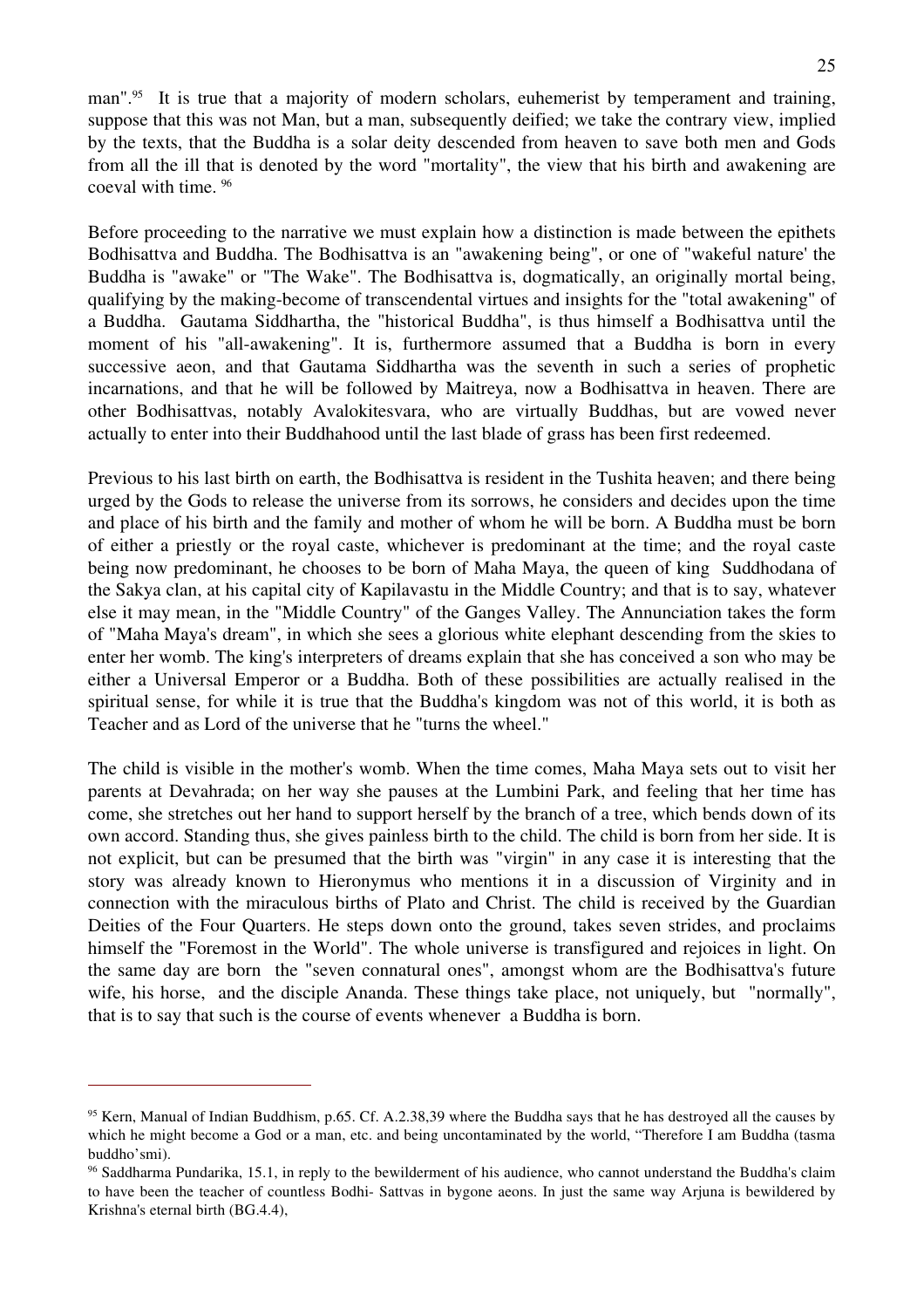man".[95] It is true that a majority of modern scholars, euhemerist by temperament and training, suppose that this was not Man, but a man, subsequently deified; we take the contrary view, implied by the texts, that the Buddha is a solar deity descended from heaven to save both men and Gods from all the ill that is denoted by the word "mortality", the view that his birth and awakening are coeval with time. [96]

Before proceeding to the narrative we must explain how a distinction is made between the epithets Bodhisattva and Buddha. The Bodhisattva is an "awakening being", or one of "wakeful nature' the Buddha is "awake" or "The Wake". The Bodhisattva is, dogmatically, an originally mortal being, qualifying by the making-become of transcendental virtues and insights for the "total awakening" of a Buddha. Gautama Siddhartha, the "historical Buddha", is thus himself a Bodhisattva until the moment of his "all-awakening". It is, furthermore assumed that a Buddha is born in every successive aeon, and that Gautama Siddhartha was the seventh in such a series of prophetic incarnations, and that he will be followed by Maitreya, now a Bodhisattva in heaven. There are other Bodhisattvas, notably Avalokitesvara, who are virtually Buddhas, but are vowed never actually to enter into their Buddhahood until the last blade of grass has been first redeemed.

Previous to his last birth on earth, the Bodhisattva is resident in the Tushita heaven; and there being urged by the Gods to release the universe from its sorrows, he considers and decides upon the time and place of his birth and the family and mother of whom he will be born. A Buddha must be born of either a priestly or the royal caste, whichever is predominant at the time; and the royal caste being now predominant, he chooses to be born of Maha Maya, the queen of king Suddhodana of the Sakya clan, at his capital city of Kapilavastu in the Middle Country; and that is to say, whatever else it may mean, in the "Middle Country" of the Ganges Valley. The Annunciation takes the form of "Maha Maya's dream", in which she sees a glorious white elephant descending from the skies to enter her womb. The king's interpreters of dreams explain that she has conceived a son who may be either a Universal Emperor or a Buddha. Both of these possibilities are actually realised in the spiritual sense, for while it is true that the Buddha's kingdom was not of this world, it is both as Teacher and as Lord of the universe that he "turns the wheel."

The child is visible in the mother's womb. When the time comes, Maha Maya sets out to visit her parents at Devahrada; on her way she pauses at the Lumbini Park, and feeling that her time has come, she stretches out her hand to support herself by the branch of a tree, which bends down of its own accord. Standing thus, she gives painless birth to the child. The child is born from her side. It is not explicit, but can be presumed that the birth was "virgin" in any case it is interesting that the story was already known to Hieronymus who mentions it in a discussion of Virginity and in connection with the miraculous births of Plato and Christ. The child is received by the Guardian Deities of the Four Quarters. He steps down onto the ground, takes seven strides, and proclaims himself the "Foremost in the World". The whole universe is transfigured and rejoices in light. On the same day are born the "seven connatural ones", amongst whom are the Bodhisattva's future wife, his horse, and the disciple Ananda. These things take place, not uniquely, but "normally", that is to say that such is the course of events whenever a Buddha is born.

---

[95] Kern, Manual of Indian Buddhism, p.65. Cf. A.2.38,39 where the Buddha says that he has destroyed all the causes by which he might become a God or a man, etc. and being uncontaminated by the world, "Therefore I am Buddha (tasma buddho'smi).

[96] Saddharma Pundarika, 15.1, in reply to the bewilderment of his audience, who cannot understand the Buddha's claim to have been the teacher of countless Bodhi- Sattvas in bygone aeons. In just the same way Arjuna is bewildered by Krishna's eternal birth (BG.4.4),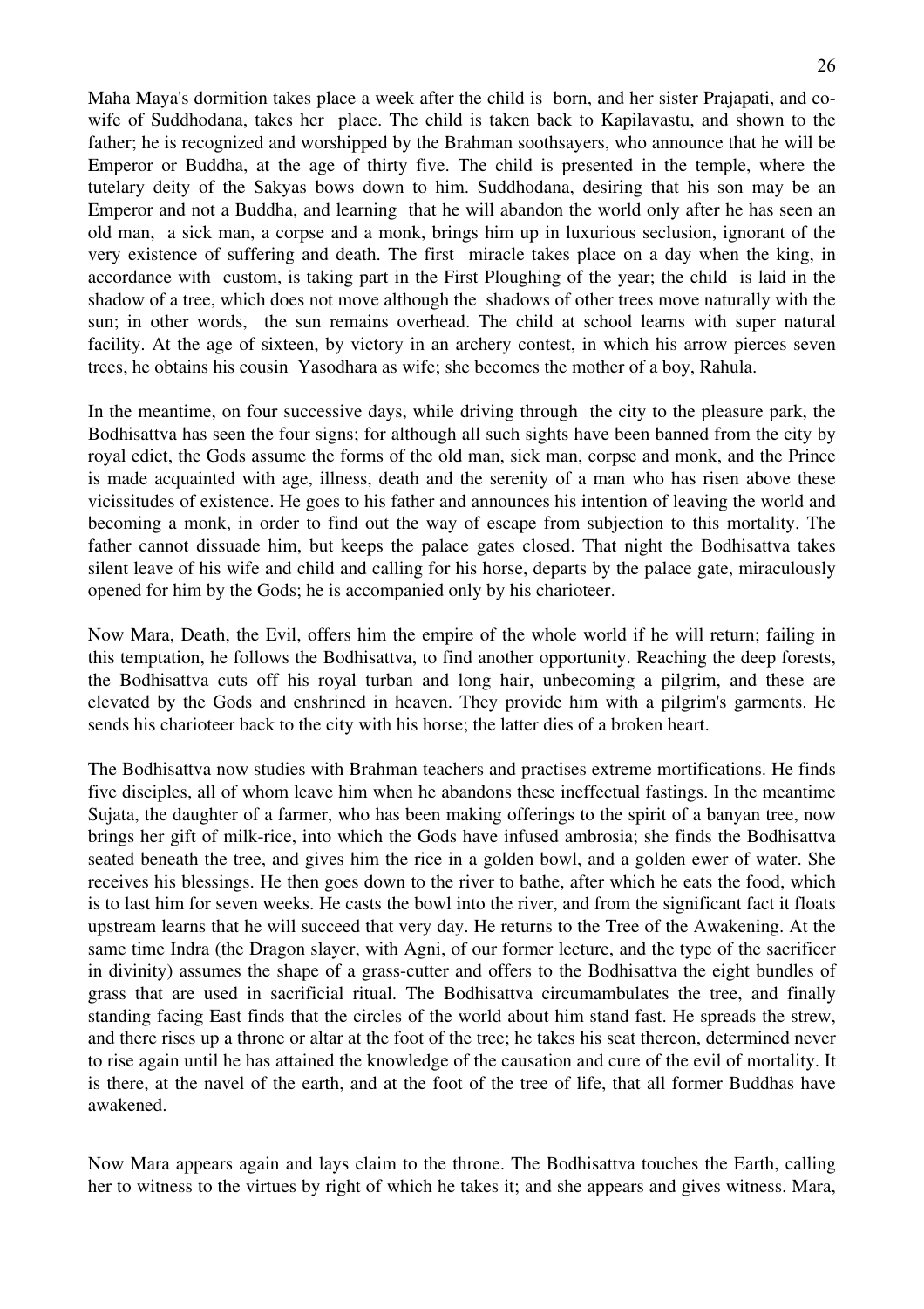Maha Maya's dormition takes place a week after the child is born, and her sister Prajapati, and co-wife of Suddhodana, takes her place. The child is taken back to Kapilavastu, and shown to the father; he is recognized and worshipped by the Brahman soothsayers, who announce that he will be Emperor or Buddha, at the age of thirty five. The child is presented in the temple, where the tutelary deity of the Sakyas bows down to him. Suddhodana, desiring that his son may be an Emperor and not a Buddha, and learning that he will abandon the world only after he has seen an old man, a sick man, a corpse and a monk, brings him up in luxurious seclusion, ignorant of the very existence of suffering and death. The first miracle takes place on a day when the king, in accordance with custom, is taking part in the First Ploughing of the year; the child is laid in the shadow of a tree, which does not move although the shadows of other trees move naturally with the sun; in other words, the sun remains overhead. The child at school learns with super natural facility. At the age of sixteen, by victory in an archery contest, in which his arrow pierces seven trees, he obtains his cousin Yasodhara as wife; she becomes the mother of a boy, Rahula.

In the meantime, on four successive days, while driving through the city to the pleasure park, the Bodhisattva has seen the four signs; for although all such sights have been banned from the city by royal edict, the Gods assume the forms of the old man, sick man, corpse and monk, and the Prince is made acquainted with age, illness, death and the serenity of a man who has risen above these vicissitudes of existence. He goes to his father and announces his intention of leaving the world and becoming a monk, in order to find out the way of escape from subjection to this mortality. The father cannot dissuade him, but keeps the palace gates closed. That night the Bodhisattva takes silent leave of his wife and child and calling for his horse, departs by the palace gate, miraculously opened for him by the Gods; he is accompanied only by his charioteer.

Now Mara, Death, the Evil, offers him the empire of the whole world if he will return; failing in this temptation, he follows the Bodhisattva, to find another opportunity. Reaching the deep forests, the Bodhisattva cuts off his royal turban and long hair, unbecoming a pilgrim, and these are elevated by the Gods and enshrined in heaven. They provide him with a pilgrim's garments. He sends his charioteer back to the city with his horse; the latter dies of a broken heart.

The Bodhisattva now studies with Brahman teachers and practises extreme mortifications. He finds five disciples, all of whom leave him when he abandons these ineffectual fastings. In the meantime Sujata, the daughter of a farmer, who has been making offerings to the spirit of a banyan tree, now brings her gift of milk-rice, into which the Gods have infused ambrosia; she finds the Bodhisattva seated beneath the tree, and gives him the rice in a golden bowl, and a golden ewer of water. She receives his blessings. He then goes down to the river to bathe, after which he eats the food, which is to last him for seven weeks. He casts the bowl into the river, and from the significant fact it floats upstream learns that he will succeed that very day. He returns to the Tree of the Awakening. At the same time Indra (the Dragon slayer, with Agni, of our former lecture, and the type of the sacrificer in divinity) assumes the shape of a grass-cutter and offers to the Bodhisattva the eight bundles of grass that are used in sacrificial ritual. The Bodhisattva circumambulates the tree, and finally standing facing East finds that the circles of the world about him stand fast. He spreads the strew, and there rises up a throne or altar at the foot of the tree; he takes his seat thereon, determined never to rise again until he has attained the knowledge of the causation and cure of the evil of mortality. It is there, at the navel of the earth, and at the foot of the tree of life, that all former Buddhas have awakened.

Now Mara appears again and lays claim to the throne. The Bodhisattva touches the Earth, calling her to witness to the virtues by right of which he takes it; and she appears and gives witness. Mara,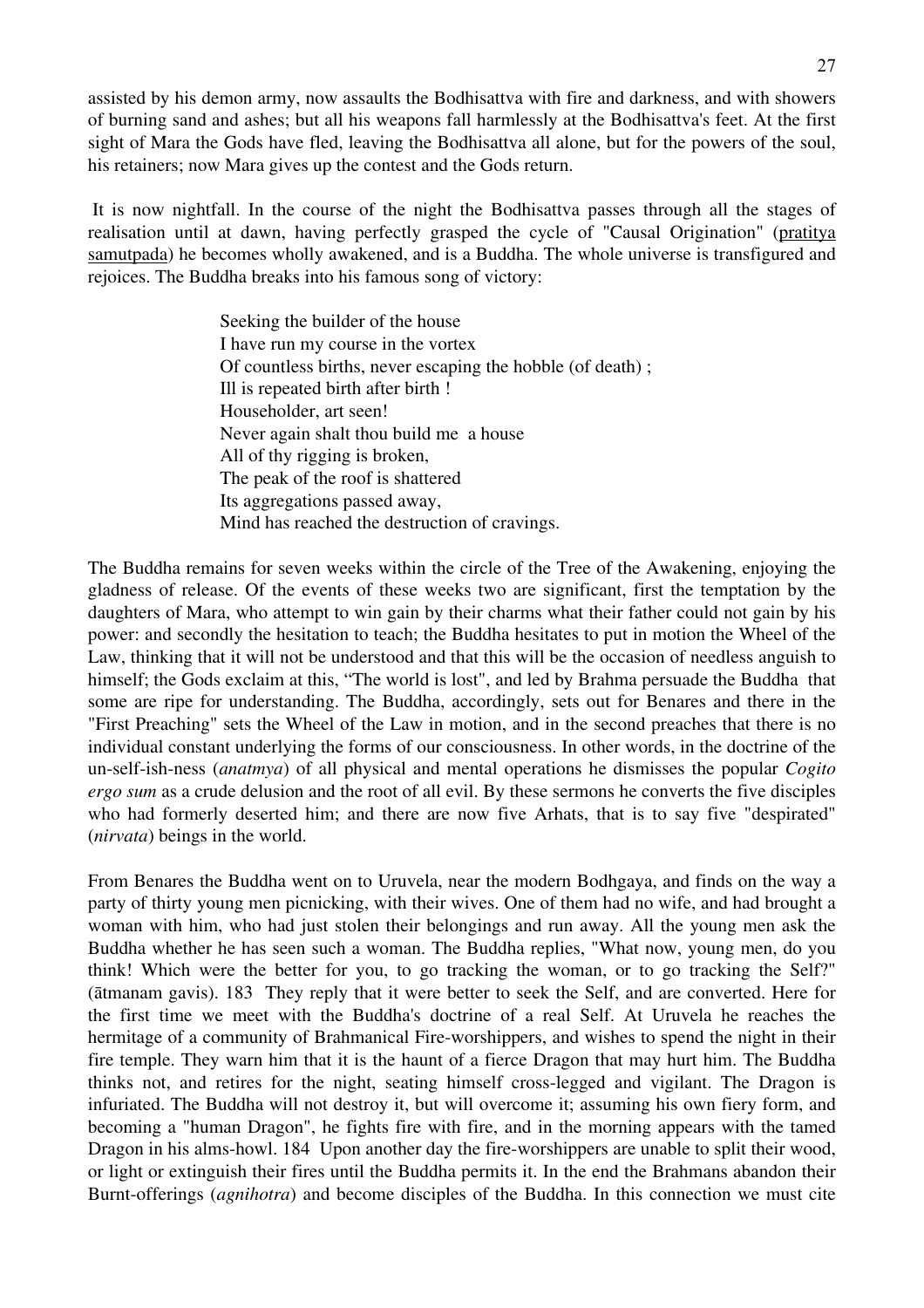assisted by his demon army, now assaults the Bodhisattva with fire and darkness, and with showers of burning sand and ashes; but all his weapons fall harmlessly at the Bodhisattva's feet. At the first sight of Mara the Gods have fled, leaving the Bodhisattva all alone, but for the powers of the soul, his retainers; now Mara gives up the contest and the Gods return.

It is now nightfall. In the course of the night the Bodhisattva passes through all the stages of realisation until at dawn, having perfectly grasped the cycle of "Causal Origination" (pratitya samutpada) he becomes wholly awakened, and is a Buddha. The whole universe is transfigured and rejoices. The Buddha breaks into his famous song of victory:

> Seeking the builder of the house
> I have run my course in the vortex
> Of countless births, never escaping the hobble (of death) ;
> Ill is repeated birth after birth !
> Householder, art seen!
> Never again shalt thou build me a house
> All of thy rigging is broken,
> The peak of the roof is shattered
> Its aggregations passed away,
> Mind has reached the destruction of cravings.

The Buddha remains for seven weeks within the circle of the Tree of the Awakening, enjoying the gladness of release. Of the events of these weeks two are significant, first the temptation by the daughters of Mara, who attempt to win gain by their charms what their father could not gain by his power: and secondly the hesitation to teach; the Buddha hesitates to put in motion the Wheel of the Law, thinking that it will not be understood and that this will be the occasion of needless anguish to himself; the Gods exclaim at this, "The world is lost", and led by Brahma persuade the Buddha that some are ripe for understanding. The Buddha, accordingly, sets out for Benares and there in the "First Preaching" sets the Wheel of the Law in motion, and in the second preaches that there is no individual constant underlying the forms of our consciousness. In other words, in the doctrine of the un-self-ish-ness (*anatmya*) of all physical and mental operations he dismisses the popular *Cogito ergo sum* as a crude delusion and the root of all evil. By these sermons he converts the five disciples who had formerly deserted him; and there are now five Arhats, that is to say five "despirated" (*nirvata*) beings in the world.

From Benares the Buddha went on to Uruvela, near the modern Bodhgaya, and finds on the way a party of thirty young men picnicking, with their wives. One of them had no wife, and had brought a woman with him, who had just stolen their belongings and run away. All the young men ask the Buddha whether he has seen such a woman. The Buddha replies, "What now, young men, do you think! Which were the better for you, to go tracking the woman, or to go tracking the Self?" (ātmanam gavis). 183 They reply that it were better to seek the Self, and are converted. Here for the first time we meet with the Buddha's doctrine of a real Self. At Uruvela he reaches the hermitage of a community of Brahmanical Fire-worshippers, and wishes to spend the night in their fire temple. They warn him that it is the haunt of a fierce Dragon that may hurt him. The Buddha thinks not, and retires for the night, seating himself cross-legged and vigilant. The Dragon is infuriated. The Buddha will not destroy it, but will overcome it; assuming his own fiery form, and becoming a "human Dragon", he fights fire with fire, and in the morning appears with the tamed Dragon in his alms-howl. 184 Upon another day the fire-worshippers are unable to split their wood, or light or extinguish their fires until the Buddha permits it. In the end the Brahmans abandon their Burnt-offerings (*agnihotra*) and become disciples of the Buddha. In this connection we must cite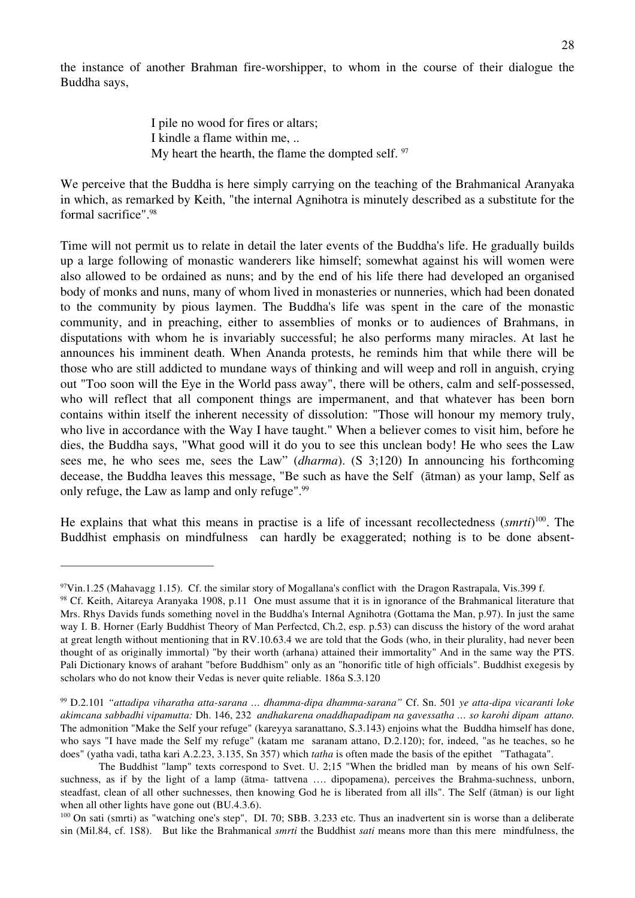the instance of another Brahman fire-worshipper, to whom in the course of their dialogue the Buddha says,

> I pile no wood for fires or altars;
> I kindle a flame within me, ..
> My heart the hearth, the flame the dompted self. [97]

We perceive that the Buddha is here simply carrying on the teaching of the Brahmanical Aranyaka in which, as remarked by Keith, "the internal Agnihotra is minutely described as a substitute for the formal sacrifice".[98]

Time will not permit us to relate in detail the later events of the Buddha's life. He gradually builds up a large following of monastic wanderers like himself; somewhat against his will women were also allowed to be ordained as nuns; and by the end of his life there had developed an organised body of monks and nuns, many of whom lived in monasteries or nunneries, which had been donated to the community by pious laymen. The Buddha's life was spent in the care of the monastic community, and in preaching, either to assemblies of monks or to audiences of Brahmans, in disputations with whom he is invariably successful; he also performs many miracles. At last he announces his imminent death. When Ananda protests, he reminds him that while there will be those who are still addicted to mundane ways of thinking and will weep and roll in anguish, crying out "Too soon will the Eye in the World pass away", there will be others, calm and self-possessed, who will reflect that all component things are impermanent, and that whatever has been born contains within itself the inherent necessity of dissolution: "Those will honour my memory truly, who live in accordance with the Way I have taught." When a believer comes to visit him, before he dies, the Buddha says, "What good will it do you to see this unclean body! He who sees the Law sees me, he who sees me, sees the Law" (*dharma*). (S 3;120) In announcing his forthcoming decease, the Buddha leaves this message, "Be such as have the Self (ātman) as your lamp, Self as only refuge, the Law as lamp and only refuge".[99]

He explains that what this means in practise is a life of incessant recollectedness (*smrti*)[100]. The Buddhist emphasis on mindfulness can hardly be exaggerated; nothing is to be done absent-

---

[97]Vin.1.25 (Mahavagg 1.15). Cf. the similar story of Mogallana's conflict with the Dragon Rastrapala, Vis.399 f.

[98] Cf. Keith, Aitareya Aranyaka 1908, p.11 One must assume that it is in ignorance of the Brahmanical literature that Mrs. Rhys Davids funds something novel in the Buddha's Internal Agnihotra (Gottama the Man, p.97). In just the same way I. B. Horner (Early Buddhist Theory of Man Perfectcd, Ch.2, esp. p.53) can discuss the history of the word arahat at great length without mentioning that in RV.10.63.4 we are told that the Gods (who, in their plurality, had never been thought of as originally immortal) "by their worth (arhana) attained their immortality" And in the same way the PTS. Pali Dictionary knows of arahant "before Buddhism" only as an "honorific title of high officials". Buddhist exegesis by scholars who do not know their Vedas is never quite reliable. 186a S.3.120

[99] D.2.101 *"attadipa viharatha atta-sarana … dhamma-dipa dhamma-sarana"* Cf. Sn. 501 *ye atta-dipa vicaranti loke akimcana sabbadhi vipamutta:* Dh. 146, 232 *andhakarena onaddhapadipam na gavessatha … so karohi dipam attano.* The admonition "Make the Self your refuge" (kareyya saranattano, S.3.143) enjoins what the Buddha himself has done, who says "I have made the Self my refuge" (katam me saranam attano, D.2.120); for, indeed, "as he teaches, so he does" (yatha vadi, tatha kari A.2.23, 3.135, Sn 357) which *tatha* is often made the basis of the epithet "Tathagata".

The Buddhist "lamp" texts correspond to Svet. U. 2;15 "When the bridled man by means of his own Self-suchness, as if by the light of a lamp (ātma- tattvena …. dipopamena), perceives the Brahma-suchness, unborn, steadfast, clean of all other suchnesses, then knowing God he is liberated from all ills". The Self (ātman) is our light when all other lights have gone out (BU.4.3.6).

[100] On sati (smrti) as "watching one's step", DI. 70; SBB. 3.233 etc. Thus an inadvertent sin is worse than a deliberate sin (Mil.84, cf. 1S8). But like the Brahmanical *smrti* the Buddhist *sati* means more than this mere mindfulness, the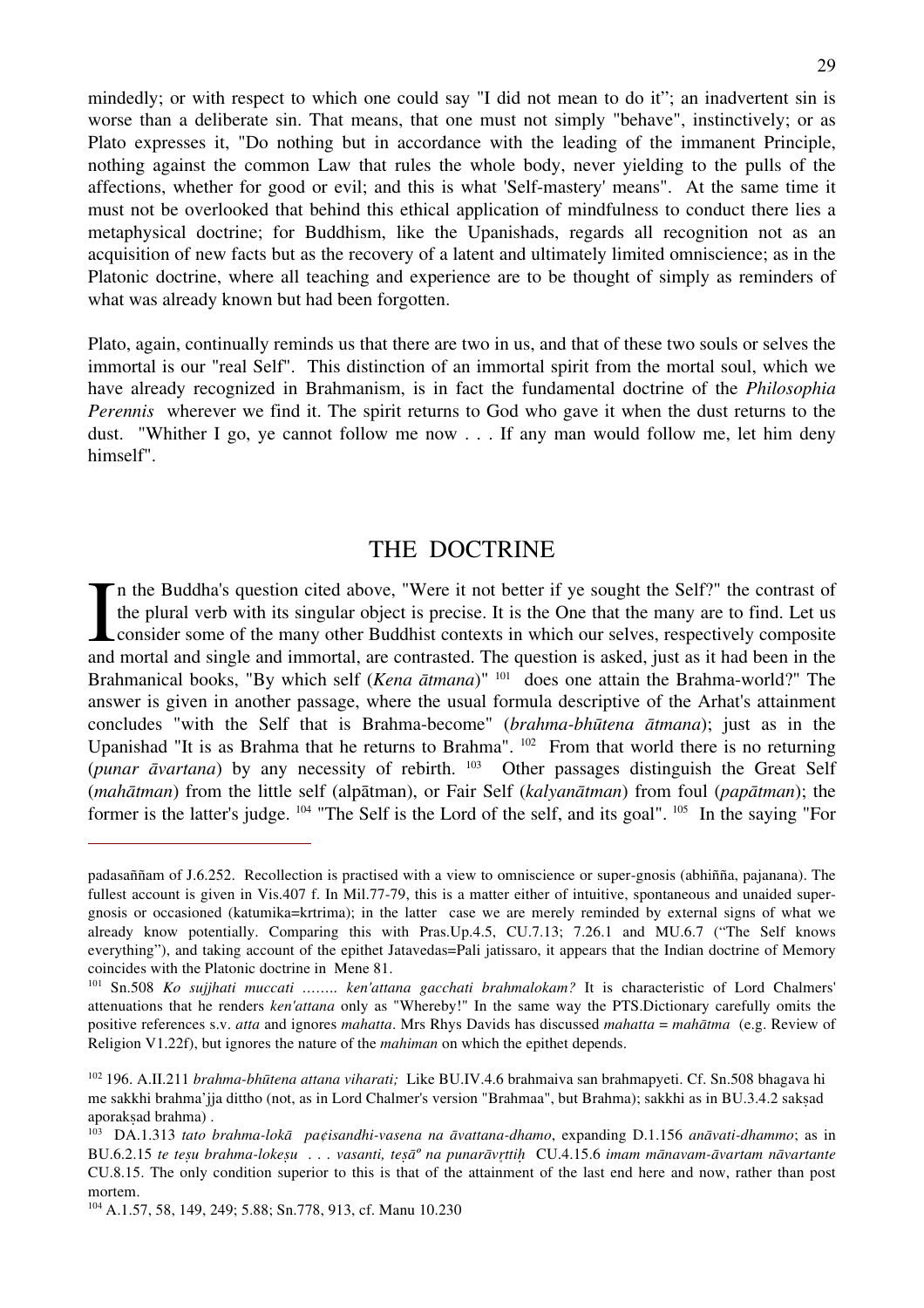mindedly; or with respect to which one could say "I did not mean to do it"; an inadvertent sin is worse than a deliberate sin. That means, that one must not simply "behave", instinctively; or as Plato expresses it, "Do nothing but in accordance with the leading of the immanent Principle, nothing against the common Law that rules the whole body, never yielding to the pulls of the affections, whether for good or evil; and this is what 'Self-mastery' means". At the same time it must not be overlooked that behind this ethical application of mindfulness to conduct there lies a metaphysical doctrine; for Buddhism, like the Upanishads, regards all recognition not as an acquisition of new facts but as the recovery of a latent and ultimately limited omniscience; as in the Platonic doctrine, where all teaching and experience are to be thought of simply as reminders of what was already known but had been forgotten.

Plato, again, continually reminds us that there are two in us, and that of these two souls or selves the immortal is our "real Self". This distinction of an immortal spirit from the mortal soul, which we have already recognized in Brahmanism, is in fact the fundamental doctrine of the *Philosophia Perennis* wherever we find it. The spirit returns to God who gave it when the dust returns to the dust. "Whither I go, ye cannot follow me now . . . If any man would follow me, let him deny himself".

## THE DOCTRINE

In the Buddha's question cited above, "Were it not better if ye sought the Self?" the contrast of the plural verb with its singular object is precise. It is the One that the many are to find. Let us consider some of the many other Buddhist contexts in which our selves, respectively composite and mortal and single and immortal, are contrasted. The question is asked, just as it had been in the Brahmanical books, "By which self (*Kena ātmana*)" [101] does one attain the Brahma-world?" The answer is given in another passage, where the usual formula descriptive of the Arhat's attainment concludes "with the Self that is Brahma-become" (*brahma-bhūtena ātmana*); just as in the Upanishad "It is as Brahma that he returns to Brahma". [102] From that world there is no returning (*punar āvartana*) by any necessity of rebirth. [103] Other passages distinguish the Great Self (*mahātman*) from the little self (alpātman), or Fair Self (*kalyanātman*) from foul (*papātman*); the former is the latter's judge. [104] "The Self is the Lord of the self, and its goal". [105] In the saying "For

---

padasaññam of J.6.252. Recollection is practised with a view to omniscience or super-gnosis (abhiñña, pajanana). The fullest account is given in Vis.407 f. In Mil.77-79, this is a matter either of intuitive, spontaneous and unaided super-gnosis or occasioned (katumika=krtrima); in the latter case we are merely reminded by external signs of what we already know potentially. Comparing this with Pras.Up.4.5, CU.7.13; 7.26.1 and MU.6.7 ("The Self knows everything"), and taking account of the epithet Jatavedas=Pali jatissaro, it appears that the Indian doctrine of Memory coincides with the Platonic doctrine in Mene 81.

[101] Sn.508 *Ko sujjhati muccati …….. ken'attana gacchati brahmalokam?* It is characteristic of Lord Chalmers' attenuations that he renders *ken'attana* only as "Whereby!" In the same way the PTS.Dictionary carefully omits the positive references s.v. *atta* and ignores *mahatta*. Mrs Rhys Davids has discussed *mahatta* = *mahātma* (e.g. Review of Religion V1.22f), but ignores the nature of the *mahiman* on which the epithet depends.

[102] 196. A.II.211 *brahma-bhūtena attana viharati;* Like BU.IV.4.6 brahmaiva san brahmapyeti. Cf. Sn.508 bhagava hi me sakkhi brahma'jja dittho (not, as in Lord Chalmer's version "Brahmaa", but Brahma); sakkhi as in BU.3.4.2 sakṣad aporakṣad brahma) .

[103] DA.1.313 *tato brahma-lokā paṭisandhi-vasena na āvattana-dhamo*, expanding D.1.156 *anāvati-dhammo*; as in BU.6.2.15 *te teṣu brahma-lokeṣu . . . vasanti, teṣāº na punarāvṛttiḥ* CU.4.15.6 *imam mānavam-āvartam nāvartante* CU.8.15. The only condition superior to this is that of the attainment of the last end here and now, rather than post mortem.

[104] A.1.57, 58, 149, 249; 5.88; Sn.778, 913, cf. Manu 10.230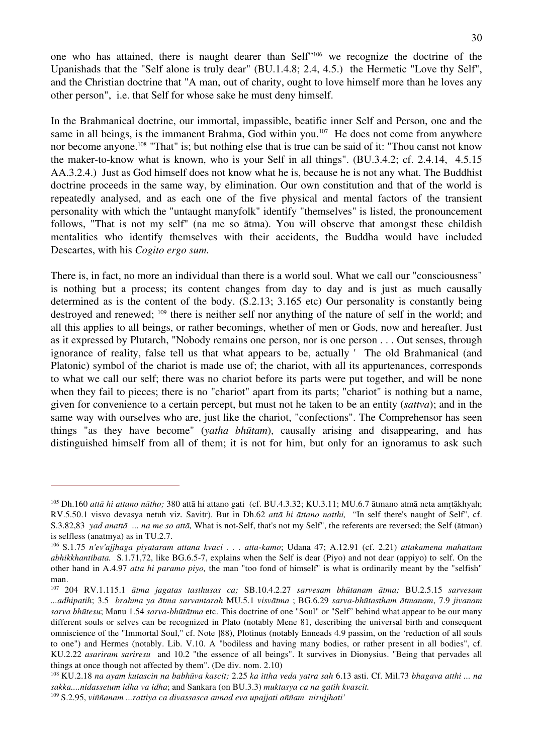one who has attained, there is naught dearer than Self'[106] we recognize the doctrine of the Upanishads that the "Self alone is truly dear" (BU.1.4.8; 2.4, 4.5.) the Hermetic "Love thy Self", and the Christian doctrine that "A man, out of charity, ought to love himself more than he loves any other person", i.e. that Self for whose sake he must deny himself.

In the Brahmanical doctrine, our immortal, impassible, beatific inner Self and Person, one and the same in all beings, is the immanent Brahma, God within you.[107] He does not come from anywhere nor become anyone.[108] "That" is; but nothing else that is true can be said of it: "Thou canst not know the maker-to-know what is known, who is your Self in all things". (BU.3.4.2; cf. 2.4.14, 4.5.15 AA.3.2.4.) Just as God himself does not know what he is, because he is not any what. The Buddhist doctrine proceeds in the same way, by elimination. Our own constitution and that of the world is repeatedly analysed, and as each one of the five physical and mental factors of the transient personality with which the "untaught manyfolk" identify "themselves" is listed, the pronouncement follows, "That is not my self" (na me so ātma). You will observe that amongst these childish mentalities who identify themselves with their accidents, the Buddha would have included Descartes, with his *Cogito ergo sum.*

There is, in fact, no more an individual than there is a world soul. What we call our "consciousness" is nothing but a process; its content changes from day to day and is just as much causally determined as is the content of the body. (S.2.13; 3.165 etc) Our personality is constantly being destroyed and renewed; [109] there is neither self nor anything of the nature of self in the world; and all this applies to all beings, or rather becomings, whether of men or Gods, now and hereafter. Just as it expressed by Plutarch, "Nobody remains one person, nor is one person . . . Out senses, through ignorance of reality, false tell us that what appears to be, actually ' The old Brahmanical (and Platonic) symbol of the chariot is made use of; the chariot, with all its appurtenances, corresponds to what we call our self; there was no chariot before its parts were put together, and will be none when they fail to pieces; there is no "chariot" apart from its parts; "chariot" is nothing but a name, given for convenience to a certain percept, but must not he taken to be an entity (*sattva*); and in the same way with ourselves who are, just like the chariot, "confections". The Comprehensor has seen things "as they have become" (*yatha bhūtam*), causally arising and disappearing, and has distinguished himself from all of them; it is not for him, but only for an ignoramus to ask such

---

[105] Dh.160 *attā hi attano nātho;* 380 attā hi attano gati (cf. BU.4.3.32; KU.3.11; MU.6.7 ātmano atmā neta amṛtākhyah; RV.5.50.1 visvo devasya netuh viz. Savitr). But in Dh.62 *attā hi āttano natthi,* "In self there's naught of Self", cf. S.3.82,83 *yad anattā ... na me so attā,* What is not-Self, that's not my Self", the referents are reversed; the Self (ātman) is selfless (anatmya) as in TU.2.7.

[106] S.1.75 *n'ev'ajjhaga piyataram attana kvaci . . . atta-kamo*; Udana 47; A.12.91 (cf. 2.21) *attakamena mahattam abhikkhantibata.* S.1.71,72, like BG.6.5-7, explains when the Self is dear (Piyo) and not dear (appiyo) to self. On the other hand in A.4.97 *atta hi paramo piyo,* the man "too fond of himself" is what is ordinarily meant by the "selfish" man.

[107] 204 RV.1.115.1 *ātma jagatas tasthusas ca;* SB.10.4.2.27 *sarvesam bhūtanam ātma;* BU.2.5.15 *sarvesam ...adhipatih*; 3.5 *brahma ya ātma sarvantarah* MU.5.1 *visvātma* ; BG.6.29 *sarva-bhūtastham ātmanam*, 7.9 *jivanam sarva bhūtesu*; Manu 1.54 *sarva-bhūtātma* etc. This doctrine of one "Soul" or "Self" behind what appear to be our many different souls or selves can be recognized in Plato (notably Mene 81, describing the universal birth and consequent omniscience of the "Immortal Soul," cf. Note ]88), Plotinus (notably Enneads 4.9 passim, on the 'reduction of all souls to one") and Hermes (notably. Lib. V.10. A "bodiless and having many bodies, or rather present in all bodies", cf. KU.2.22 *asariram sariresu* and 10.2 "the essence of all beings". It survives in Dionysius. "Being that pervades all things at once though not affected by them". (De div. nom. 2.10)

[108] KU.2.18 *na ayam kutascin na babhūva kascit;* 2.25 *ka ittha veda yatra sah* 6.13 asti. Cf. Mil.73 *bhagava atthi ... na sakka....nidassetum idha va idha*; and Sankara (on BU.3.3) *muktasya ca na gatih kvascit.*

[109] S.2.95, *viññanam ...rattiya ca divassasca annad eva upajjati aññam nirujjhati'*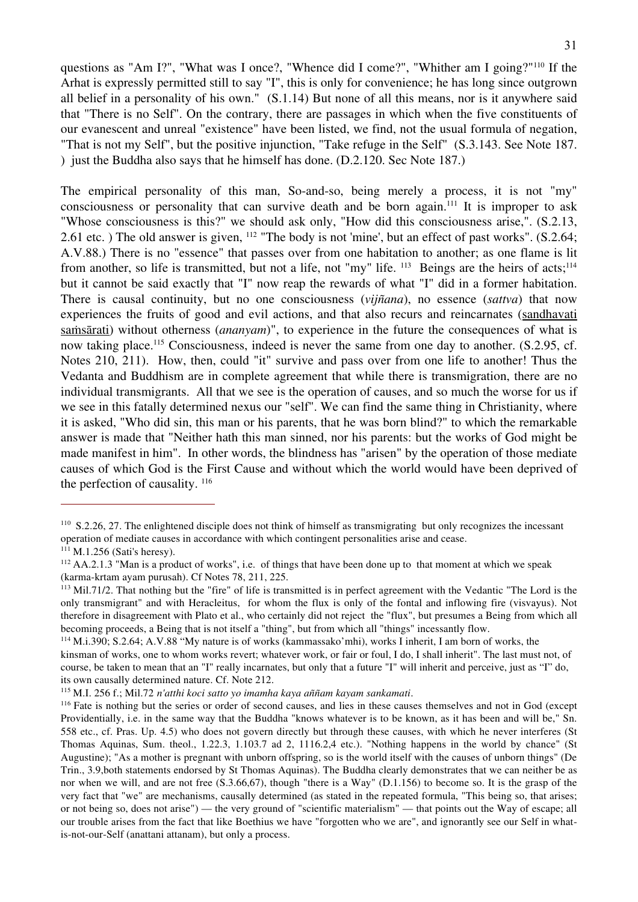questions as "Am I?", "What was I once?, "Whence did I come?", "Whither am I going?"[110] If the Arhat is expressly permitted still to say "I", this is only for convenience; he has long since outgrown all belief in a personality of his own." (S.1.14) But none of all this means, nor is it anywhere said that "There is no Self". On the contrary, there are passages in which when the five constituents of our evanescent and unreal "existence" have been listed, we find, not the usual formula of negation, "That is not my Self", but the positive injunction, "Take refuge in the Self" (S.3.143. See Note 187. ) just the Buddha also says that he himself has done. (D.2.120. Sec Note 187.)

The empirical personality of this man, So-and-so, being merely a process, it is not "my" consciousness or personality that can survive death and be born again.[111] It is improper to ask "Whose consciousness is this?" we should ask only, "How did this consciousness arise,". (S.2.13, 2.61 etc. ) The old answer is given, [112] "The body is not 'mine', but an effect of past works". (S.2.64; A.V.88.) There is no "essence" that passes over from one habitation to another; as one flame is lit from another, so life is transmitted, but not a life, not "my" life. [113] Beings are the heirs of acts;[114] but it cannot be said exactly that "I" now reap the rewards of what "I" did in a former habitation. There is causal continuity, but no one consciousness (*vijñana*), no essence (*sattva*) that now experiences the fruits of good and evil actions, and that also recurs and reincarnates (<u>sandhavati saṁsārati</u>) without otherness (*ananyam*)", to experience in the future the consequences of what is now taking place.[115] Consciousness, indeed is never the same from one day to another. (S.2.95, cf. Notes 210, 211). How, then, could "it" survive and pass over from one life to another! Thus the Vedanta and Buddhism are in complete agreement that while there is transmigration, there are no individual transmigrants. All that we see is the operation of causes, and so much the worse for us if we see in this fatally determined nexus our "self". We can find the same thing in Christianity, where it is asked, "Who did sin, this man or his parents, that he was born blind?" to which the remarkable answer is made that "Neither hath this man sinned, nor his parents: but the works of God might be made manifest in him". In other words, the blindness has "arisen" by the operation of those mediate causes of which God is the First Cause and without which the world would have been deprived of the perfection of causality. [116]

---

[110] S.2.26, 27. The enlightened disciple does not think of himself as transmigrating but only recognizes the incessant operation of mediate causes in accordance with which contingent personalities arise and cease.

[111] M.1.256 (Sati's heresy).

[112] AA.2.1.3 "Man is a product of works", i.e. of things that have been done up to that moment at which we speak (karma-krtam ayam purusah). Cf Notes 78, 211, 225.

[113] Mil.71/2. That nothing but the "fire" of life is transmitted is in perfect agreement with the Vedantic "The Lord is the only transmigrant" and with Heracleitus, for whom the flux is only of the fontal and inflowing fire (visvayus). Not therefore in disagreement with Plato et al., who certainly did not reject the "flux", but presumes a Being from which all becoming proceeds, a Being that is not itself a "thing", but from which all "things" incessantly flow.

[114] M.i.390; S.2.64; A.V.88 "My nature is of works (kammassako'mhi), works I inherit, I am born of works, the kinsman of works, one to whom works revert; whatever work, or fair or foul, I do, I shall inherit". The last must not, of course, be taken to mean that an "I" really incarnates, but only that a future "I" will inherit and perceive, just as "I" do, its own causally determined nature. Cf. Note 212.

[115] M.I. 256 f.; Mil.72 *n'atthi koci satto yo imamha kaya aññam kayam sankamati*.

[116] Fate is nothing but the series or order of second causes, and lies in these causes themselves and not in God (except Providentially, i.e. in the same way that the Buddha "knows whatever is to be known, as it has been and will be," Sn. 558 etc., cf. Pras. Up. 4.5) who does not govern directly but through these causes, with which he never interferes (St Thomas Aquinas, Sum. theol., 1.22.3, 1.103.7 ad 2, 1116.2,4 etc.). "Nothing happens in the world by chance" (St Augustine); "As a mother is pregnant with unborn offspring, so is the world itself with the causes of unborn things" (De Trin., 3.9,both statements endorsed by St Thomas Aquinas). The Buddha clearly demonstrates that we can neither be as nor when we will, and are not free (S.3.66,67), though "there is a Way" (D.1.156) to become so. It is the grasp of the very fact that "we" are mechanisms, causally determined (as stated in the repeated formula, "This being so, that arises; or not being so, does not arise") — the very ground of "scientific materialism" — that points out the Way of escape; all our trouble arises from the fact that like Boethius we have "forgotten who we are", and ignorantly see our Self in what-is-not-our-Self (anattani attanam), but only a process.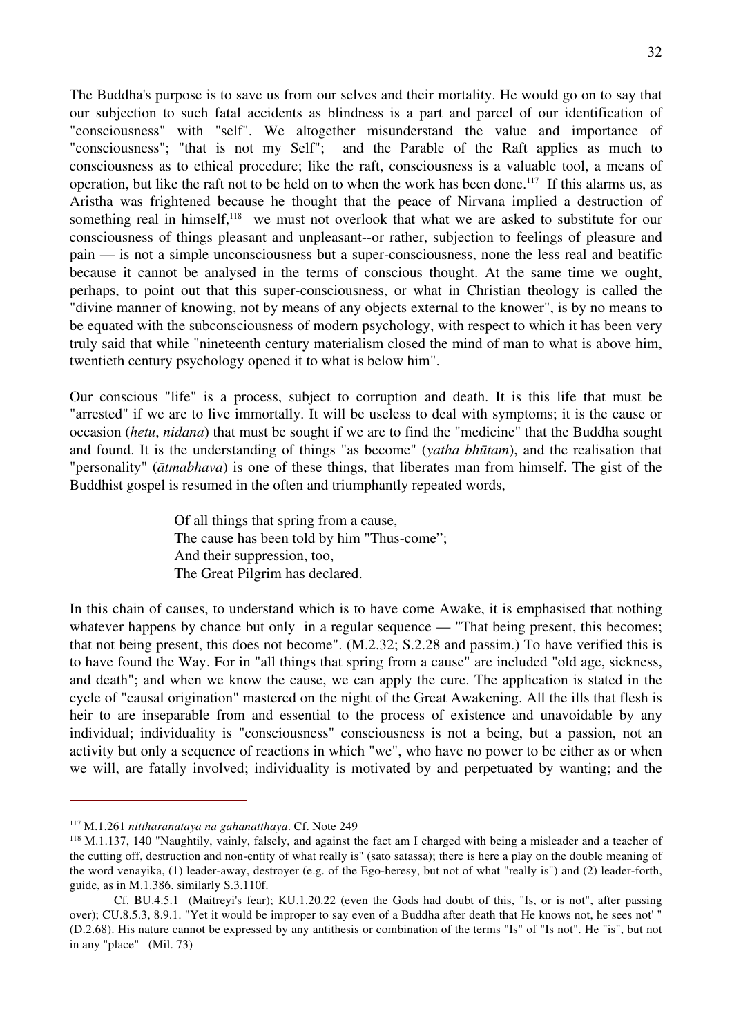The Buddha's purpose is to save us from our selves and their mortality. He would go on to say that our subjection to such fatal accidents as blindness is a part and parcel of our identification of "consciousness" with "self". We altogether misunderstand the value and importance of "consciousness"; "that is not my Self"; and the Parable of the Raft applies as much to consciousness as to ethical procedure; like the raft, consciousness is a valuable tool, a means of operation, but like the raft not to be held on to when the work has been done.[117] If this alarms us, as Aristha was frightened because he thought that the peace of Nirvana implied a destruction of something real in himself,[118] we must not overlook that what we are asked to substitute for our consciousness of things pleasant and unpleasant--or rather, subjection to feelings of pleasure and pain — is not a simple unconsciousness but a super-consciousness, none the less real and beatific because it cannot be analysed in the terms of conscious thought. At the same time we ought, perhaps, to point out that this super-consciousness, or what in Christian theology is called the "divine manner of knowing, not by means of any objects external to the knower", is by no means to be equated with the subconsciousness of modern psychology, with respect to which it has been very truly said that while "nineteenth century materialism closed the mind of man to what is above him, twentieth century psychology opened it to what is below him".

Our conscious "life" is a process, subject to corruption and death. It is this life that must be "arrested" if we are to live immortally. It will be useless to deal with symptoms; it is the cause or occasion (*hetu*, *nidana*) that must be sought if we are to find the "medicine" that the Buddha sought and found. It is the understanding of things "as become" (*yatha bhūtam*), and the realisation that "personality" (*ātmabhava*) is one of these things, that liberates man from himself. The gist of the Buddhist gospel is resumed in the often and triumphantly repeated words,

> Of all things that spring from a cause,
> The cause has been told by him "Thus-come";
> And their suppression, too,
> The Great Pilgrim has declared.

In this chain of causes, to understand which is to have come Awake, it is emphasised that nothing whatever happens by chance but only in a regular sequence — "That being present, this becomes; that not being present, this does not become". (M.2.32; S.2.28 and passim.) To have verified this is to have found the Way. For in "all things that spring from a cause" are included "old age, sickness, and death"; and when we know the cause, we can apply the cure. The application is stated in the cycle of "causal origination" mastered on the night of the Great Awakening. All the ills that flesh is heir to are inseparable from and essential to the process of existence and unavoidable by any individual; individuality is "consciousness" consciousness is not a being, but a passion, not an activity but only a sequence of reactions in which "we", who have no power to be either as or when we will, are fatally involved; individuality is motivated by and perpetuated by wanting; and the

---

[117] M.1.261 *nittharanataya na gahanatthaya*. Cf. Note 249

[118] M.1.137, 140 "Naughtily, vainly, falsely, and against the fact am I charged with being a misleader and a teacher of the cutting off, destruction and non-entity of what really is" (sato satassa); there is here a play on the double meaning of the word venayika, (1) leader-away, destroyer (e.g. of the Ego-heresy, but not of what "really is") and (2) leader-forth, guide, as in M.1.386. similarly S.3.110f.

Cf. BU.4.5.1 (Maitreyi's fear); KU.1.20.22 (even the Gods had doubt of this, "Is, or is not", after passing over); CU.8.5.3, 8.9.1. "Yet it would be improper to say even of a Buddha after death that He knows not, he sees not' " (D.2.68). His nature cannot be expressed by any antithesis or combination of the terms "Is" of "Is not". He "is", but not in any "place" (Mil. 73)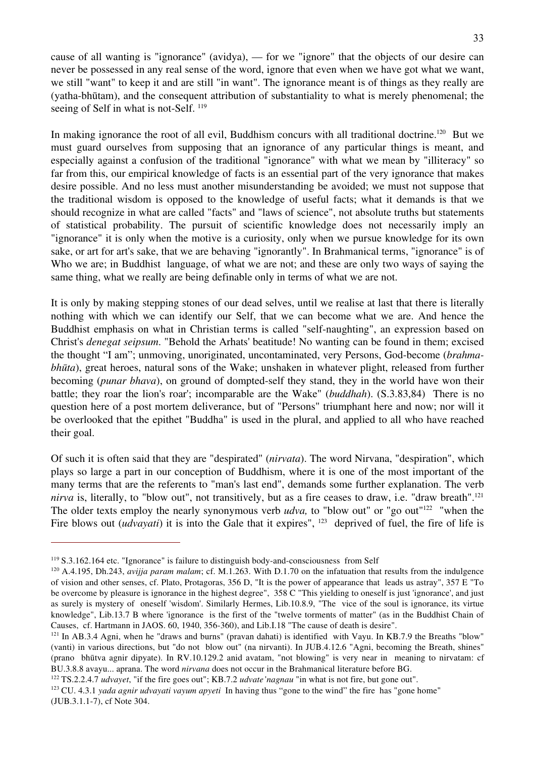cause of all wanting is "ignorance" (avidya), — for we "ignore" that the objects of our desire can never be possessed in any real sense of the word, ignore that even when we have got what we want, we still "want" to keep it and are still "in want". The ignorance meant is of things as they really are (yatha-bhūtam), and the consequent attribution of substantiality to what is merely phenomenal; the seeing of Self in what is not-Self. [119]

In making ignorance the root of all evil, Buddhism concurs with all traditional doctrine.[120] But we must guard ourselves from supposing that an ignorance of any particular things is meant, and especially against a confusion of the traditional "ignorance" with what we mean by "illiteracy" so far from this, our empirical knowledge of facts is an essential part of the very ignorance that makes desire possible. And no less must another misunderstanding be avoided; we must not suppose that the traditional wisdom is opposed to the knowledge of useful facts; what it demands is that we should recognize in what are called "facts" and "laws of science", not absolute truths but statements of statistical probability. The pursuit of scientific knowledge does not necessarily imply an "ignorance" it is only when the motive is a curiosity, only when we pursue knowledge for its own sake, or art for art's sake, that we are behaving "ignorantly". In Brahmanical terms, "ignorance" is of Who we are; in Buddhist language, of what we are not; and these are only two ways of saying the same thing, what we really are being definable only in terms of what we are not.

It is only by making stepping stones of our dead selves, until we realise at last that there is literally nothing with which we can identify our Self, that we can become what we are. And hence the Buddhist emphasis on what in Christian terms is called "self-naughting", an expression based on Christ's *denegat seipsum*. "Behold the Arhats' beatitude! No wanting can be found in them; excised the thought "I am"; unmoving, unoriginated, uncontaminated, very Persons, God-become (*brahma-bhūta*), great heroes, natural sons of the Wake; unshaken in whatever plight, released from further becoming (*punar bhava*), on ground of dompted-self they stand, they in the world have won their battle; they roar the lion's roar'; incomparable are the Wake" (*buddhah*). (S.3.83,84) There is no question here of a post mortem deliverance, but of "Persons" triumphant here and now; nor will it be overlooked that the epithet "Buddha" is used in the plural, and applied to all who have reached their goal.

Of such it is often said that they are "despirated" (*nirvata*). The word Nirvana, "despiration", which plays so large a part in our conception of Buddhism, where it is one of the most important of the many terms that are the referents to "man's last end", demands some further explanation. The verb *nirva* is, literally, to "blow out", not transitively, but as a fire ceases to draw, i.e. "draw breath".[121] The older texts employ the nearly synonymous verb *udva,* to "blow out" or "go out"[122] "when the Fire blows out (*udvayati*) it is into the Gale that it expires", [123] deprived of fuel, the fire of life is

---

[119] S.3.162.164 etc. "Ignorance" is failure to distinguish body-and-consciousness from Self

[120] A.4.195, Dh.243, *avijja param malam*; cf. M.1.263. "With D.1.70 on the infatuation that results from the indulgence of vision and other senses, cf. Plato, Protagoras, 356 D, "It is the power of appearance that leads us astray", 357 E "To be overcome by pleasure is ignorance in the highest degree", 358 C "This yielding to oneself is just 'ignorance', and just as surely is mystery of oneself 'wisdom'. Similarly Hermes, Lib.10.8.9, "The vice of the soul is ignorance, its virtue knowledge", Lib.13.7 B where 'ignorance is the first of the "twelve torments of matter" (as in the Buddhist Chain of Causes, cf. Hartmann in JAOS. 60, 1940, 356-360), and Lib.I.18 "The cause of death is desire".

[121] In AB.3.4 Agni, when he "draws and burns" (pravan dahati) is identified with Vayu. In KB.7.9 the Breaths "blow" (vanti) in various directions, but "do not blow out" (na nirvanti). In JUB.4.12.6 "Agni, becoming the Breath, shines" (prano bhūtva agnir dipyate). In RV.10.129.2 anid avatam, "not blowing" is very near in meaning to nirvatam: cf BU.3.8.8 avayu... aprana. The word *nirvana* does not occur in the Brahmanical literature before BG.

[122] TS.2.2.4.7 *udvayet*, "if the fire goes out"; KB.7.2 *udvate'nagnau* "in what is not fire, but gone out".

[123] CU. 4.3.1 *yada agnir udvayati vayum apyeti* In having thus "gone to the wind" the fire has "gone home" (JUB.3.1.1-7), cf Note 304.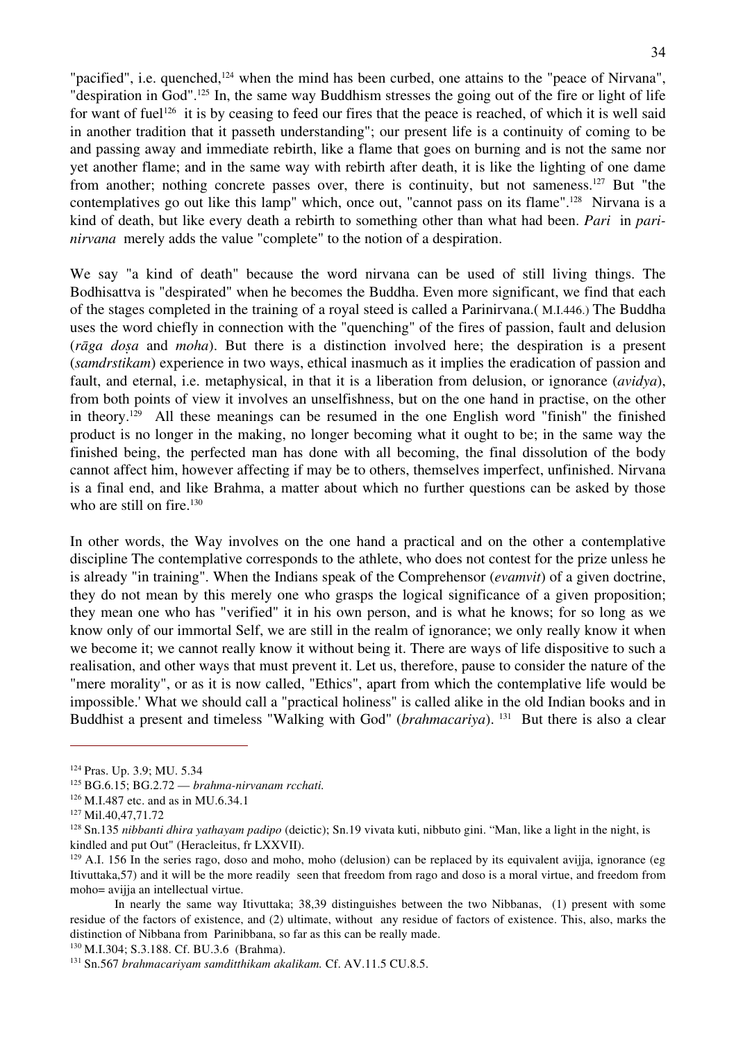"pacified", i.e. quenched,[124] when the mind has been curbed, one attains to the "peace of Nirvana", "despiration in God".[125] In, the same way Buddhism stresses the going out of the fire or light of life for want of fuel[126] it is by ceasing to feed our fires that the peace is reached, of which it is well said in another tradition that it passeth understanding"; our present life is a continuity of coming to be and passing away and immediate rebirth, like a flame that goes on burning and is not the same nor yet another flame; and in the same way with rebirth after death, it is like the lighting of one dame from another; nothing concrete passes over, there is continuity, but not sameness.[127] But "the contemplatives go out like this lamp" which, once out, "cannot pass on its flame".[128] Nirvana is a kind of death, but like every death a rebirth to something other than what had been. *Pari* in *pari-nirvana* merely adds the value "complete" to the notion of a despiration.

We say "a kind of death" because the word nirvana can be used of still living things. The Bodhisattva is "despirated" when he becomes the Buddha. Even more significant, we find that each of the stages completed in the training of a royal steed is called a Parinirvana.( M.I.446.) The Buddha uses the word chiefly in connection with the "quenching" of the fires of passion, fault and delusion (*rāga doṣa* and *moha*). But there is a distinction involved here; the despiration is a present (*samdrstikam*) experience in two ways, ethical inasmuch as it implies the eradication of passion and fault, and eternal, i.e. metaphysical, in that it is a liberation from delusion, or ignorance (*avidya*), from both points of view it involves an unselfishness, but on the one hand in practise, on the other in theory.[129] All these meanings can be resumed in the one English word "finish" the finished product is no longer in the making, no longer becoming what it ought to be; in the same way the finished being, the perfected man has done with all becoming, the final dissolution of the body cannot affect him, however affecting if may be to others, themselves imperfect, unfinished. Nirvana is a final end, and like Brahma, a matter about which no further questions can be asked by those who are still on fire.[130]

In other words, the Way involves on the one hand a practical and on the other a contemplative discipline The contemplative corresponds to the athlete, who does not contest for the prize unless he is already "in training". When the Indians speak of the Comprehensor (*evamvit*) of a given doctrine, they do not mean by this merely one who grasps the logical significance of a given proposition; they mean one who has "verified" it in his own person, and is what he knows; for so long as we know only of our immortal Self, we are still in the realm of ignorance; we only really know it when we become it; we cannot really know it without being it. There are ways of life dispositive to such a realisation, and other ways that must prevent it. Let us, therefore, pause to consider the nature of the "mere morality", or as it is now called, "Ethics", apart from which the contemplative life would be impossible.' What we should call a "practical holiness" is called alike in the old Indian books and in Buddhist a present and timeless "Walking with God" (*brahmacariya*). [131] But there is also a clear

---

[124] Pras. Up. 3.9; MU. 5.34

[125] BG.6.15; BG.2.72 — *brahma-nirvanam rcchati.*

[126] M.I.487 etc. and as in MU.6.34.1

[127] Mil.40,47,71.72

[128] Sn.135 *nibbanti dhira yathayam padipo* (deictic); Sn.19 vivata kuti, nibbuto gini. "Man, like a light in the night, is kindled and put Out" (Heracleitus, fr LXXVII).

[129] A.I. 156 In the series rago, doso and moho, moho (delusion) can be replaced by its equivalent avijja, ignorance (eg Itivuttaka,57) and it will be the more readily seen that freedom from rago and doso is a moral virtue, and freedom from moho= avijja an intellectual virtue.

In nearly the same way Itivuttaka; 38,39 distinguishes between the two Nibbanas, (1) present with some residue of the factors of existence, and (2) ultimate, without any residue of factors of existence. This, also, marks the distinction of Nibbana from Parinibbana, so far as this can be really made.

[130] M.I.304; S.3.188. Cf. BU.3.6 (Brahma).

[131] Sn.567 *brahmacariyam samditthikam akalikam.* Cf. AV.11.5 CU.8.5.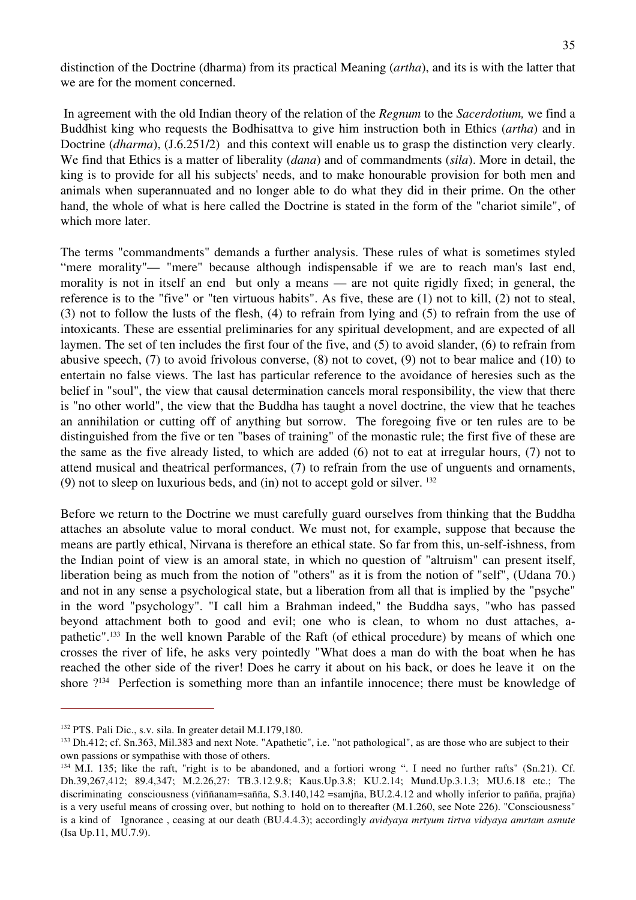distinction of the Doctrine (dharma) from its practical Meaning (*artha*), and its is with the latter that we are for the moment concerned.

In agreement with the old Indian theory of the relation of the *Regnum* to the *Sacerdotium,* we find a Buddhist king who requests the Bodhisattva to give him instruction both in Ethics (*artha*) and in Doctrine (*dharma*), (J.6.251/2) and this context will enable us to grasp the distinction very clearly. We find that Ethics is a matter of liberality (*dana*) and of commandments (*sila*). More in detail, the king is to provide for all his subjects' needs, and to make honourable provision for both men and animals when superannuated and no longer able to do what they did in their prime. On the other hand, the whole of what is here called the Doctrine is stated in the form of the "chariot simile", of which more later.

The terms "commandments" demands a further analysis. These rules of what is sometimes styled "mere morality"— "mere" because although indispensable if we are to reach man's last end, morality is not in itself an end but only a means — are not quite rigidly fixed; in general, the reference is to the "five" or "ten virtuous habits". As five, these are (1) not to kill, (2) not to steal, (3) not to follow the lusts of the flesh, (4) to refrain from lying and (5) to refrain from the use of intoxicants. These are essential preliminaries for any spiritual development, and are expected of all laymen. The set of ten includes the first four of the five, and (5) to avoid slander, (6) to refrain from abusive speech, (7) to avoid frivolous converse, (8) not to covet, (9) not to bear malice and (10) to entertain no false views. The last has particular reference to the avoidance of heresies such as the belief in "soul", the view that causal determination cancels moral responsibility, the view that there is "no other world", the view that the Buddha has taught a novel doctrine, the view that he teaches an annihilation or cutting off of anything but sorrow. The foregoing five or ten rules are to be distinguished from the five or ten "bases of training" of the monastic rule; the first five of these are the same as the five already listed, to which are added (6) not to eat at irregular hours, (7) not to attend musical and theatrical performances, (7) to refrain from the use of unguents and ornaments, (9) not to sleep on luxurious beds, and (in) not to accept gold or silver. [132]

Before we return to the Doctrine we must carefully guard ourselves from thinking that the Buddha attaches an absolute value to moral conduct. We must not, for example, suppose that because the means are partly ethical, Nirvana is therefore an ethical state. So far from this, un-self-ishness, from the Indian point of view is an amoral state, in which no question of "altruism" can present itself, liberation being as much from the notion of "others" as it is from the notion of "self", (Udana 70.) and not in any sense a psychological state, but a liberation from all that is implied by the "psyche" in the word "psychology". "I call him a Brahman indeed," the Buddha says, "who has passed beyond attachment both to good and evil; one who is clean, to whom no dust attaches, a-pathetic".[133] In the well known Parable of the Raft (of ethical procedure) by means of which one crosses the river of life, he asks very pointedly "What does a man do with the boat when he has reached the other side of the river! Does he carry it about on his back, or does he leave it on the shore ?[134] Perfection is something more than an infantile innocence; there must be knowledge of

---

[132] PTS. Pali Dic., s.v. sila. In greater detail M.I.179,180.

[133] Dh.412; cf. Sn.363, Mil.383 and next Note. "Apathetic", i.e. "not pathological", as are those who are subject to their own passions or sympathise with those of others.

[134] M.I. 135; like the raft, "right is to be abandoned, and a fortiori wrong ". I need no further rafts" (Sn.21). Cf. Dh.39,267,412; 89.4,347; M.2.26,27: TB.3.12.9.8; Kaus.Up.3.8; KU.2.14; Mund.Up.3.1.3; MU.6.18 etc.; The discriminating consciousness (viññanam=sañña, S.3.140,142 =samjña, BU.2.4.12 and wholly inferior to pañña, prajña) is a very useful means of crossing over, but nothing to hold on to thereafter (M.1.260, see Note 226). "Consciousness" is a kind of Ignorance , ceasing at our death (BU.4.4.3); accordingly *avidyaya mrtyum tirtva vidyaya amrtam asnute* (Isa Up.11, MU.7.9).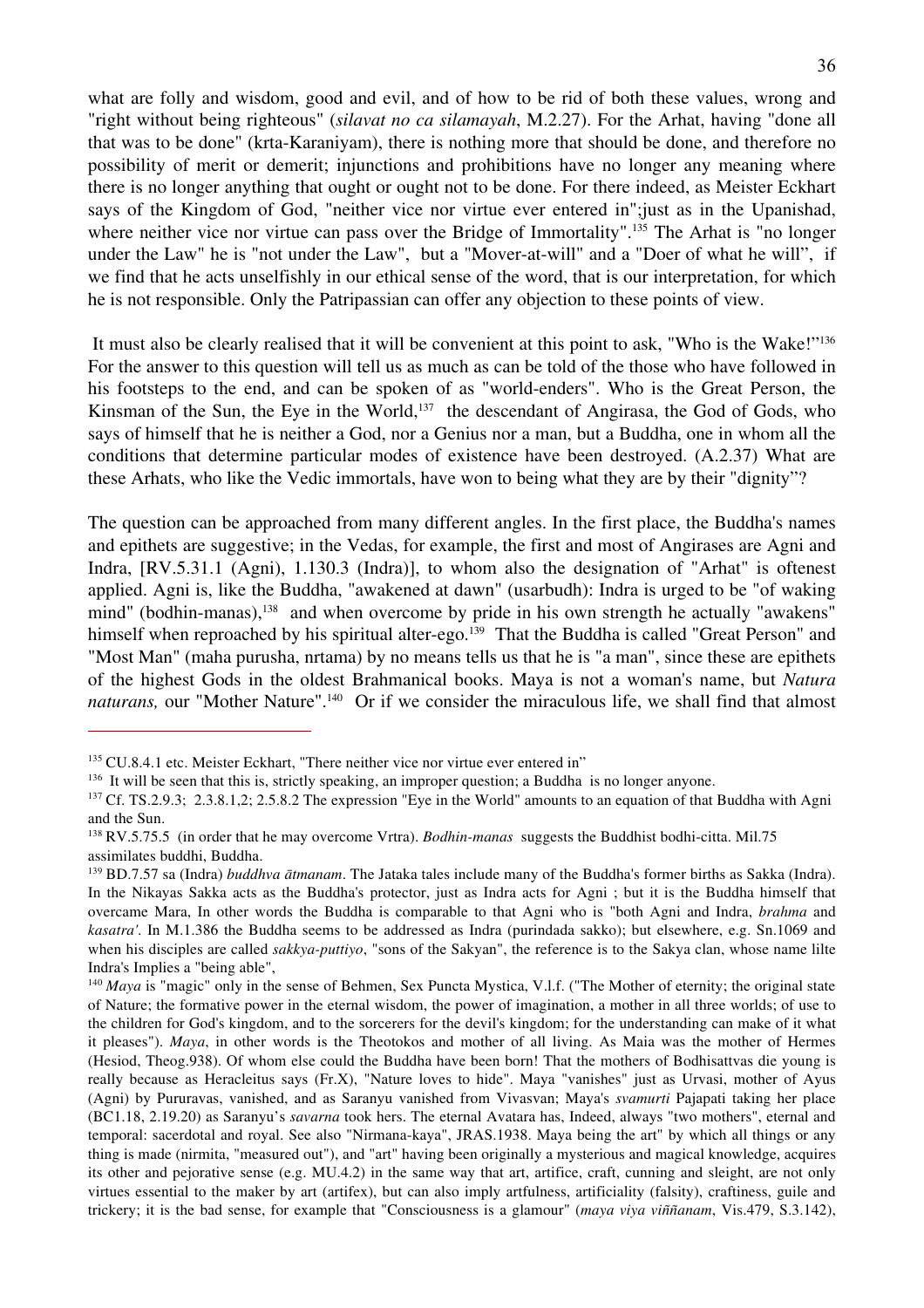what are folly and wisdom, good and evil, and of how to be rid of both these values, wrong and "right without being righteous" (*silavat no ca silamayah*, M.2.27). For the Arhat, having "done all that was to be done" (krta-Karaniyam), there is nothing more that should be done, and therefore no possibility of merit or demerit; injunctions and prohibitions have no longer any meaning where there is no longer anything that ought or ought not to be done. For there indeed, as Meister Eckhart says of the Kingdom of God, "neither vice nor virtue ever entered in";just as in the Upanishad, where neither vice nor virtue can pass over the Bridge of Immortality".[135] The Arhat is "no longer under the Law" he is "not under the Law", but a "Mover-at-will" and a "Doer of what he will", if we find that he acts unselfishly in our ethical sense of the word, that is our interpretation, for which he is not responsible. Only the Patripassian can offer any objection to these points of view.

It must also be clearly realised that it will be convenient at this point to ask, "Who is the Wake!"[136] For the answer to this question will tell us as much as can be told of the those who have followed in his footsteps to the end, and can be spoken of as "world-enders". Who is the Great Person, the Kinsman of the Sun, the Eye in the World,[137] the descendant of Angirasa, the God of Gods, who says of himself that he is neither a God, nor a Genius nor a man, but a Buddha, one in whom all the conditions that determine particular modes of existence have been destroyed. (A.2.37) What are these Arhats, who like the Vedic immortals, have won to being what they are by their "dignity"?

The question can be approached from many different angles. In the first place, the Buddha's names and epithets are suggestive; in the Vedas, for example, the first and most of Angirases are Agni and Indra, [RV.5.31.1 (Agni), 1.130.3 (Indra)], to whom also the designation of "Arhat" is oftenest applied. Agni is, like the Buddha, "awakened at dawn" (usarbudh): Indra is urged to be "of waking mind" (bodhin-manas),[138] and when overcome by pride in his own strength he actually "awakens" himself when reproached by his spiritual alter-ego.[139] That the Buddha is called "Great Person" and "Most Man" (maha purusha, nrtama) by no means tells us that he is "a man", since these are epithets of the highest Gods in the oldest Brahmanical books. Maya is not a woman's name, but *Natura naturans,* our "Mother Nature".[140] Or if we consider the miraculous life, we shall find that almost

---

[135] CU.8.4.1 etc. Meister Eckhart, "There neither vice nor virtue ever entered in"

[136] It will be seen that this is, strictly speaking, an improper question; a Buddha is no longer anyone.

[137] Cf. TS.2.9.3; 2.3.8.1,2; 2.5.8.2 The expression "Eye in the World" amounts to an equation of that Buddha with Agni and the Sun.

[138] RV.5.75.5 (in order that he may overcome Vrtra). *Bodhin-manas* suggests the Buddhist bodhi-citta. Mil.75 assimilates buddhi, Buddha.

[139] BD.7.57 sa (Indra) *buddhva ātmanam*. The Jataka tales include many of the Buddha's former births as Sakka (Indra). In the Nikayas Sakka acts as the Buddha's protector, just as Indra acts for Agni ; but it is the Buddha himself that overcame Mara, In other words the Buddha is comparable to that Agni who is "both Agni and Indra, *brahma* and *kasatra'.* In M.1.386 the Buddha seems to be addressed as Indra (purindada sakko); but elsewhere, e.g. Sn.1069 and when his disciples are called *sakkya-puttiyo*, "sons of the Sakyan", the reference is to the Sakya clan, whose name lilte Indra's Implies a "being able",

[140] *Maya* is "magic" only in the sense of Behmen, Sex Puncta Mystica, V.l.f. ("The Mother of eternity; the original state of Nature; the formative power in the eternal wisdom, the power of imagination, a mother in all three worlds; of use to the children for God's kingdom, and to the sorcerers for the devil's kingdom; for the understanding can make of it what it pleases"). *Maya*, in other words is the Theotokos and mother of all living. As Maia was the mother of Hermes (Hesiod, Theog.938). Of whom else could the Buddha have been born! That the mothers of Bodhisattvas die young is really because as Heracleitus says (Fr.X), "Nature loves to hide". Maya "vanishes" just as Urvasi, mother of Ayus (Agni) by Pururavas, vanished, and as Saranyu vanished from Vivasvan; Maya's *svamurti* Pajapati taking her place (BC1.18, 2.19.20) as Saranyu's *savarna* took hers. The eternal Avatara has, Indeed, always "two mothers", eternal and temporal: sacerdotal and royal. See also "Nirmana-kaya", JRAS.1938. Maya being the art" by which all things or any thing is made (nirmita, "measured out"), and "art" having been originally a mysterious and magical knowledge, acquires its other and pejorative sense (e.g. MU.4.2) in the same way that art, artifice, craft, cunning and sleight, are not only virtues essential to the maker by art (artifex), but can also imply artfulness, artificiality (falsity), craftiness, guile and trickery; it is the bad sense, for example that "Consciousness is a glamour" (*maya viya viññanam*, Vis.479, S.3.142),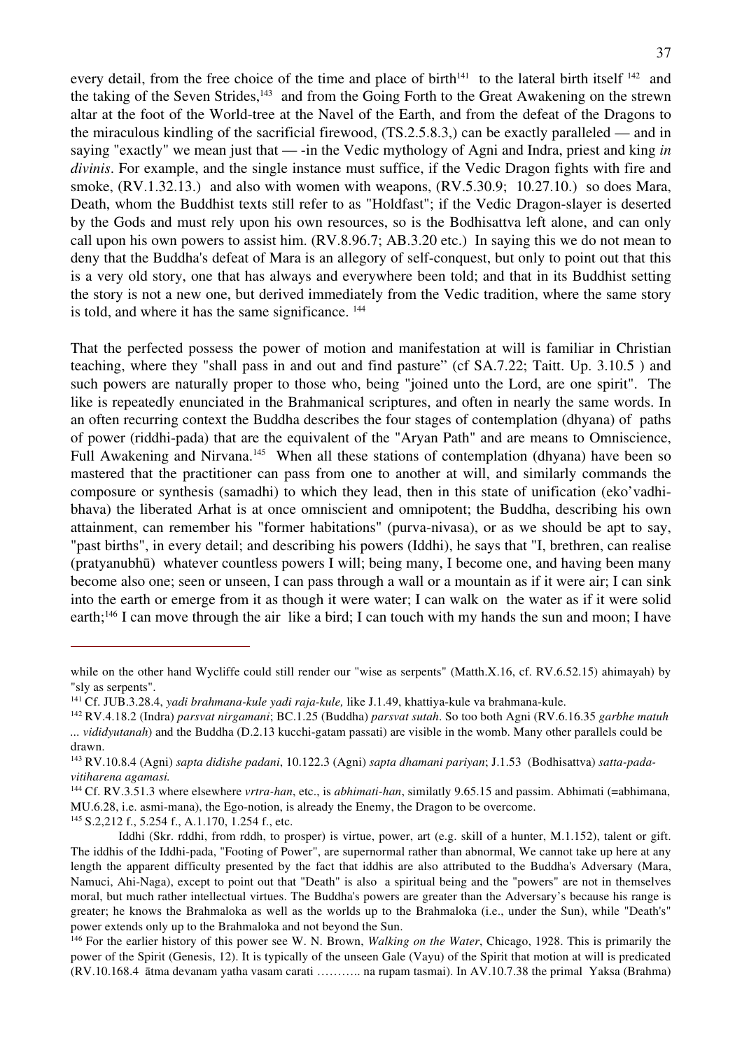every detail, from the free choice of the time and place of birth[141] to the lateral birth itself [142] and the taking of the Seven Strides,[143] and from the Going Forth to the Great Awakening on the strewn altar at the foot of the World-tree at the Navel of the Earth, and from the defeat of the Dragons to the miraculous kindling of the sacrificial firewood, (TS.2.5.8.3,) can be exactly paralleled — and in saying "exactly" we mean just that — -in the Vedic mythology of Agni and Indra, priest and king *in divinis*. For example, and the single instance must suffice, if the Vedic Dragon fights with fire and smoke, (RV.1.32.13.) and also with women with weapons, (RV.5.30.9; 10.27.10.) so does Mara, Death, whom the Buddhist texts still refer to as "Holdfast"; if the Vedic Dragon-slayer is deserted by the Gods and must rely upon his own resources, so is the Bodhisattva left alone, and can only call upon his own powers to assist him. (RV.8.96.7; AB.3.20 etc.) In saying this we do not mean to deny that the Buddha's defeat of Mara is an allegory of self-conquest, but only to point out that this is a very old story, one that has always and everywhere been told; and that in its Buddhist setting the story is not a new one, but derived immediately from the Vedic tradition, where the same story is told, and where it has the same significance. [144]

That the perfected possess the power of motion and manifestation at will is familiar in Christian teaching, where they "shall pass in and out and find pasture" (cf SA.7.22; Taitt. Up. 3.10.5 ) and such powers are naturally proper to those who, being "joined unto the Lord, are one spirit". The like is repeatedly enunciated in the Brahmanical scriptures, and often in nearly the same words. In an often recurring context the Buddha describes the four stages of contemplation (dhyana) of paths of power (riddhi-pada) that are the equivalent of the "Aryan Path" and are means to Omniscience, Full Awakening and Nirvana.[145] When all these stations of contemplation (dhyana) have been so mastered that the practitioner can pass from one to another at will, and similarly commands the composure or synthesis (samadhi) to which they lead, then in this state of unification (eko'vadhi-bhava) the liberated Arhat is at once omniscient and omnipotent; the Buddha, describing his own attainment, can remember his "former habitations" (purva-nivasa), or as we should be apt to say, "past births", in every detail; and describing his powers (Iddhi), he says that "I, brethren, can realise (pratyanubhū) whatever countless powers I will; being many, I become one, and having been many become also one; seen or unseen, I can pass through a wall or a mountain as if it were air; I can sink into the earth or emerge from it as though it were water; I can walk on the water as if it were solid earth;[146] I can move through the air like a bird; I can touch with my hands the sun and moon; I have

---

while on the other hand Wycliffe could still render our "wise as serpents" (Matth.X.16, cf. RV.6.52.15) ahimayah) by "sly as serpents".

[141] Cf. JUB.3.28.4, *yadi brahmana-kule yadi raja-kule,* like J.1.49, khattiya-kule va brahmana-kule.

[142] RV.4.18.2 (Indra) *parsvat nirgamani*; BC.1.25 (Buddha) *parsvat sutah*. So too both Agni (RV.6.16.35 *garbhe matuh ... vididyutanah*) and the Buddha (D.2.13 kucchi-gatam passati) are visible in the womb. Many other parallels could be drawn.

[143] RV.10.8.4 (Agni) *sapta didishe padani*, 10.122.3 (Agni) *sapta dhamani pariyan*; J.1.53 (Bodhisattva) *satta-pada-vitiharena agamasi.*

[144] Cf. RV.3.51.3 where elsewhere *vrtra-han*, etc., is *abhimati-han*, similatly 9.65.15 and passim. Abhimati (=abhimana, MU.6.28, i.e. asmi-mana), the Ego-notion, is already the Enemy, the Dragon to be overcome.

[145] S.2,212 f., 5.254 f., A.1.170, 1.254 f., etc.

Iddhi (Skr. rddhi, from rddh, to prosper) is virtue, power, art (e.g. skill of a hunter, M.1.152), talent or gift. The iddhis of the Iddhi-pada, "Footing of Power", are supernormal rather than abnormal, We cannot take up here at any length the apparent difficulty presented by the fact that iddhis are also attributed to the Buddha's Adversary (Mara, Namuci, Ahi-Naga), except to point out that "Death" is also a spiritual being and the "powers" are not in themselves moral, but much rather intellectual virtues. The Buddha's powers are greater than the Adversary's because his range is greater; he knows the Brahmaloka as well as the worlds up to the Brahmaloka (i.e., under the Sun), while "Death's" power extends only up to the Brahmaloka and not beyond the Sun.

[146] For the earlier history of this power see W. N. Brown, *Walking on the Water*, Chicago, 1928. This is primarily the power of the Spirit (Genesis, 12). It is typically of the unseen Gale (Vayu) of the Spirit that motion at will is predicated (RV.10.168.4 ātma devanam yatha vasam carati ……….. na rupam tasmai). In AV.10.7.38 the primal Yaksa (Brahma)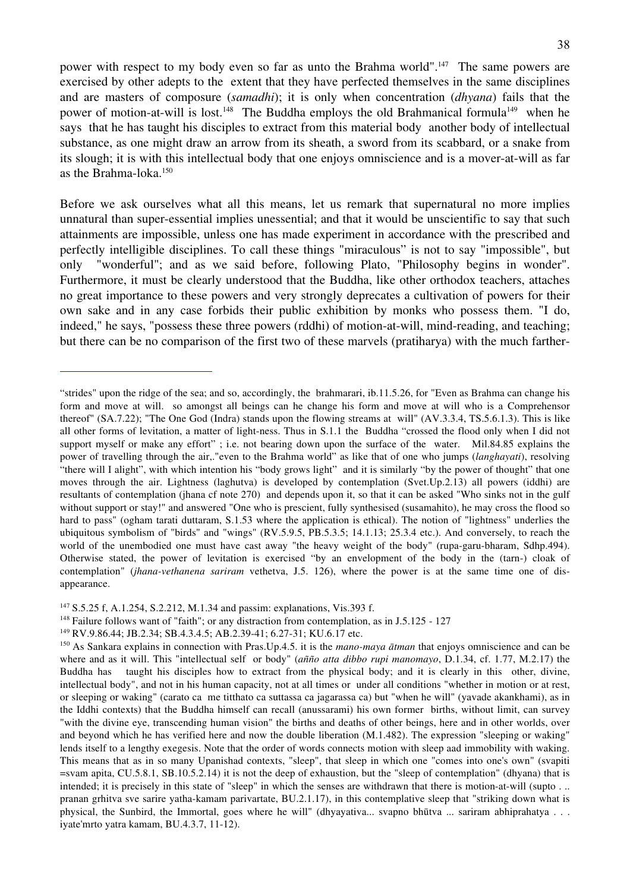power with respect to my body even so far as unto the Brahma world".[147] The same powers are exercised by other adepts to the extent that they have perfected themselves in the same disciplines and are masters of composure (*samadhi*); it is only when concentration (*dhyana*) fails that the power of motion-at-will is lost.[148] The Buddha employs the old Brahmanical formula[149] when he says that he has taught his disciples to extract from this material body another body of intellectual substance, as one might draw an arrow from its sheath, a sword from its scabbard, or a snake from its slough; it is with this intellectual body that one enjoys omniscience and is a mover-at-will as far as the Brahma-loka.[150]

Before we ask ourselves what all this means, let us remark that supernatural no more implies unnatural than super-essential implies unessential; and that it would be unscientific to say that such attainments are impossible, unless one has made experiment in accordance with the prescribed and perfectly intelligible disciplines. To call these things "miraculous" is not to say "impossible", but only "wonderful"; and as we said before, following Plato, "Philosophy begins in wonder". Furthermore, it must be clearly understood that the Buddha, like other orthodox teachers, attaches no great importance to these powers and very strongly deprecates a cultivation of powers for their own sake and in any case forbids their public exhibition by monks who possess them. "I do, indeed," he says, "possess these three powers (rddhi) of motion-at-will, mind-reading, and teaching; but there can be no comparison of the first two of these marvels (pratiharya) with the much farther-

---

"strides" upon the ridge of the sea; and so, accordingly, the brahmarari, ib.11.5.26, for "Even as Brahma can change his form and move at will. so amongst all beings can he change his form and move at will who is a Comprehensor thereof" (SA.7.22); "The One God (Indra) stands upon the flowing streams at will" (AV.3.3.4, TS.5.6.1.3). This is like all other forms of levitation, a matter of light-ness. Thus in S.1.1 the Buddha "crossed the flood only when I did not support myself or make any effort" ; i.e. not bearing down upon the surface of the water. Mil.84.85 explains the power of travelling through the air,."even to the Brahma world" as like that of one who jumps (*langhayati*), resolving "there will I alight", with which intention his "body grows light" and it is similarly "by the power of thought" that one moves through the air. Lightness (laghutva) is developed by contemplation (Svet.Up.2.13) all powers (iddhi) are resultants of contemplation (jhana cf note 270) and depends upon it, so that it can be asked "Who sinks not in the gulf without support or stay!" and answered "One who is prescient, fully synthesised (susamahito), he may cross the flood so hard to pass" (ogham tarati duttaram, S.1.53 where the application is ethical). The notion of "lightness" underlies the ubiquitous symbolism of "birds" and "wings" (RV.5.9.5, PB.5.3.5; 14.1.13; 25.3.4 etc.). And conversely, to reach the world of the unembodied one must have cast away "the heavy weight of the body" (rupa-garu-bharam, Sdhp.494). Otherwise stated, the power of levitation is exercised "by an envelopment of the body in the (tarn-) cloak of contemplation" (*jhana-vethanena sariram* vethetva, J.5. 126), where the power is at the same time one of dis-appearance.

[147] S.5.25 f, A.1.254, S.2.212, M.1.34 and passim: explanations, Vis.393 f.

[148] Failure follows want of "faith"; or any distraction from contemplation, as in J.5.125 - 127

[149] RV.9.86.44; JB.2.34; SB.4.3.4.5; AB.2.39-41; 6.27-31; KU.6.17 etc.

[150] As Sankara explains in connection with Pras.Up.4.5. it is the *mano-maya ātman* that enjoys omniscience and can be where and as it will. This "intellectual self or body" (*añño atta dibbo rupi manomayo*, D.1.34, cf. 1.77, M.2.17) the Buddha has taught his disciples how to extract from the physical body; and it is clearly in this other, divine, intellectual body", and not in his human capacity, not at all times or under all conditions "whether in motion or at rest, or sleeping or waking" (carato ca me titthato ca suttassa ca jagarassa ca) but "when he will" (yavade akankhami), as in the Iddhi contexts) that the Buddha himself can recall (anussarami) his own former births, without limit, can survey "with the divine eye, transcending human vision" the births and deaths of other beings, here and in other worlds, over and beyond which he has verified here and now the double liberation (M.1.482). The expression "sleeping or waking" lends itself to a lengthy exegesis. Note that the order of words connects motion with sleep aad immobility with waking. This means that as in so many Upanishad contexts, "sleep", that sleep in which one "comes into one's own" (svapiti =svam apita, CU.5.8.1, SB.10.5.2.14) it is not the deep of exhaustion, but the "sleep of contemplation" (dhyana) that is intended; it is precisely in this state of "sleep" in which the senses are withdrawn that there is motion-at-will (supto . .. pranan grhitva sve sarire yatha-kamam parivartate, BU.2.1.17), in this contemplative sleep that "striking down what is physical, the Sunbird, the Immortal, goes where he will" (dhyayativa... svapno bhūtva ... sariram abhiprahatya . . . iyate'mrto yatra kamam, BU.4.3.7, 11-12).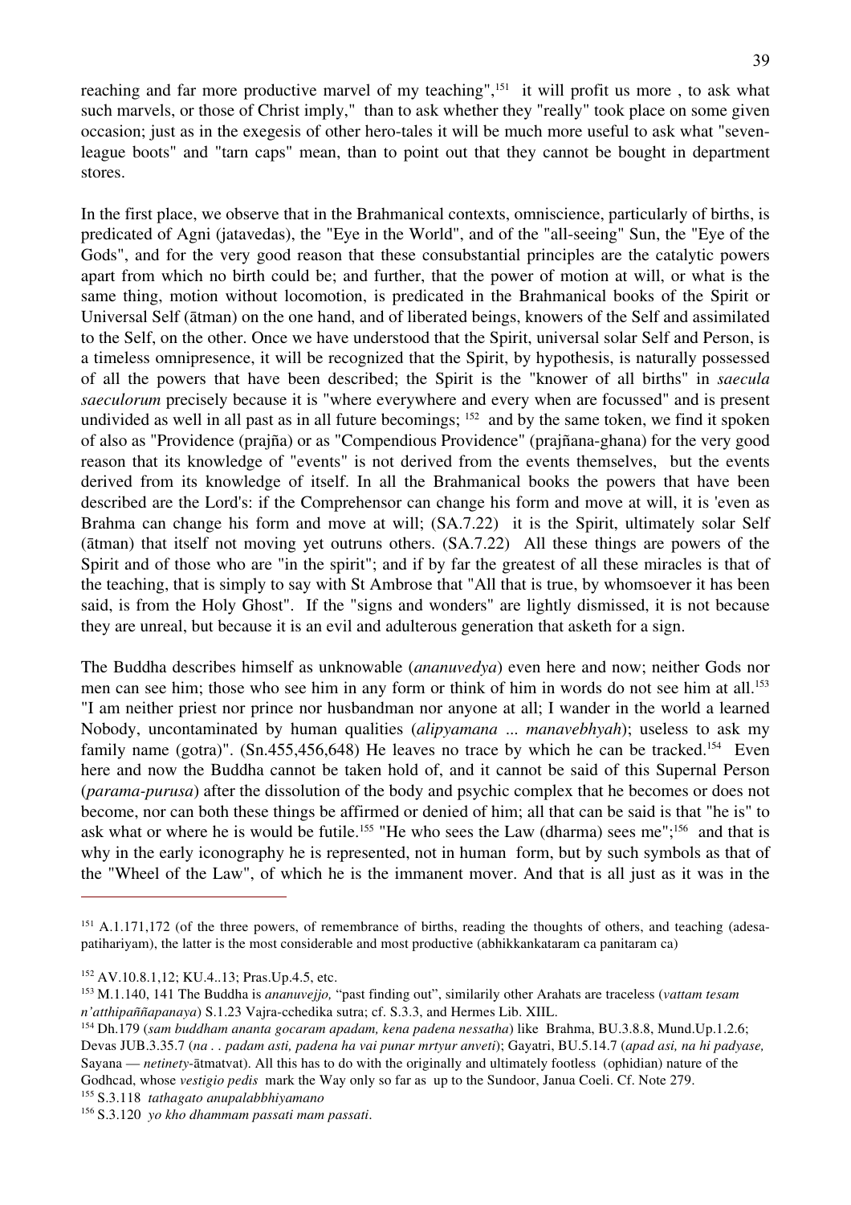reaching and far more productive marvel of my teaching",[151] it will profit us more , to ask what such marvels, or those of Christ imply," than to ask whether they "really" took place on some given occasion; just as in the exegesis of other hero-tales it will be much more useful to ask what "seven-league boots" and "tarn caps" mean, than to point out that they cannot be bought in department stores.

In the first place, we observe that in the Brahmanical contexts, omniscience, particularly of births, is predicated of Agni (jatavedas), the "Eye in the World", and of the "all-seeing" Sun, the "Eye of the Gods", and for the very good reason that these consubstantial principles are the catalytic powers apart from which no birth could be; and further, that the power of motion at will, or what is the same thing, motion without locomotion, is predicated in the Brahmanical books of the Spirit or Universal Self (ātman) on the one hand, and of liberated beings, knowers of the Self and assimilated to the Self, on the other. Once we have understood that the Spirit, universal solar Self and Person, is a timeless omnipresence, it will be recognized that the Spirit, by hypothesis, is naturally possessed of all the powers that have been described; the Spirit is the "knower of all births" in *saecula saeculorum* precisely because it is "where everywhere and every when are focussed" and is present undivided as well in all past as in all future becomings; [152] and by the same token, we find it spoken of also as "Providence (prajña) or as "Compendious Providence" (prajñana-ghana) for the very good reason that its knowledge of "events" is not derived from the events themselves, but the events derived from its knowledge of itself. In all the Brahmanical books the powers that have been described are the Lord's: if the Comprehensor can change his form and move at will, it is 'even as Brahma can change his form and move at will; (SA.7.22) it is the Spirit, ultimately solar Self (ātman) that itself not moving yet outruns others. (SA.7.22) All these things are powers of the Spirit and of those who are "in the spirit"; and if by far the greatest of all these miracles is that of the teaching, that is simply to say with St Ambrose that "All that is true, by whomsoever it has been said, is from the Holy Ghost". If the "signs and wonders" are lightly dismissed, it is not because they are unreal, but because it is an evil and adulterous generation that asketh for a sign.

The Buddha describes himself as unknowable (*ananuvedya*) even here and now; neither Gods nor men can see him; those who see him in any form or think of him in words do not see him at all.[153] "I am neither priest nor prince nor husbandman nor anyone at all; I wander in the world a learned Nobody, uncontaminated by human qualities (*alipyamana ... manavebhyah*); useless to ask my family name (gotra)". (Sn.455,456,648) He leaves no trace by which he can be tracked.[154] Even here and now the Buddha cannot be taken hold of, and it cannot be said of this Supernal Person (*parama-purusa*) after the dissolution of the body and psychic complex that he becomes or does not become, nor can both these things be affirmed or denied of him; all that can be said is that "he is" to ask what or where he is would be futile.[155] "He who sees the Law (dharma) sees me";[156] and that is why in the early iconography he is represented, not in human form, but by such symbols as that of the "Wheel of the Law", of which he is the immanent mover. And that is all just as it was in the

---

[151] A.1.171,172 (of the three powers, of remembrance of births, reading the thoughts of others, and teaching (adesa-patihariyam), the latter is the most considerable and most productive (abhikkankataram ca panitaram ca)

[152] AV.10.8.1,12; KU.4..13; Pras.Up.4.5, etc.

[153] M.1.140, 141 The Buddha is *ananuvejjo,* "past finding out", similarily other Arahats are traceless (*vattam tesam n'atthipaññapanaya*) S.1.23 Vajra-cchedika sutra; cf. S.3.3, and Hermes Lib. XIIL.

[154] Dh.179 (*sam buddham ananta gocaram apadam, kena padena nessatha*) like Brahma, BU.3.8.8, Mund.Up.1.2.6; Devas JUB.3.35.7 (*na . . padam asti, padena ha vai punar mrtyur anveti*); Gayatri, BU.5.14.7 (*apad asi, na hi padyase,* Sayana — *netinety*-ātmatvat). All this has to do with the originally and ultimately footless (ophidian) nature of the Godhcad, whose *vestigio pedis* mark the Way only so far as up to the Sundoor, Janua Coeli. Cf. Note 279.

[155] S.3.118 *tathagato anupalabbhiyamano*

[156] S.3.120 *yo kho dhammam passati mam passati*.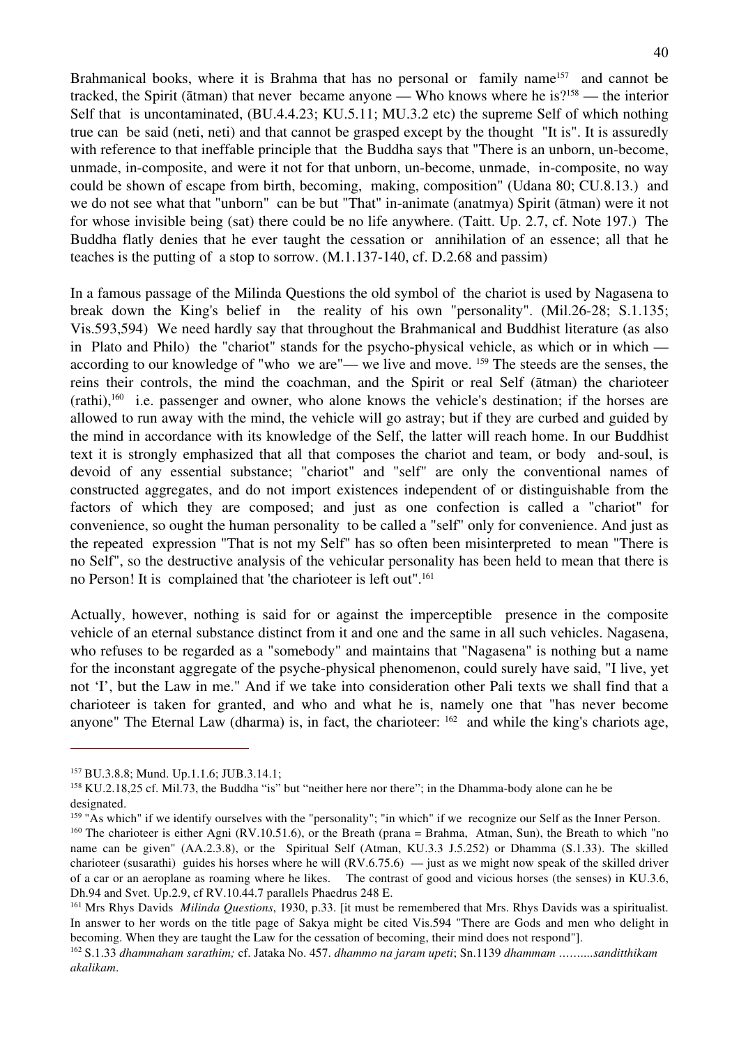Brahmanical books, where it is Brahma that has no personal or family name[157] and cannot be tracked, the Spirit (ātman) that never became anyone — Who knows where he is?[158] — the interior Self that is uncontaminated, (BU.4.4.23; KU.5.11; MU.3.2 etc) the supreme Self of which nothing true can be said (neti, neti) and that cannot be grasped except by the thought "It is". It is assuredly with reference to that ineffable principle that the Buddha says that "There is an unborn, un-become, unmade, in-composite, and were it not for that unborn, un-become, unmade, in-composite, no way could be shown of escape from birth, becoming, making, composition" (Udana 80; CU.8.13.) and we do not see what that "unborn" can be but "That" in-animate (anatmya) Spirit (ātman) were it not for whose invisible being (sat) there could be no life anywhere. (Taitt. Up. 2.7, cf. Note 197.) The Buddha flatly denies that he ever taught the cessation or annihilation of an essence; all that he teaches is the putting of a stop to sorrow. (M.1.137-140, cf. D.2.68 and passim)

In a famous passage of the Milinda Questions the old symbol of the chariot is used by Nagasena to break down the King's belief in the reality of his own "personality". (Mil.26-28; S.1.135; Vis.593,594) We need hardly say that throughout the Brahmanical and Buddhist literature (as also in Plato and Philo) the "chariot" stands for the psycho-physical vehicle, as which or in which — according to our knowledge of "who we are"— we live and move. [159] The steeds are the senses, the reins their controls, the mind the coachman, and the Spirit or real Self (ātman) the charioteer (rathi),[160] i.e. passenger and owner, who alone knows the vehicle's destination; if the horses are allowed to run away with the mind, the vehicle will go astray; but if they are curbed and guided by the mind in accordance with its knowledge of the Self, the latter will reach home. In our Buddhist text it is strongly emphasized that all that composes the chariot and team, or body and-soul, is devoid of any essential substance; "chariot" and "self" are only the conventional names of constructed aggregates, and do not import existences independent of or distinguishable from the factors of which they are composed; and just as one confection is called a "chariot" for convenience, so ought the human personality to be called a "self" only for convenience. And just as the repeated expression "That is not my Self" has so often been misinterpreted to mean "There is no Self", so the destructive analysis of the vehicular personality has been held to mean that there is no Person! It is complained that 'the charioteer is left out".[161]

Actually, however, nothing is said for or against the imperceptible presence in the composite vehicle of an eternal substance distinct from it and one and the same in all such vehicles. Nagasena, who refuses to be regarded as a "somebody" and maintains that "Nagasena" is nothing but a name for the inconstant aggregate of the psyche-physical phenomenon, could surely have said, "I live, yet not 'I', but the Law in me." And if we take into consideration other Pali texts we shall find that a charioteer is taken for granted, and who and what he is, namely one that "has never become anyone" The Eternal Law (dharma) is, in fact, the charioteer: [162] and while the king's chariots age,

---

[157] BU.3.8.8; Mund. Up.1.1.6; JUB.3.14.1;

[158] KU.2.18,25 cf. Mil.73, the Buddha "is" but "neither here nor there"; in the Dhamma-body alone can he be designated.

[159] "As which" if we identify ourselves with the "personality"; "in which" if we recognize our Self as the Inner Person.

[160] The charioteer is either Agni (RV.10.51.6), or the Breath (prana = Brahma, Atman, Sun), the Breath to which "no name can be given" (AA.2.3.8), or the Spiritual Self (Atman, KU.3.3 J.5.252) or Dhamma (S.1.33). The skilled charioteer (susarathi) guides his horses where he will (RV.6.75.6) — just as we might now speak of the skilled driver of a car or an aeroplane as roaming where he likes. The contrast of good and vicious horses (the senses) in KU.3.6, Dh.94 and Svet. Up.2.9, cf RV.10.44.7 parallels Phaedrus 248 E.

[161] Mrs Rhys Davids *Milinda Questions*, 1930, p.33. [it must be remembered that Mrs. Rhys Davids was a spiritualist. In answer to her words on the title page of Sakya might be cited Vis.594 "There are Gods and men who delight in becoming. When they are taught the Law for the cessation of becoming, their mind does not respond"].

[162] S.1.33 *dhammaham sarathim;* cf. Jataka No. 457. *dhammo na jaram upeti*; Sn.1139 *dhammam ..........sanditthikam akalikam*.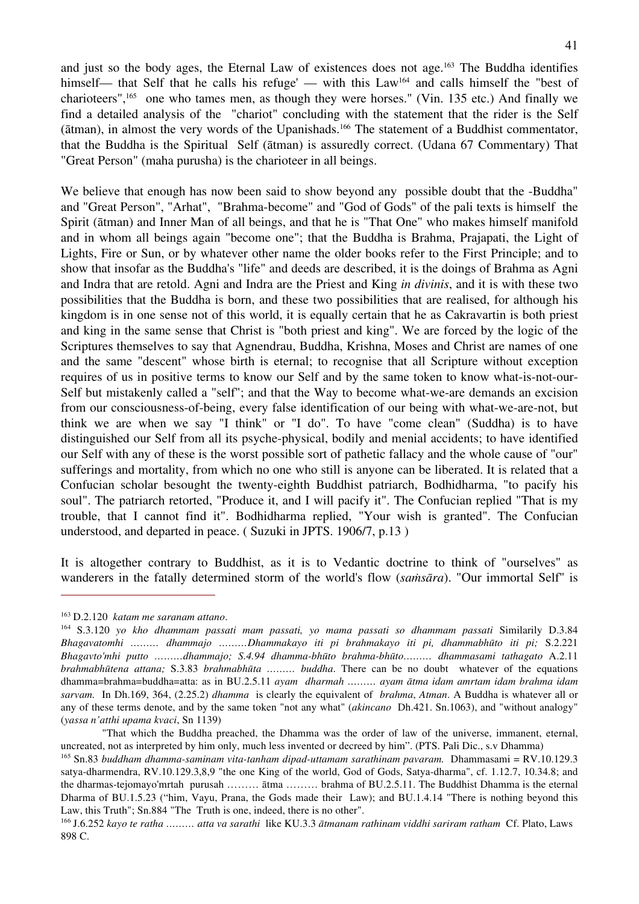and just so the body ages, the Eternal Law of existences does not age.[163] The Buddha identifies himself— that Self that he calls his refuge' — with this Law[164] and calls himself the "best of charioteers",[165] one who tames men, as though they were horses." (Vin. 135 etc.) And finally we find a detailed analysis of the "chariot" concluding with the statement that the rider is the Self (ātman), in almost the very words of the Upanishads.[166] The statement of a Buddhist commentator, that the Buddha is the Spiritual Self (ātman) is assuredly correct. (Udana 67 Commentary) That "Great Person" (maha purusha) is the charioteer in all beings.

We believe that enough has now been said to show beyond any possible doubt that the -Buddha" and "Great Person", "Arhat", "Brahma-become" and "God of Gods" of the pali texts is himself the Spirit (ātman) and Inner Man of all beings, and that he is "That One" who makes himself manifold and in whom all beings again "become one"; that the Buddha is Brahma, Prajapati, the Light of Lights, Fire or Sun, or by whatever other name the older books refer to the First Principle; and to show that insofar as the Buddha's "life" and deeds are described, it is the doings of Brahma as Agni and Indra that are retold. Agni and Indra are the Priest and King *in divinis*, and it is with these two possibilities that the Buddha is born, and these two possibilities that are realised, for although his kingdom is in one sense not of this world, it is equally certain that he as Cakravartin is both priest and king in the same sense that Christ is "both priest and king". We are forced by the logic of the Scriptures themselves to say that Agnendrau, Buddha, Krishna, Moses and Christ are names of one and the same "descent" whose birth is eternal; to recognise that all Scripture without exception requires of us in positive terms to know our Self and by the same token to know what-is-not-our-Self but mistakenly called a "self"; and that the Way to become what-we-are demands an excision from our consciousness-of-being, every false identification of our being with what-we-are-not, but think we are when we say "I think" or "I do". To have "come clean" (Suddha) is to have distinguished our Self from all its psyche-physical, bodily and menial accidents; to have identified our Self with any of these is the worst possible sort of pathetic fallacy and the whole cause of "our" sufferings and mortality, from which no one who still is anyone can be liberated. It is related that a Confucian scholar besought the twenty-eighth Buddhist patriarch, Bodhidharma, "to pacify his soul". The patriarch retorted, "Produce it, and I will pacify it". The Confucian replied "That is my trouble, that I cannot find it". Bodhidharma replied, "Your wish is granted". The Confucian understood, and departed in peace. ( Suzuki in JPTS. 1906/7, p.13 )

It is altogether contrary to Buddhist, as it is to Vedantic doctrine to think of "ourselves" as wanderers in the fatally determined storm of the world's flow (*saṁsāra*). "Our immortal Self" is

---

[163] D.2.120 *katam me saranam attano*.

[164] S.3.120 *yo kho dhammam passati mam passati, yo mama passati so dhammam passati* Similarily D.3.84 *Bhagavatomhi ……… dhammajo ………Dhammakayo iti pi brahmakayo iti pi, dhammabhūto iti pi;* S.2.221 *Bhagavto'mhi putto ………dhammajo; S.4.94 dhamma-bhūto brahma-bhūto……… dhammasami tathagato* A.2.11 *brahmabhūtena attana;* S.3.83 *brahmabhūta ……… buddha*. There can be no doubt whatever of the equations dhamma=brahma=buddha=atta: as in BU.2.5.11 *ayam dharmah ……… ayam ātma idam amrtam idam brahma idam sarvam.* In Dh.169, 364, (2.25.2) *dhamma* is clearly the equivalent of *brahma*, *Atman*. A Buddha is whatever all or any of these terms denote, and by the same token "not any what" (*akincano* Dh.421. Sn.1063), and "without analogy" (*yassa n'atthi upama kvaci*, Sn 1139)

"That which the Buddha preached, the Dhamma was the order of law of the universe, immanent, eternal, uncreated, not as interpreted by him only, much less invented or decreed by him". (PTS. Pali Dic., s.v Dhamma)

[165] Sn.83 *buddham dhamma-saminam vita-tanham dipad-uttamam sarathinam pavaram.* Dhammasami = RV.10.129.3 satya-dharmendra, RV.10.129.3,8,9 "the one King of the world, God of Gods, Satya-dharma", cf. 1.12.7, 10.34.8; and the dharmas-tejomayo'mrtah purusah ……… ātma ……… brahma of BU.2.5.11. The Buddhist Dhamma is the eternal Dharma of BU.1.5.23 ("him, Vayu, Prana, the Gods made their Law); and BU.1.4.14 "There is nothing beyond this Law, this Truth"; Sn.884 "The Truth is one, indeed, there is no other".

[166] J.6.252 *kayo te ratha ……… atta va sarathi* like KU.3.3 *ātmanam rathinam viddhi sariram ratham* Cf. Plato, Laws 898 C.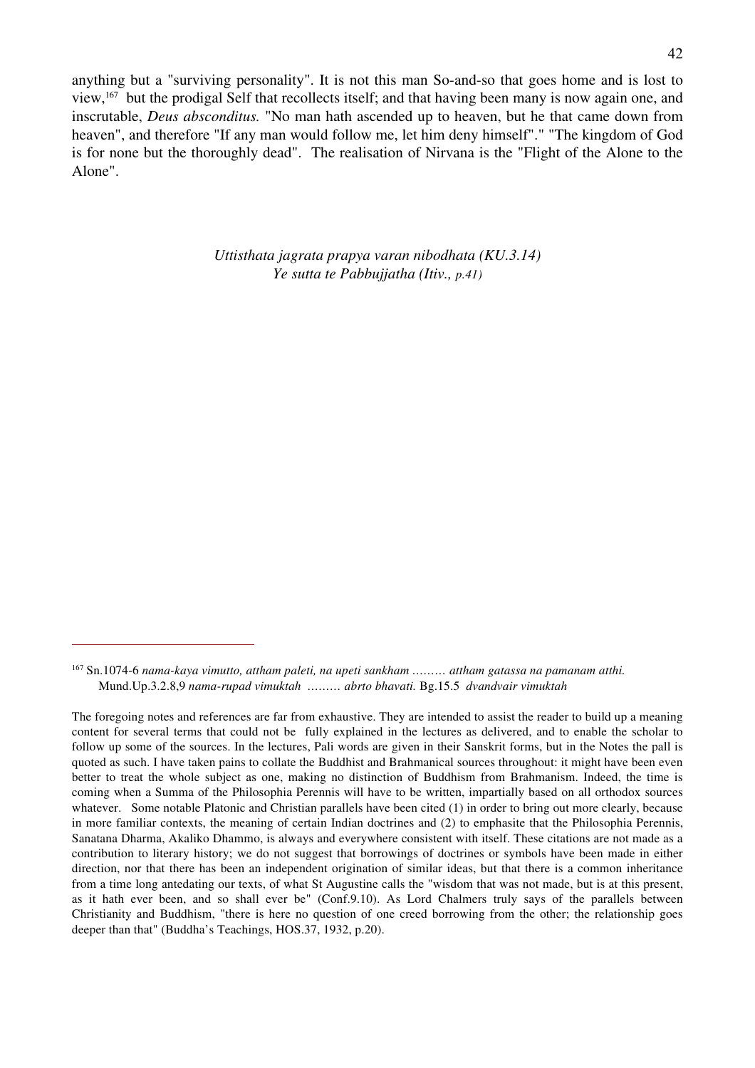anything but a "surviving personality". It is not this man So-and-so that goes home and is lost to view,[167] but the prodigal Self that recollects itself; and that having been many is now again one, and inscrutable, *Deus absconditus.* "No man hath ascended up to heaven, but he that came down from heaven", and therefore "If any man would follow me, let him deny himself"." "The kingdom of God is for none but the thoroughly dead". The realisation of Nirvana is the "Flight of the Alone to the Alone".

*Uttisthata jagrata prapya varan nibodhata (KU.3.14)*
*Ye sutta te Pabbujjatha (Itiv., p.41)*

---

[167] Sn.1074-6 *nama-kaya vimutto, attham paleti, na upeti sankham ……… attham gatassa na pamanam atthi.* Mund.Up.3.2.8,9 *nama-rupad vimuktah ……… abrto bhavati.* Bg.15.5 *dvandvair vimuktah*

The foregoing notes and references are far from exhaustive. They are intended to assist the reader to build up a meaning content for several terms that could not be fully explained in the lectures as delivered, and to enable the scholar to follow up some of the sources. In the lectures, Pali words are given in their Sanskrit forms, but in the Notes the pall is quoted as such. I have taken pains to collate the Buddhist and Brahmanical sources throughout: it might have been even better to treat the whole subject as one, making no distinction of Buddhism from Brahmanism. Indeed, the time is coming when a Summa of the Philosophia Perennis will have to be written, impartially based on all orthodox sources whatever. Some notable Platonic and Christian parallels have been cited (1) in order to bring out more clearly, because in more familiar contexts, the meaning of certain Indian doctrines and (2) to emphasite that the Philosophia Perennis, Sanatana Dharma, Akaliko Dhammo, is always and everywhere consistent with itself. These citations are not made as a contribution to literary history; we do not suggest that borrowings of doctrines or symbols have been made in either direction, nor that there has been an independent origination of similar ideas, but that there is a common inheritance from a time long antedating our texts, of what St Augustine calls the "wisdom that was not made, but is at this present, as it hath ever been, and so shall ever be" (Conf.9.10). As Lord Chalmers truly says of the parallels between Christianity and Buddhism, "there is here no question of one creed borrowing from the other; the relationship goes deeper than that" (Buddha's Teachings, HOS.37, 1932, p.20).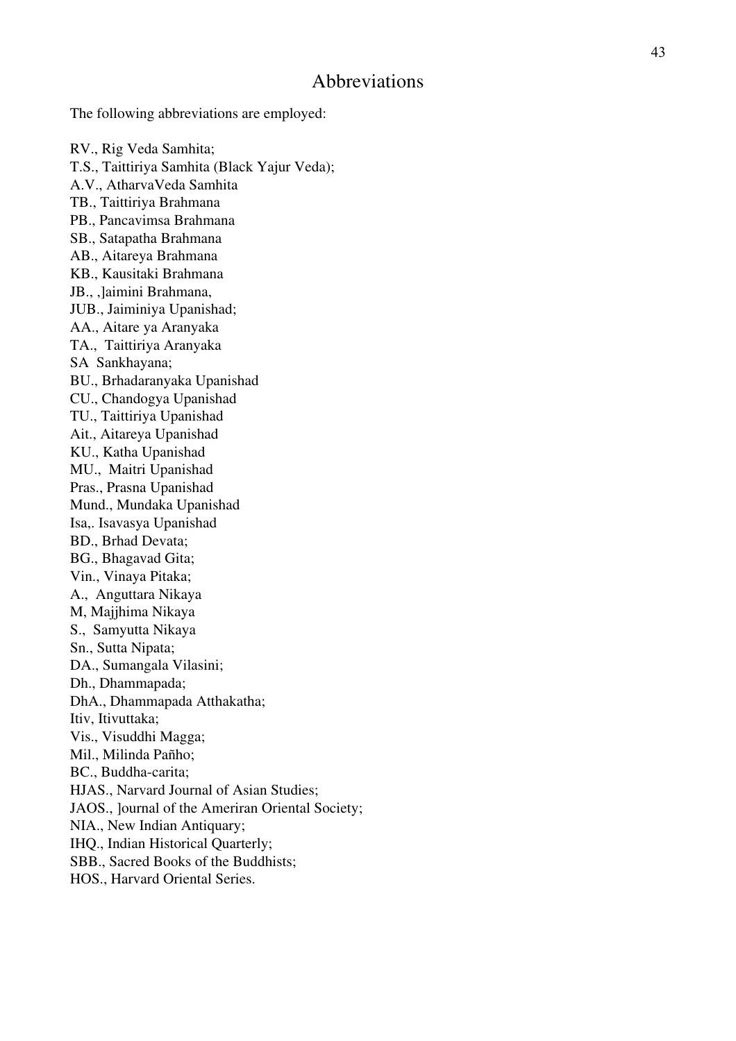# Abbreviations

The following abbreviations are employed:

RV., Rig Veda Samhita;
T.S., Taittiriya Samhita (Black Yajur Veda);
A.V., AtharvaVeda Samhita
TB., Taittiriya Brahmana
PB., Pancavimsa Brahmana
SB., Satapatha Brahmana
AB., Aitareya Brahmana
KB., Kausitaki Brahmana
JB., ,]aimini Brahmana,
JUB., Jaiminiya Upanishad;
AA., Aitare ya Aranyaka
TA., Taittiriya Aranyaka
SA Sankhayana;
BU., Brhadaranyaka Upanishad
CU., Chandogya Upanishad
TU., Taittiriya Upanishad
Ait., Aitareya Upanishad
KU., Katha Upanishad
MU., Maitri Upanishad
Pras., Prasna Upanishad
Mund., Mundaka Upanishad
Isa,. Isavasya Upanishad
BD., Brhad Devata;
BG., Bhagavad Gita;
Vin., Vinaya Pitaka;
A., Anguttara Nikaya
M, Majjhima Nikaya
S., Samyutta Nikaya
Sn., Sutta Nipata;
DA., Sumangala Vilasini;
Dh., Dhammapada;
DhA., Dhammapada Atthakatha;
Itiv, Itivuttaka;
Vis., Visuddhi Magga;
Mil., Milinda Pañho;
BC., Buddha-carita;
HJAS., Narvard Journal of Asian Studies;
JAOS., ]ournal of the Ameriran Oriental Society;
NIA., New Indian Antiquary;
IHQ., Indian Historical Quarterly;
SBB., Sacred Books of the Buddhists;
HOS., Harvard Oriental Series.